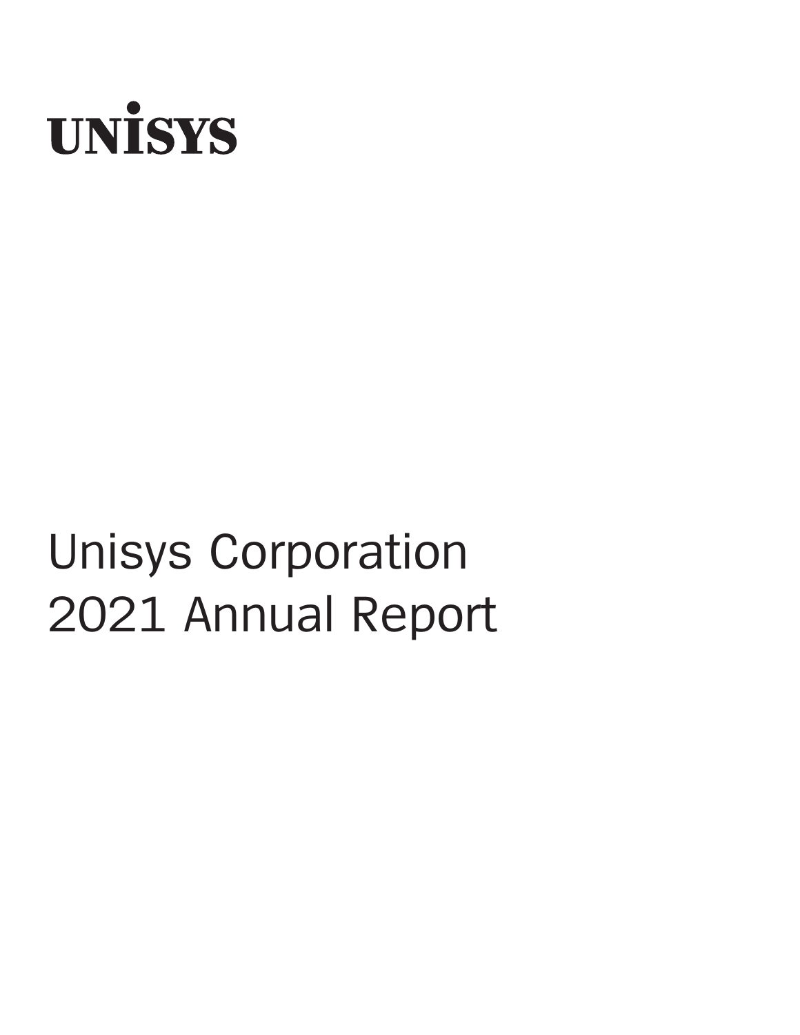# UNISYS

# Unisys Corporation 2021 Annual Report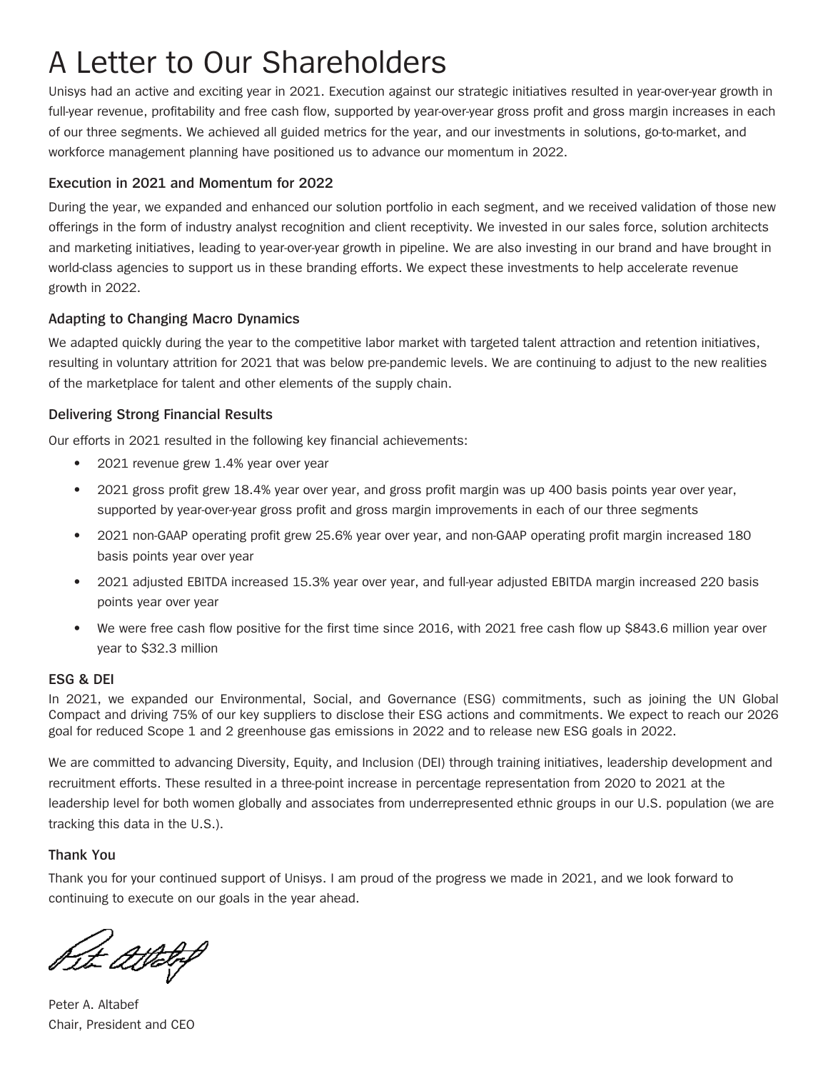# A Letter to Our Shareholders

Unisys had an active and exciting year in 2021. Execution against our strategic initiatives resulted in year-over-year growth in full-year revenue, profitability and free cash flow, supported by year-over-year gross profit and gross margin increases in each of our three segments. We achieved all guided metrics for the year, and our investments in solutions, go-to-market, and workforce management planning have positioned us to advance our momentum in 2022.

### Execution in 2021 and Momentum for 2022

During the year, we expanded and enhanced our solution portfolio in each segment, and we received validation of those new offerings in the form of industry analyst recognition and client receptivity. We invested in our sales force, solution architects and marketing initiatives, leading to year-over-year growth in pipeline. We are also investing in our brand and have brought in world-class agencies to support us in these branding efforts. We expect these investments to help accelerate revenue growth in 2022.

### Adapting to Changing Macro Dynamics

We adapted quickly during the year to the competitive labor market with targeted talent attraction and retention initiatives, resulting in voluntary attrition for 2021 that was below pre-pandemic levels. We are continuing to adjust to the new realities of the marketplace for talent and other elements of the supply chain.

### Delivering Strong Financial Results

Our efforts in 2021 resulted in the following key financial achievements:

- 2021 revenue grew 1.4% year over year
- 2021 gross profit grew 18.4% year over year, and gross profit margin was up 400 basis points year over year, supported by year-over-year gross profit and gross margin improvements in each of our three segments
- 2021 non-GAAP operating profit grew 25.6% year over year, and non-GAAP operating profit margin increased 180 basis points year over year
- 2021 adjusted EBITDA increased 15.3% year over year, and full-year adjusted EBITDA margin increased 220 basis points year over year
- We were free cash flow positive for the first time since 2016, with 2021 free cash flow up $843.6 million year over year to $32.3 million

### ESG & DEI

In 2021, we expanded our Environmental, Social, and Governance (ESG) commitments, such as joining the UN Global Compact and driving 75% of our key suppliers to disclose their ESG actions and commitments. We expect to reach our 2026 goal for reduced Scope 1 and 2 greenhouse gas emissions in 2022 and to release new ESG goals in 2022.

We are committed to advancing Diversity, Equity, and Inclusion (DEI) through training initiatives, leadership development and recruitment efforts. These resulted in a three-point increase in percentage representation from 2020 to 2021 at the leadership level for both women globally and associates from underrepresented ethnic groups in our U.S. population (we are tracking this data in the U.S.).

### Thank You

Thank you for your continued support of Unisys. I am proud of the progress we made in 2021, and we look forward to continuing to execute on our goals in the year ahead.

Peter A. Altabef
Chair, President and CEO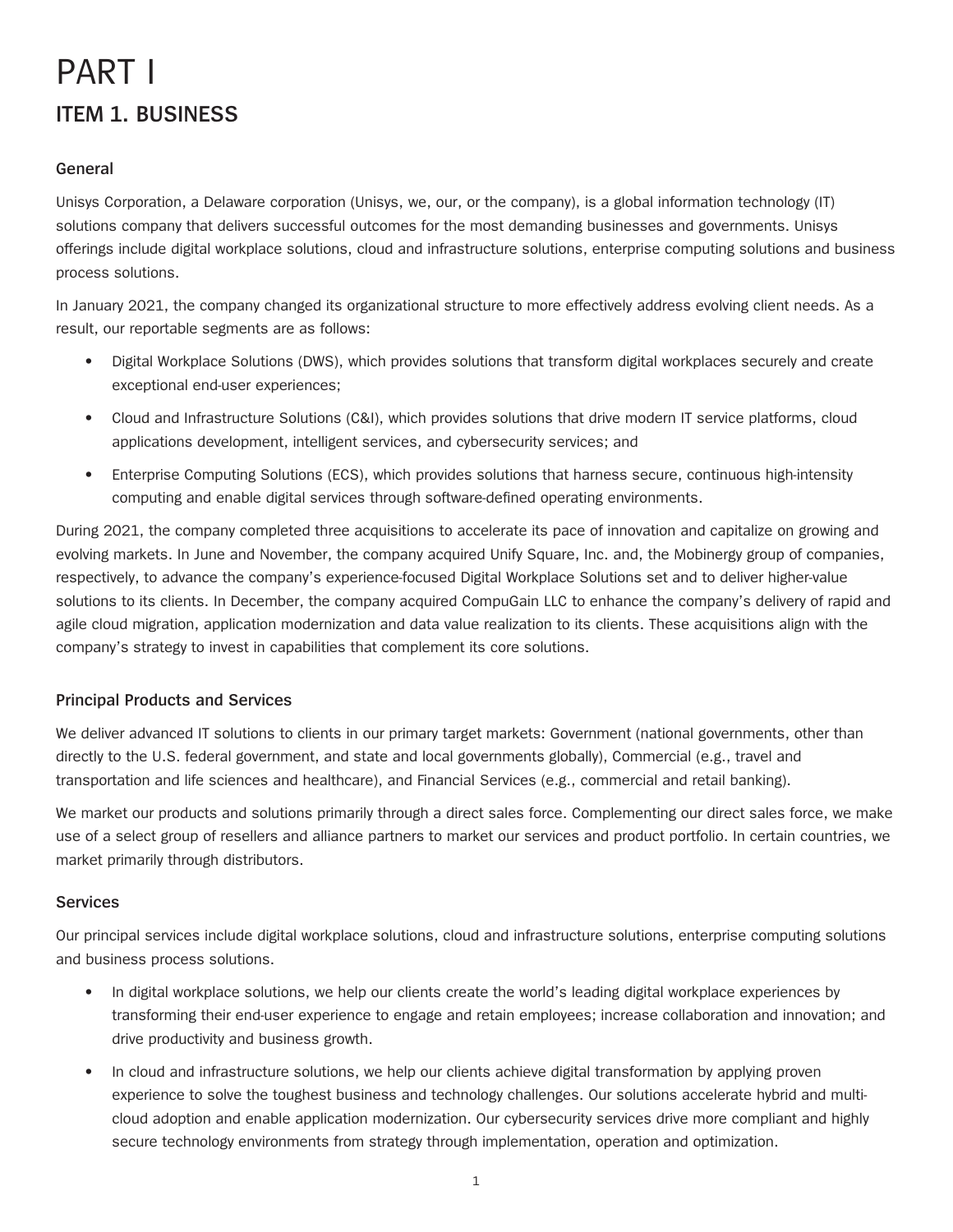# PART I

## ITEM 1. BUSINESS

### General

Unisys Corporation, a Delaware corporation (Unisys, we, our, or the company), is a global information technology (IT) solutions company that delivers successful outcomes for the most demanding businesses and governments. Unisys offerings include digital workplace solutions, cloud and infrastructure solutions, enterprise computing solutions and business process solutions.

In January 2021, the company changed its organizational structure to more effectively address evolving client needs. As a result, our reportable segments are as follows:

- Digital Workplace Solutions (DWS), which provides solutions that transform digital workplaces securely and create exceptional end-user experiences;
- Cloud and Infrastructure Solutions (C&I), which provides solutions that drive modern IT service platforms, cloud applications development, intelligent services, and cybersecurity services; and
- Enterprise Computing Solutions (ECS), which provides solutions that harness secure, continuous high-intensity computing and enable digital services through software-defined operating environments.

During 2021, the company completed three acquisitions to accelerate its pace of innovation and capitalize on growing and evolving markets. In June and November, the company acquired Unify Square, Inc. and, the Mobinergy group of companies, respectively, to advance the company's experience-focused Digital Workplace Solutions set and to deliver higher-value solutions to its clients. In December, the company acquired CompuGain LLC to enhance the company's delivery of rapid and agile cloud migration, application modernization and data value realization to its clients. These acquisitions align with the company's strategy to invest in capabilities that complement its core solutions.

### Principal Products and Services

We deliver advanced IT solutions to clients in our primary target markets: Government (national governments, other than directly to the U.S. federal government, and state and local governments globally), Commercial (e.g., travel and transportation and life sciences and healthcare), and Financial Services (e.g., commercial and retail banking).

We market our products and solutions primarily through a direct sales force. Complementing our direct sales force, we make use of a select group of resellers and alliance partners to market our services and product portfolio. In certain countries, we market primarily through distributors.

### Services

Our principal services include digital workplace solutions, cloud and infrastructure solutions, enterprise computing solutions and business process solutions.

- In digital workplace solutions, we help our clients create the world's leading digital workplace experiences by transforming their end-user experience to engage and retain employees; increase collaboration and innovation; and drive productivity and business growth.
- In cloud and infrastructure solutions, we help our clients achieve digital transformation by applying proven experience to solve the toughest business and technology challenges. Our solutions accelerate hybrid and multi-cloud adoption and enable application modernization. Our cybersecurity services drive more compliant and highly secure technology environments from strategy through implementation, operation and optimization.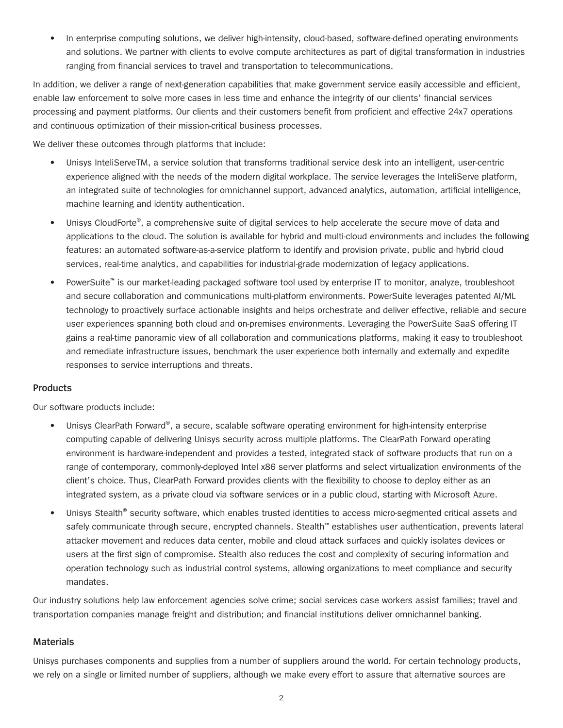- In enterprise computing solutions, we deliver high-intensity, cloud-based, software-defined operating environments and solutions. We partner with clients to evolve compute architectures as part of digital transformation in industries ranging from financial services to travel and transportation to telecommunications.

In addition, we deliver a range of next-generation capabilities that make government service easily accessible and efficient, enable law enforcement to solve more cases in less time and enhance the integrity of our clients' financial services processing and payment platforms. Our clients and their customers benefit from proficient and effective 24x7 operations and continuous optimization of their mission-critical business processes.

We deliver these outcomes through platforms that include:

- Unisys InteliServeTM, a service solution that transforms traditional service desk into an intelligent, user-centric experience aligned with the needs of the modern digital workplace. The service leverages the InteliServe platform, an integrated suite of technologies for omnichannel support, advanced analytics, automation, artificial intelligence, machine learning and identity authentication.
- Unisys CloudForte®, a comprehensive suite of digital services to help accelerate the secure move of data and applications to the cloud. The solution is available for hybrid and multi-cloud environments and includes the following features: an automated software-as-a-service platform to identify and provision private, public and hybrid cloud services, real-time analytics, and capabilities for industrial-grade modernization of legacy applications.
- PowerSuite™ is our market-leading packaged software tool used by enterprise IT to monitor, analyze, troubleshoot and secure collaboration and communications multi-platform environments. PowerSuite leverages patented AI/ML technology to proactively surface actionable insights and helps orchestrate and deliver effective, reliable and secure user experiences spanning both cloud and on-premises environments. Leveraging the PowerSuite SaaS offering IT gains a real-time panoramic view of all collaboration and communications platforms, making it easy to troubleshoot and remediate infrastructure issues, benchmark the user experience both internally and externally and expedite responses to service interruptions and threats.

### Products

Our software products include:

- Unisys ClearPath Forward®, a secure, scalable software operating environment for high-intensity enterprise computing capable of delivering Unisys security across multiple platforms. The ClearPath Forward operating environment is hardware-independent and provides a tested, integrated stack of software products that run on a range of contemporary, commonly-deployed Intel x86 server platforms and select virtualization environments of the client's choice. Thus, ClearPath Forward provides clients with the flexibility to choose to deploy either as an integrated system, as a private cloud via software services or in a public cloud, starting with Microsoft Azure.
- Unisys Stealth® security software, which enables trusted identities to access micro-segmented critical assets and safely communicate through secure, encrypted channels. Stealth™ establishes user authentication, prevents lateral attacker movement and reduces data center, mobile and cloud attack surfaces and quickly isolates devices or users at the first sign of compromise. Stealth also reduces the cost and complexity of securing information and operation technology such as industrial control systems, allowing organizations to meet compliance and security mandates.

Our industry solutions help law enforcement agencies solve crime; social services case workers assist families; travel and transportation companies manage freight and distribution; and financial institutions deliver omnichannel banking.

### Materials

Unisys purchases components and supplies from a number of suppliers around the world. For certain technology products, we rely on a single or limited number of suppliers, although we make every effort to assure that alternative sources are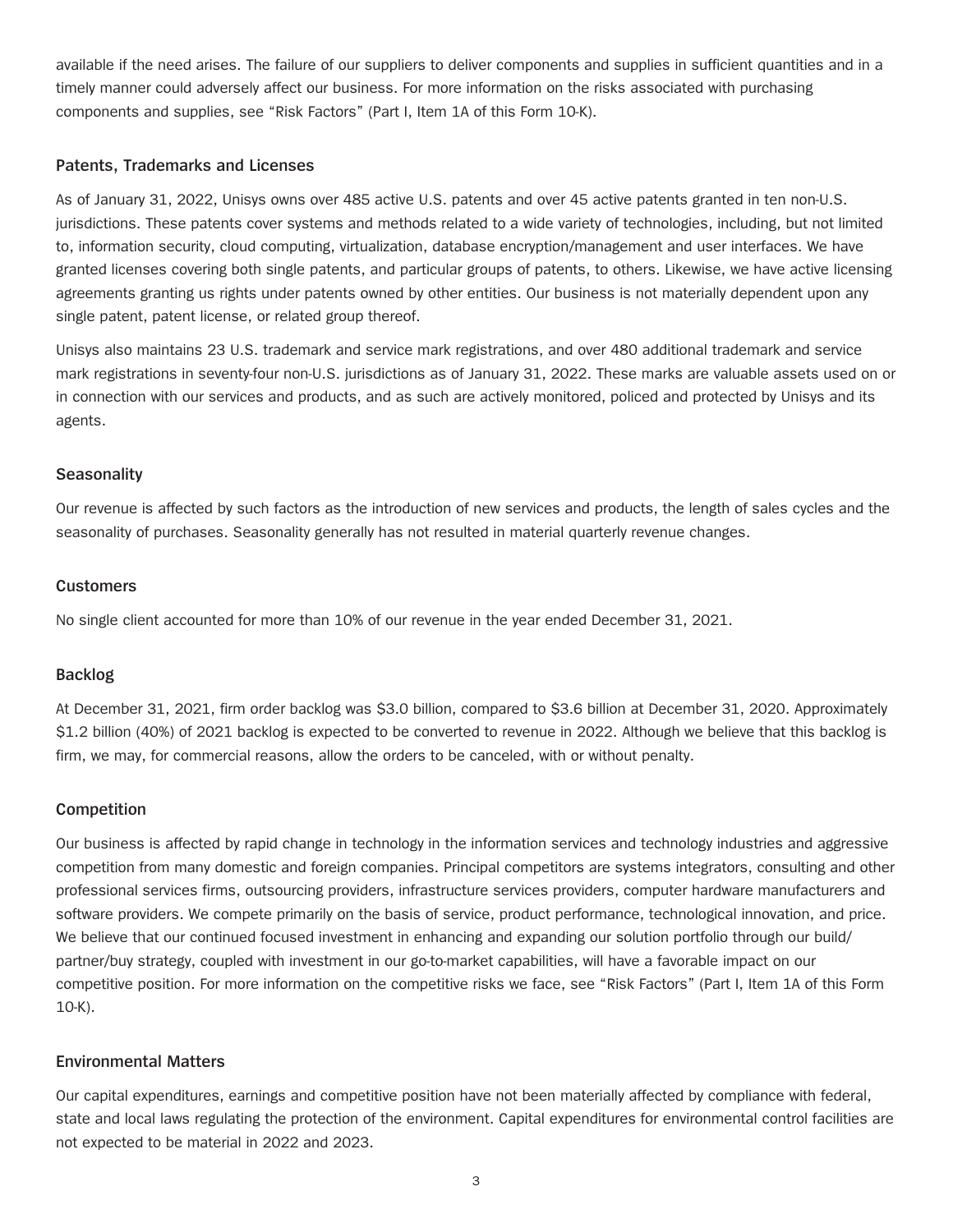available if the need arises. The failure of our suppliers to deliver components and supplies in sufficient quantities and in a timely manner could adversely affect our business. For more information on the risks associated with purchasing components and supplies, see "Risk Factors" (Part I, Item 1A of this Form 10-K).

### Patents, Trademarks and Licenses

As of January 31, 2022, Unisys owns over 485 active U.S. patents and over 45 active patents granted in ten non-U.S. jurisdictions. These patents cover systems and methods related to a wide variety of technologies, including, but not limited to, information security, cloud computing, virtualization, database encryption/management and user interfaces. We have granted licenses covering both single patents, and particular groups of patents, to others. Likewise, we have active licensing agreements granting us rights under patents owned by other entities. Our business is not materially dependent upon any single patent, patent license, or related group thereof.

Unisys also maintains 23 U.S. trademark and service mark registrations, and over 480 additional trademark and service mark registrations in seventy-four non-U.S. jurisdictions as of January 31, 2022. These marks are valuable assets used on or in connection with our services and products, and as such are actively monitored, policed and protected by Unisys and its agents.

### Seasonality

Our revenue is affected by such factors as the introduction of new services and products, the length of sales cycles and the seasonality of purchases. Seasonality generally has not resulted in material quarterly revenue changes.

### Customers

No single client accounted for more than 10% of our revenue in the year ended December 31, 2021.

### Backlog

At December 31, 2021, firm order backlog was $3.0 billion, compared to $3.6 billion at December 31, 2020. Approximately $1.2 billion (40%) of 2021 backlog is expected to be converted to revenue in 2022. Although we believe that this backlog is firm, we may, for commercial reasons, allow the orders to be canceled, with or without penalty.

### Competition

Our business is affected by rapid change in technology in the information services and technology industries and aggressive competition from many domestic and foreign companies. Principal competitors are systems integrators, consulting and other professional services firms, outsourcing providers, infrastructure services providers, computer hardware manufacturers and software providers. We compete primarily on the basis of service, product performance, technological innovation, and price. We believe that our continued focused investment in enhancing and expanding our solution portfolio through our build/partner/buy strategy, coupled with investment in our go-to-market capabilities, will have a favorable impact on our competitive position. For more information on the competitive risks we face, see "Risk Factors" (Part I, Item 1A of this Form 10-K).

### Environmental Matters

Our capital expenditures, earnings and competitive position have not been materially affected by compliance with federal, state and local laws regulating the protection of the environment. Capital expenditures for environmental control facilities are not expected to be material in 2022 and 2023.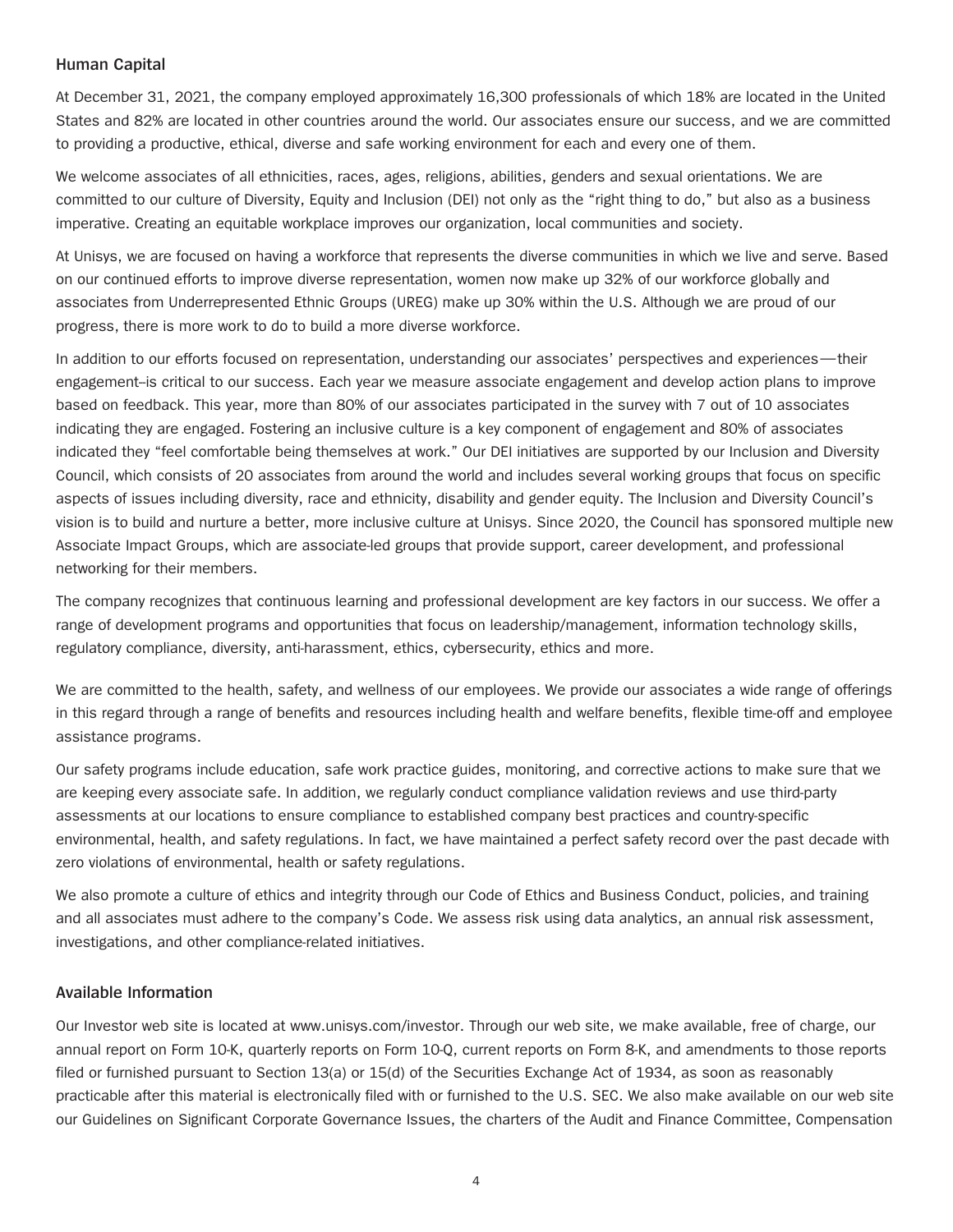### Human Capital

At December 31, 2021, the company employed approximately 16,300 professionals of which 18% are located in the United States and 82% are located in other countries around the world. Our associates ensure our success, and we are committed to providing a productive, ethical, diverse and safe working environment for each and every one of them.

We welcome associates of all ethnicities, races, ages, religions, abilities, genders and sexual orientations. We are committed to our culture of Diversity, Equity and Inclusion (DEI) not only as the "right thing to do," but also as a business imperative. Creating an equitable workplace improves our organization, local communities and society.

At Unisys, we are focused on having a workforce that represents the diverse communities in which we live and serve. Based on our continued efforts to improve diverse representation, women now make up 32% of our workforce globally and associates from Underrepresented Ethnic Groups (UREG) make up 30% within the U.S. Although we are proud of our progress, there is more work to do to build a more diverse workforce.

In addition to our efforts focused on representation, understanding our associates' perspectives and experiences—their engagement–is critical to our success. Each year we measure associate engagement and develop action plans to improve based on feedback. This year, more than 80% of our associates participated in the survey with 7 out of 10 associates indicating they are engaged. Fostering an inclusive culture is a key component of engagement and 80% of associates indicated they "feel comfortable being themselves at work." Our DEI initiatives are supported by our Inclusion and Diversity Council, which consists of 20 associates from around the world and includes several working groups that focus on specific aspects of issues including diversity, race and ethnicity, disability and gender equity. The Inclusion and Diversity Council's vision is to build and nurture a better, more inclusive culture at Unisys. Since 2020, the Council has sponsored multiple new Associate Impact Groups, which are associate-led groups that provide support, career development, and professional networking for their members.

The company recognizes that continuous learning and professional development are key factors in our success. We offer a range of development programs and opportunities that focus on leadership/management, information technology skills, regulatory compliance, diversity, anti-harassment, ethics, cybersecurity, ethics and more.

We are committed to the health, safety, and wellness of our employees. We provide our associates a wide range of offerings in this regard through a range of benefits and resources including health and welfare benefits, flexible time-off and employee assistance programs.

Our safety programs include education, safe work practice guides, monitoring, and corrective actions to make sure that we are keeping every associate safe. In addition, we regularly conduct compliance validation reviews and use third-party assessments at our locations to ensure compliance to established company best practices and country-specific environmental, health, and safety regulations. In fact, we have maintained a perfect safety record over the past decade with zero violations of environmental, health or safety regulations.

We also promote a culture of ethics and integrity through our Code of Ethics and Business Conduct, policies, and training and all associates must adhere to the company's Code. We assess risk using data analytics, an annual risk assessment, investigations, and other compliance-related initiatives.

### Available Information

Our Investor web site is located at www.unisys.com/investor. Through our web site, we make available, free of charge, our annual report on Form 10-K, quarterly reports on Form 10-Q, current reports on Form 8-K, and amendments to those reports filed or furnished pursuant to Section 13(a) or 15(d) of the Securities Exchange Act of 1934, as soon as reasonably practicable after this material is electronically filed with or furnished to the U.S. SEC. We also make available on our web site our Guidelines on Significant Corporate Governance Issues, the charters of the Audit and Finance Committee, Compensation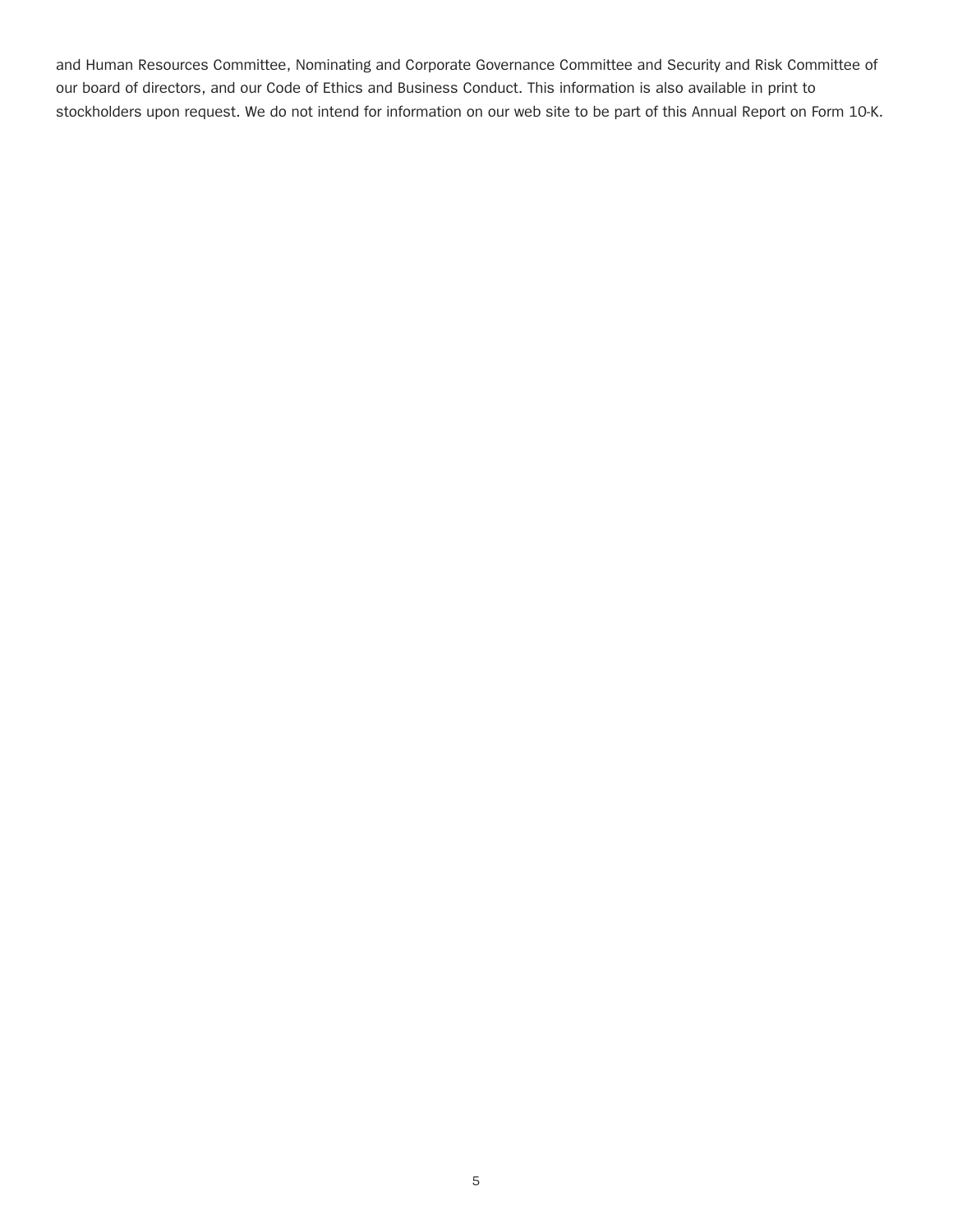and Human Resources Committee, Nominating and Corporate Governance Committee and Security and Risk Committee of our board of directors, and our Code of Ethics and Business Conduct. This information is also available in print to stockholders upon request. We do not intend for information on our web site to be part of this Annual Report on Form 10-K.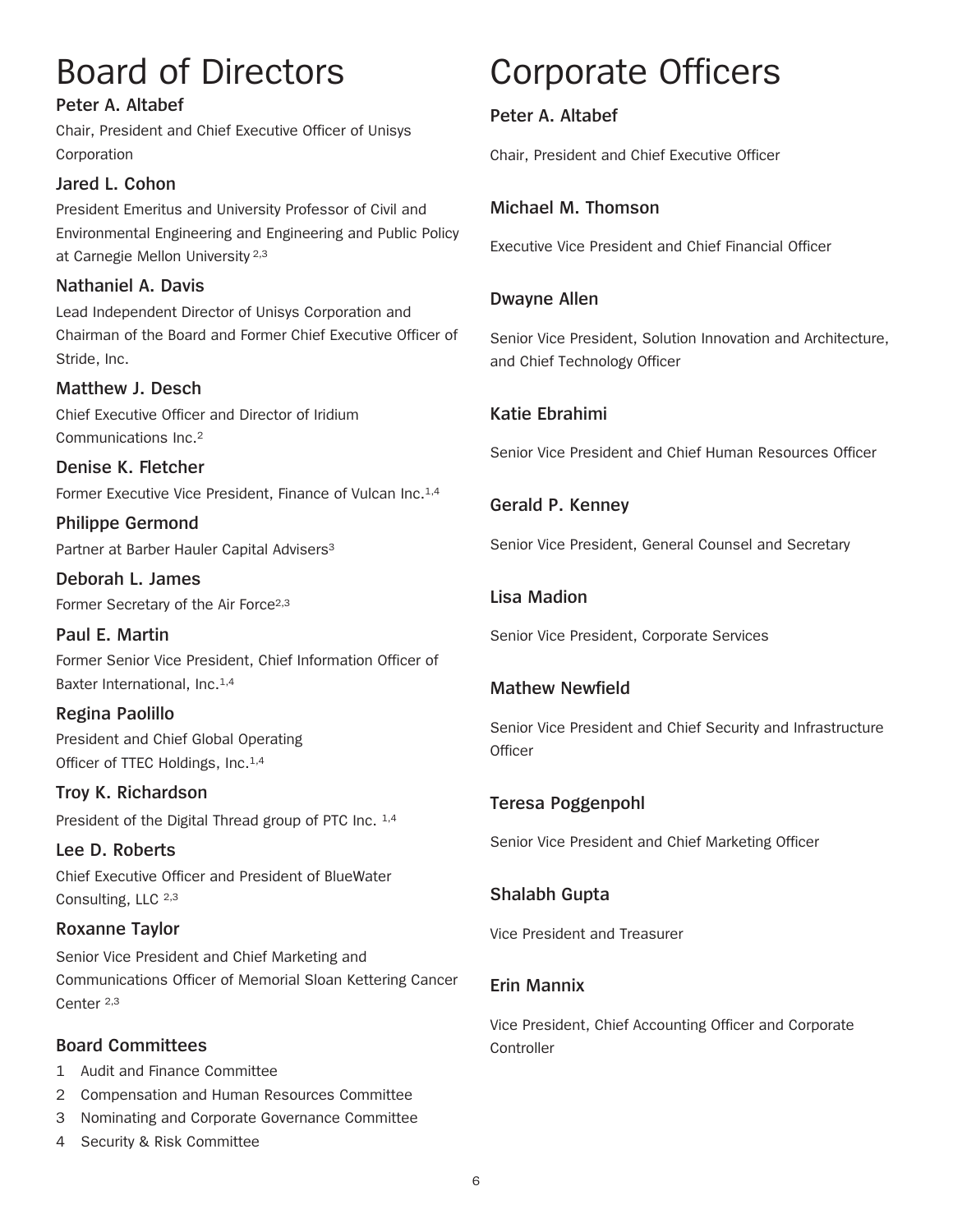# Board of Directors

**Peter A. Altabef**

Chair, President and Chief Executive Officer of Unisys Corporation

**Jared L. Cohon**

President Emeritus and University Professor of Civil and Environmental Engineering and Engineering and Public Policy at Carnegie Mellon University [2,3]

**Nathaniel A. Davis**

Lead Independent Director of Unisys Corporation and Chairman of the Board and Former Chief Executive Officer of Stride, Inc.

**Matthew J. Desch**

Chief Executive Officer and Director of Iridium Communications Inc.[2]

**Denise K. Fletcher**

Former Executive Vice President, Finance of Vulcan Inc.[1,4]

**Philippe Germond**

Partner at Barber Hauler Capital Advisers[3]

**Deborah L. James**

Former Secretary of the Air Force[2,3]

**Paul E. Martin**

Former Senior Vice President, Chief Information Officer of Baxter International, Inc.[1,4]

**Regina Paolillo**

President and Chief Global Operating Officer of TTEC Holdings, Inc.[1,4]

**Troy K. Richardson**

President of the Digital Thread group of PTC Inc. [1,4]

**Lee D. Roberts**

Chief Executive Officer and President of BlueWater Consulting, LLC [2,3]

**Roxanne Taylor**

Senior Vice President and Chief Marketing and Communications Officer of Memorial Sloan Kettering Cancer Center [2,3]

## Board Committees

1 Audit and Finance Committee
2 Compensation and Human Resources Committee
3 Nominating and Corporate Governance Committee
4 Security & Risk Committee

# Corporate Officers

**Peter A. Altabef**

Chair, President and Chief Executive Officer

**Michael M. Thomson**

Executive Vice President and Chief Financial Officer

**Dwayne Allen**

Senior Vice President, Solution Innovation and Architecture, and Chief Technology Officer

**Katie Ebrahimi**

Senior Vice President and Chief Human Resources Officer

**Gerald P. Kenney**

Senior Vice President, General Counsel and Secretary

**Lisa Madion**

Senior Vice President, Corporate Services

**Mathew Newfield**

Senior Vice President and Chief Security and Infrastructure Officer

**Teresa Poggenpohl**

Senior Vice President and Chief Marketing Officer

**Shalabh Gupta**

Vice President and Treasurer

**Erin Mannix**

Vice President, Chief Accounting Officer and Corporate Controller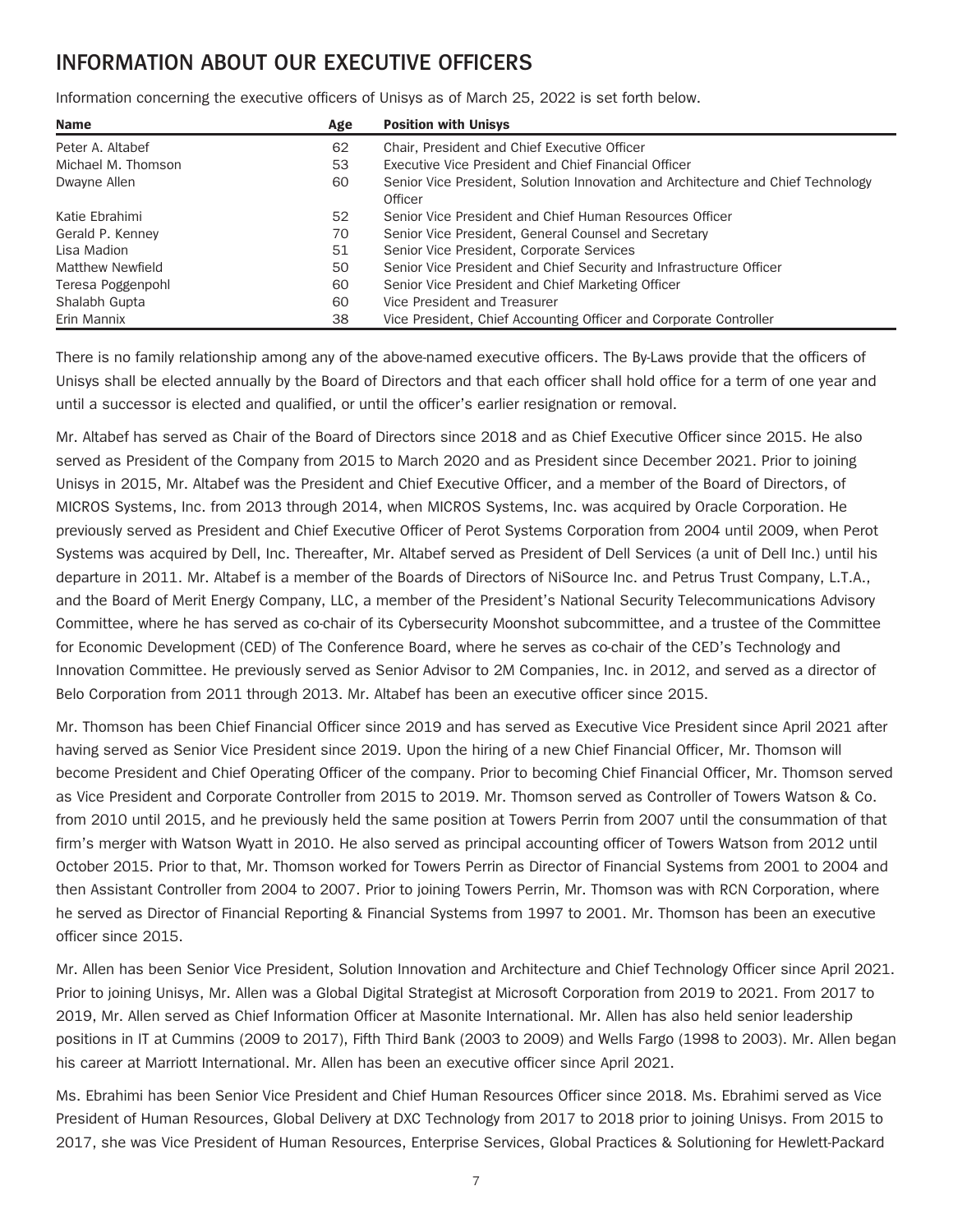## INFORMATION ABOUT OUR EXECUTIVE OFFICERS

Information concerning the executive officers of Unisys as of March 25, 2022 is set forth below.

| Name | Age | Position with Unisys |
| --- | --- | --- |
| Peter A. Altabef | 62 | Chair, President and Chief Executive Officer |
| Michael M. Thomson | 53 | Executive Vice President and Chief Financial Officer |
| Dwayne Allen | 60 | Senior Vice President, Solution Innovation and Architecture and Chief Technology Officer |
| Katie Ebrahimi | 52 | Senior Vice President and Chief Human Resources Officer |
| Gerald P. Kenney | 70 | Senior Vice President, General Counsel and Secretary |
| Lisa Madion | 51 | Senior Vice President, Corporate Services |
| Matthew Newfield | 50 | Senior Vice President and Chief Security and Infrastructure Officer |
| Teresa Poggenpohl | 60 | Senior Vice President and Chief Marketing Officer |
| Shalabh Gupta | 60 | Vice President and Treasurer |
| Erin Mannix | 38 | Vice President, Chief Accounting Officer and Corporate Controller |

There is no family relationship among any of the above-named executive officers. The By-Laws provide that the officers of Unisys shall be elected annually by the Board of Directors and that each officer shall hold office for a term of one year and until a successor is elected and qualified, or until the officer's earlier resignation or removal.

Mr. Altabef has served as Chair of the Board of Directors since 2018 and as Chief Executive Officer since 2015. He also served as President of the Company from 2015 to March 2020 and as President since December 2021. Prior to joining Unisys in 2015, Mr. Altabef was the President and Chief Executive Officer, and a member of the Board of Directors, of MICROS Systems, Inc. from 2013 through 2014, when MICROS Systems, Inc. was acquired by Oracle Corporation. He previously served as President and Chief Executive Officer of Perot Systems Corporation from 2004 until 2009, when Perot Systems was acquired by Dell, Inc. Thereafter, Mr. Altabef served as President of Dell Services (a unit of Dell Inc.) until his departure in 2011. Mr. Altabef is a member of the Boards of Directors of NiSource Inc. and Petrus Trust Company, L.T.A., and the Board of Merit Energy Company, LLC, a member of the President's National Security Telecommunications Advisory Committee, where he has served as co-chair of its Cybersecurity Moonshot subcommittee, and a trustee of the Committee for Economic Development (CED) of The Conference Board, where he serves as co-chair of the CED's Technology and Innovation Committee. He previously served as Senior Advisor to 2M Companies, Inc. in 2012, and served as a director of Belo Corporation from 2011 through 2013. Mr. Altabef has been an executive officer since 2015.

Mr. Thomson has been Chief Financial Officer since 2019 and has served as Executive Vice President since April 2021 after having served as Senior Vice President since 2019. Upon the hiring of a new Chief Financial Officer, Mr. Thomson will become President and Chief Operating Officer of the company. Prior to becoming Chief Financial Officer, Mr. Thomson served as Vice President and Corporate Controller from 2015 to 2019. Mr. Thomson served as Controller of Towers Watson & Co. from 2010 until 2015, and he previously held the same position at Towers Perrin from 2007 until the consummation of that firm's merger with Watson Wyatt in 2010. He also served as principal accounting officer of Towers Watson from 2012 until October 2015. Prior to that, Mr. Thomson worked for Towers Perrin as Director of Financial Systems from 2001 to 2004 and then Assistant Controller from 2004 to 2007. Prior to joining Towers Perrin, Mr. Thomson was with RCN Corporation, where he served as Director of Financial Reporting & Financial Systems from 1997 to 2001. Mr. Thomson has been an executive officer since 2015.

Mr. Allen has been Senior Vice President, Solution Innovation and Architecture and Chief Technology Officer since April 2021. Prior to joining Unisys, Mr. Allen was a Global Digital Strategist at Microsoft Corporation from 2019 to 2021. From 2017 to 2019, Mr. Allen served as Chief Information Officer at Masonite International. Mr. Allen has also held senior leadership positions in IT at Cummins (2009 to 2017), Fifth Third Bank (2003 to 2009) and Wells Fargo (1998 to 2003). Mr. Allen began his career at Marriott International. Mr. Allen has been an executive officer since April 2021.

Ms. Ebrahimi has been Senior Vice President and Chief Human Resources Officer since 2018. Ms. Ebrahimi served as Vice President of Human Resources, Global Delivery at DXC Technology from 2017 to 2018 prior to joining Unisys. From 2015 to 2017, she was Vice President of Human Resources, Enterprise Services, Global Practices & Solutioning for Hewlett-Packard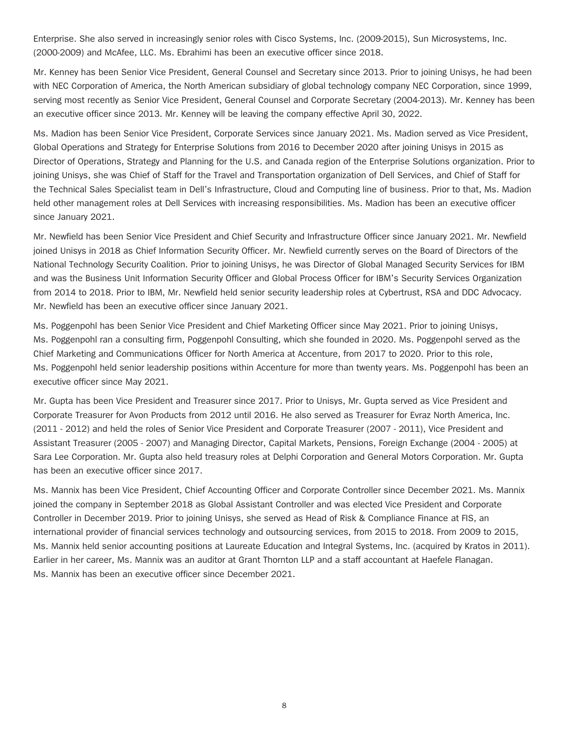Enterprise. She also served in increasingly senior roles with Cisco Systems, Inc. (2009-2015), Sun Microsystems, Inc. (2000-2009) and McAfee, LLC. Ms. Ebrahimi has been an executive officer since 2018.

Mr. Kenney has been Senior Vice President, General Counsel and Secretary since 2013. Prior to joining Unisys, he had been with NEC Corporation of America, the North American subsidiary of global technology company NEC Corporation, since 1999, serving most recently as Senior Vice President, General Counsel and Corporate Secretary (2004-2013). Mr. Kenney has been an executive officer since 2013. Mr. Kenney will be leaving the company effective April 30, 2022.

Ms. Madion has been Senior Vice President, Corporate Services since January 2021. Ms. Madion served as Vice President, Global Operations and Strategy for Enterprise Solutions from 2016 to December 2020 after joining Unisys in 2015 as Director of Operations, Strategy and Planning for the U.S. and Canada region of the Enterprise Solutions organization. Prior to joining Unisys, she was Chief of Staff for the Travel and Transportation organization of Dell Services, and Chief of Staff for the Technical Sales Specialist team in Dell's Infrastructure, Cloud and Computing line of business. Prior to that, Ms. Madion held other management roles at Dell Services with increasing responsibilities. Ms. Madion has been an executive officer since January 2021.

Mr. Newfield has been Senior Vice President and Chief Security and Infrastructure Officer since January 2021. Mr. Newfield joined Unisys in 2018 as Chief Information Security Officer. Mr. Newfield currently serves on the Board of Directors of the National Technology Security Coalition. Prior to joining Unisys, he was Director of Global Managed Security Services for IBM and was the Business Unit Information Security Officer and Global Process Officer for IBM's Security Services Organization from 2014 to 2018. Prior to IBM, Mr. Newfield held senior security leadership roles at Cybertrust, RSA and DDC Advocacy. Mr. Newfield has been an executive officer since January 2021.

Ms. Poggenpohl has been Senior Vice President and Chief Marketing Officer since May 2021. Prior to joining Unisys, Ms. Poggenpohl ran a consulting firm, Poggenpohl Consulting, which she founded in 2020. Ms. Poggenpohl served as the Chief Marketing and Communications Officer for North America at Accenture, from 2017 to 2020. Prior to this role, Ms. Poggenpohl held senior leadership positions within Accenture for more than twenty years. Ms. Poggenpohl has been an executive officer since May 2021.

Mr. Gupta has been Vice President and Treasurer since 2017. Prior to Unisys, Mr. Gupta served as Vice President and Corporate Treasurer for Avon Products from 2012 until 2016. He also served as Treasurer for Evraz North America, Inc. (2011 - 2012) and held the roles of Senior Vice President and Corporate Treasurer (2007 - 2011), Vice President and Assistant Treasurer (2005 - 2007) and Managing Director, Capital Markets, Pensions, Foreign Exchange (2004 - 2005) at Sara Lee Corporation. Mr. Gupta also held treasury roles at Delphi Corporation and General Motors Corporation. Mr. Gupta has been an executive officer since 2017.

Ms. Mannix has been Vice President, Chief Accounting Officer and Corporate Controller since December 2021. Ms. Mannix joined the company in September 2018 as Global Assistant Controller and was elected Vice President and Corporate Controller in December 2019. Prior to joining Unisys, she served as Head of Risk & Compliance Finance at FIS, an international provider of financial services technology and outsourcing services, from 2015 to 2018. From 2009 to 2015, Ms. Mannix held senior accounting positions at Laureate Education and Integral Systems, Inc. (acquired by Kratos in 2011). Earlier in her career, Ms. Mannix was an auditor at Grant Thornton LLP and a staff accountant at Haefele Flanagan. Ms. Mannix has been an executive officer since December 2021.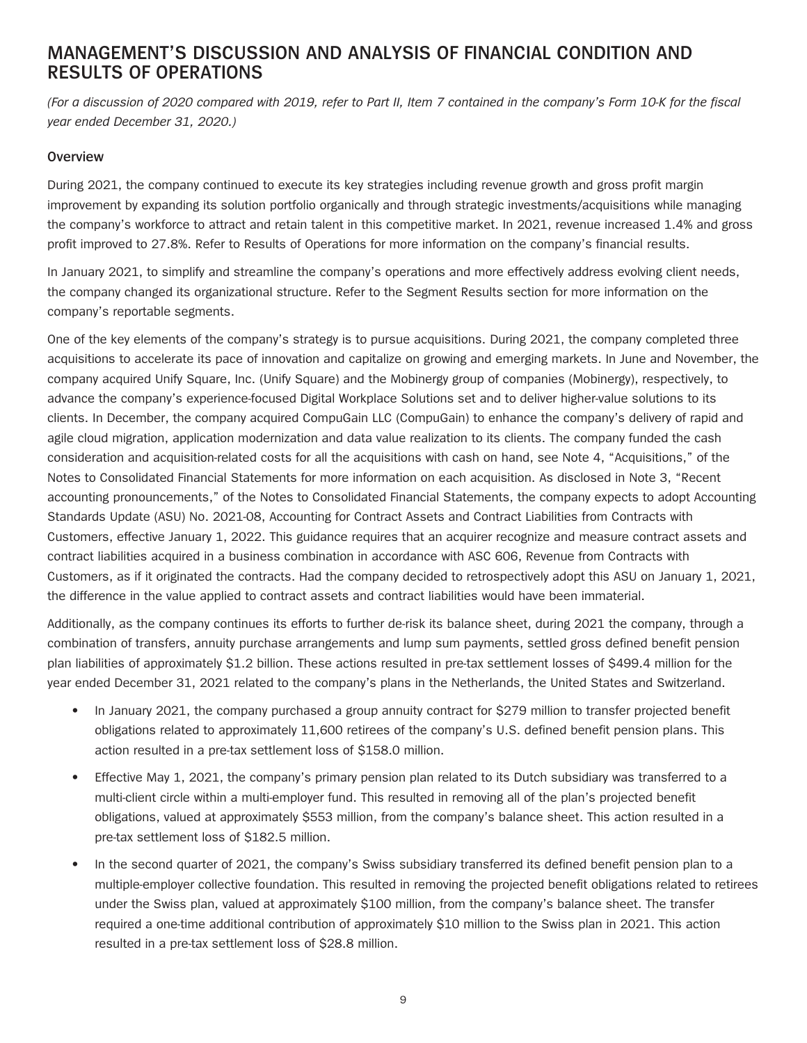# MANAGEMENT'S DISCUSSION AND ANALYSIS OF FINANCIAL CONDITION AND RESULTS OF OPERATIONS

*(For a discussion of 2020 compared with 2019, refer to Part II, Item 7 contained in the company's Form 10-K for the fiscal year ended December 31, 2020.)*

### Overview

During 2021, the company continued to execute its key strategies including revenue growth and gross profit margin improvement by expanding its solution portfolio organically and through strategic investments/acquisitions while managing the company's workforce to attract and retain talent in this competitive market. In 2021, revenue increased 1.4% and gross profit improved to 27.8%. Refer to Results of Operations for more information on the company's financial results.

In January 2021, to simplify and streamline the company's operations and more effectively address evolving client needs, the company changed its organizational structure. Refer to the Segment Results section for more information on the company's reportable segments.

One of the key elements of the company's strategy is to pursue acquisitions. During 2021, the company completed three acquisitions to accelerate its pace of innovation and capitalize on growing and emerging markets. In June and November, the company acquired Unify Square, Inc. (Unify Square) and the Mobinergy group of companies (Mobinergy), respectively, to advance the company's experience-focused Digital Workplace Solutions set and to deliver higher-value solutions to its clients. In December, the company acquired CompuGain LLC (CompuGain) to enhance the company's delivery of rapid and agile cloud migration, application modernization and data value realization to its clients. The company funded the cash consideration and acquisition-related costs for all the acquisitions with cash on hand, see Note 4, "Acquisitions," of the Notes to Consolidated Financial Statements for more information on each acquisition. As disclosed in Note 3, "Recent accounting pronouncements," of the Notes to Consolidated Financial Statements, the company expects to adopt Accounting Standards Update (ASU) No. 2021-08, Accounting for Contract Assets and Contract Liabilities from Contracts with Customers, effective January 1, 2022. This guidance requires that an acquirer recognize and measure contract assets and contract liabilities acquired in a business combination in accordance with ASC 606, Revenue from Contracts with Customers, as if it originated the contracts. Had the company decided to retrospectively adopt this ASU on January 1, 2021, the difference in the value applied to contract assets and contract liabilities would have been immaterial.

Additionally, as the company continues its efforts to further de-risk its balance sheet, during 2021 the company, through a combination of transfers, annuity purchase arrangements and lump sum payments, settled gross defined benefit pension plan liabilities of approximately $1.2 billion. These actions resulted in pre-tax settlement losses of $499.4 million for the year ended December 31, 2021 related to the company's plans in the Netherlands, the United States and Switzerland.

- In January 2021, the company purchased a group annuity contract for $279 million to transfer projected benefit obligations related to approximately 11,600 retirees of the company's U.S. defined benefit pension plans. This action resulted in a pre-tax settlement loss of $158.0 million.
- Effective May 1, 2021, the company's primary pension plan related to its Dutch subsidiary was transferred to a multi-client circle within a multi-employer fund. This resulted in removing all of the plan's projected benefit obligations, valued at approximately $553 million, from the company's balance sheet. This action resulted in a pre-tax settlement loss of $182.5 million.
- In the second quarter of 2021, the company's Swiss subsidiary transferred its defined benefit pension plan to a multiple-employer collective foundation. This resulted in removing the projected benefit obligations related to retirees under the Swiss plan, valued at approximately $100 million, from the company's balance sheet. The transfer required a one-time additional contribution of approximately $10 million to the Swiss plan in 2021. This action resulted in a pre-tax settlement loss of $28.8 million.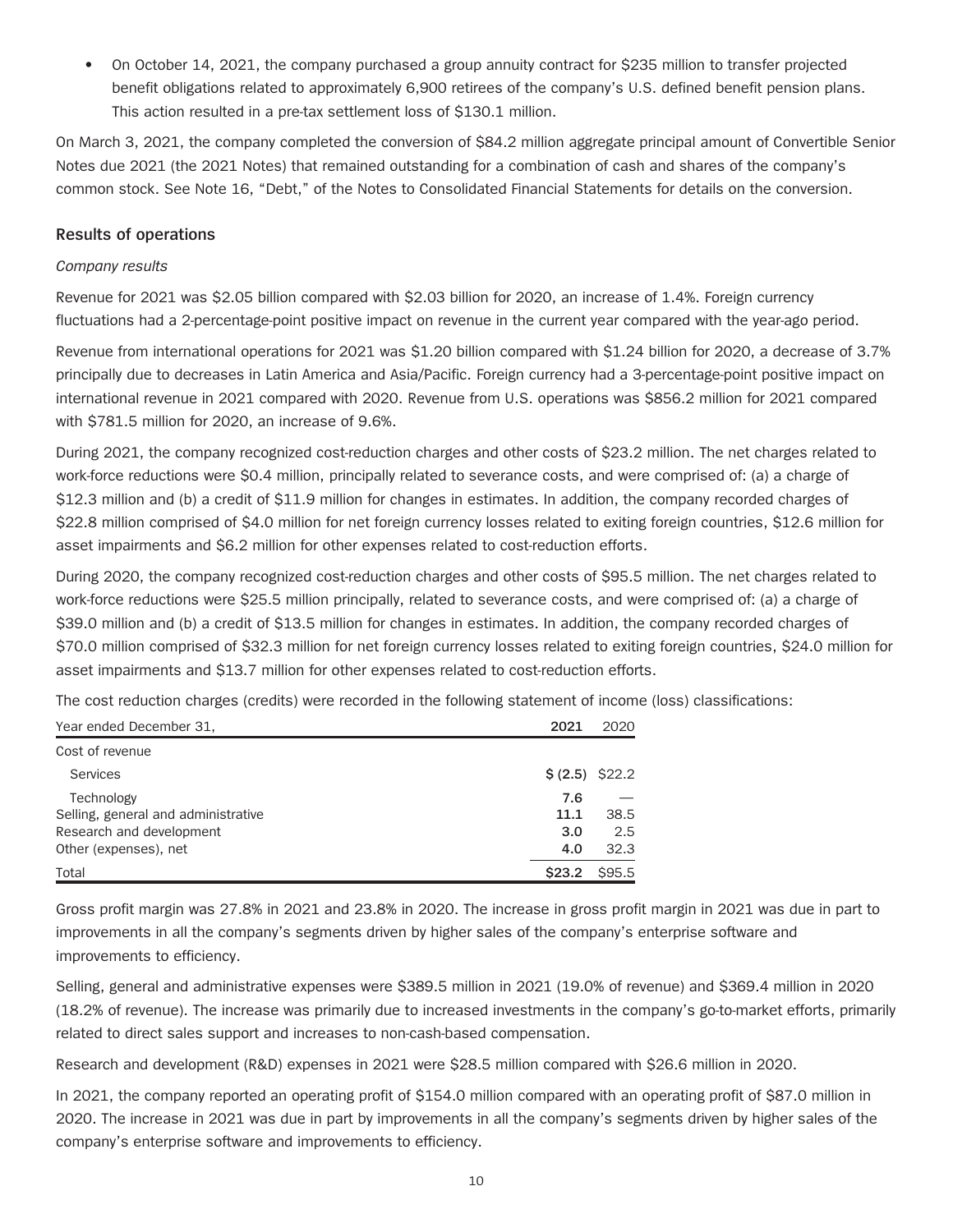- On October 14, 2021, the company purchased a group annuity contract for $235 million to transfer projected benefit obligations related to approximately 6,900 retirees of the company's U.S. defined benefit pension plans. This action resulted in a pre-tax settlement loss of $130.1 million.

On March 3, 2021, the company completed the conversion of $84.2 million aggregate principal amount of Convertible Senior Notes due 2021 (the 2021 Notes) that remained outstanding for a combination of cash and shares of the company's common stock. See Note 16, "Debt," of the Notes to Consolidated Financial Statements for details on the conversion.

## Results of operations

*Company results*

Revenue for 2021 was $2.05 billion compared with $2.03 billion for 2020, an increase of 1.4%. Foreign currency fluctuations had a 2-percentage-point positive impact on revenue in the current year compared with the year-ago period.

Revenue from international operations for 2021 was $1.20 billion compared with $1.24 billion for 2020, a decrease of 3.7% principally due to decreases in Latin America and Asia/Pacific. Foreign currency had a 3-percentage-point positive impact on international revenue in 2021 compared with 2020. Revenue from U.S. operations was $856.2 million for 2021 compared with $781.5 million for 2020, an increase of 9.6%.

During 2021, the company recognized cost-reduction charges and other costs of $23.2 million. The net charges related to work-force reductions were $0.4 million, principally related to severance costs, and were comprised of: (a) a charge of $12.3 million and (b) a credit of $11.9 million for changes in estimates. In addition, the company recorded charges of $22.8 million comprised of $4.0 million for net foreign currency losses related to exiting foreign countries, $12.6 million for asset impairments and $6.2 million for other expenses related to cost-reduction efforts.

During 2020, the company recognized cost-reduction charges and other costs of $95.5 million. The net charges related to work-force reductions were $25.5 million principally, related to severance costs, and were comprised of: (a) a charge of $39.0 million and (b) a credit of $13.5 million for changes in estimates. In addition, the company recorded charges of $70.0 million comprised of $32.3 million for net foreign currency losses related to exiting foreign countries, $24.0 million for asset impairments and $13.7 million for other expenses related to cost-reduction efforts.

The cost reduction charges (credits) were recorded in the following statement of income (loss) classifications:

| Year ended December 31, | **2021** | 2020 |
|---|---|---|
| Cost of revenue | | |
| Services | **$ (2.5)** | $22.2 |
| Technology | **7.6** | — |
| Selling, general and administrative | **11.1** | 38.5 |
| Research and development | **3.0** | 2.5 |
| Other (expenses), net | **4.0** | 32.3 |
| Total | **$23.2** | $95.5 |

Gross profit margin was 27.8% in 2021 and 23.8% in 2020. The increase in gross profit margin in 2021 was due in part to improvements in all the company's segments driven by higher sales of the company's enterprise software and improvements to efficiency.

Selling, general and administrative expenses were $389.5 million in 2021 (19.0% of revenue) and $369.4 million in 2020 (18.2% of revenue). The increase was primarily due to increased investments in the company's go-to-market efforts, primarily related to direct sales support and increases to non-cash-based compensation.

Research and development (R&D) expenses in 2021 were $28.5 million compared with $26.6 million in 2020.

In 2021, the company reported an operating profit of $154.0 million compared with an operating profit of $87.0 million in 2020. The increase in 2021 was due in part by improvements in all the company's segments driven by higher sales of the company's enterprise software and improvements to efficiency.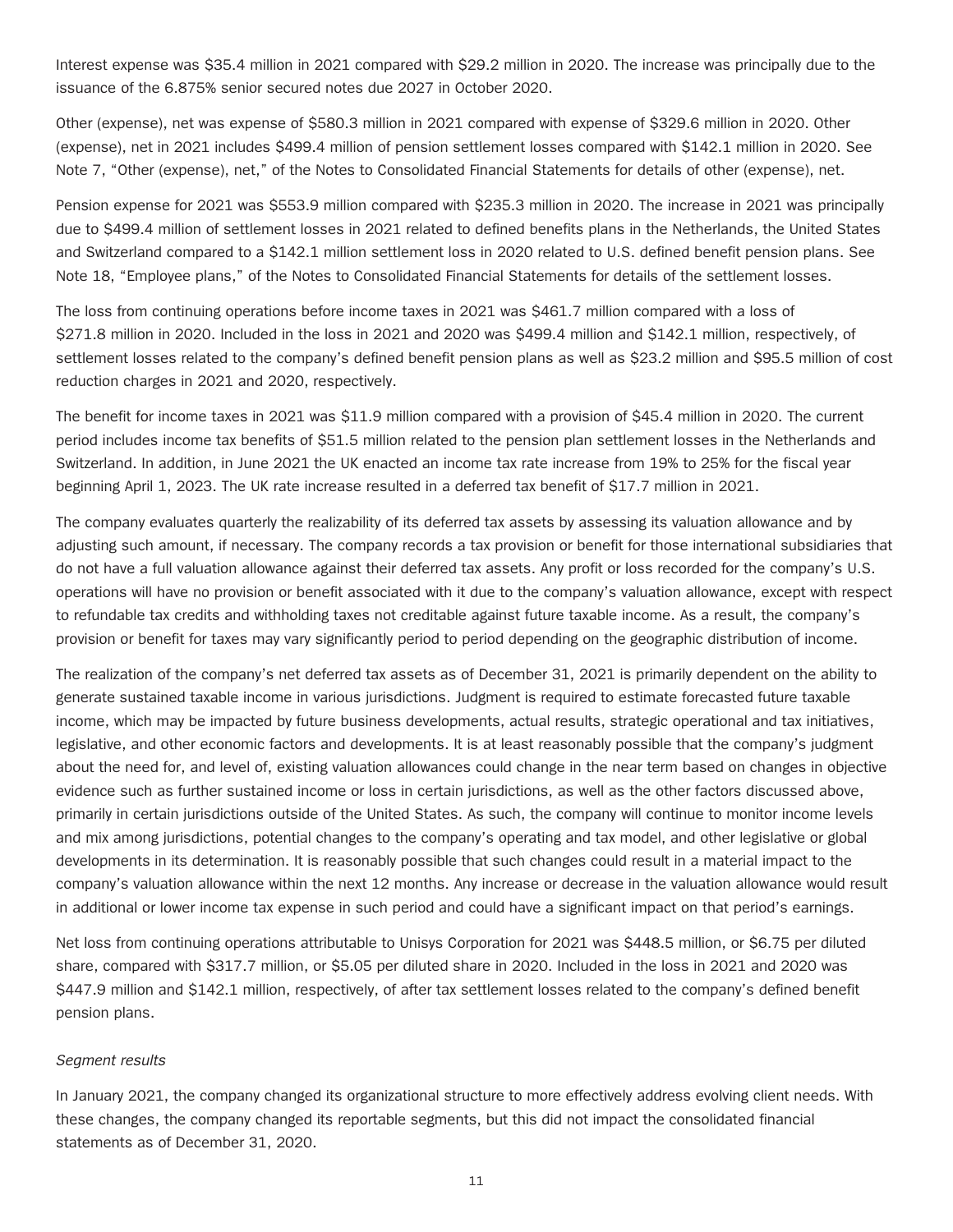Interest expense was $35.4 million in 2021 compared with $29.2 million in 2020. The increase was principally due to the issuance of the 6.875% senior secured notes due 2027 in October 2020.

Other (expense), net was expense of $580.3 million in 2021 compared with expense of $329.6 million in 2020. Other (expense), net in 2021 includes $499.4 million of pension settlement losses compared with $142.1 million in 2020. See Note 7, "Other (expense), net," of the Notes to Consolidated Financial Statements for details of other (expense), net.

Pension expense for 2021 was $553.9 million compared with $235.3 million in 2020. The increase in 2021 was principally due to $499.4 million of settlement losses in 2021 related to defined benefits plans in the Netherlands, the United States and Switzerland compared to a $142.1 million settlement loss in 2020 related to U.S. defined benefit pension plans. See Note 18, "Employee plans," of the Notes to Consolidated Financial Statements for details of the settlement losses.

The loss from continuing operations before income taxes in 2021 was $461.7 million compared with a loss of $271.8 million in 2020. Included in the loss in 2021 and 2020 was $499.4 million and $142.1 million, respectively, of settlement losses related to the company's defined benefit pension plans as well as $23.2 million and $95.5 million of cost reduction charges in 2021 and 2020, respectively.

The benefit for income taxes in 2021 was $11.9 million compared with a provision of $45.4 million in 2020. The current period includes income tax benefits of $51.5 million related to the pension plan settlement losses in the Netherlands and Switzerland. In addition, in June 2021 the UK enacted an income tax rate increase from 19% to 25% for the fiscal year beginning April 1, 2023. The UK rate increase resulted in a deferred tax benefit of $17.7 million in 2021.

The company evaluates quarterly the realizability of its deferred tax assets by assessing its valuation allowance and by adjusting such amount, if necessary. The company records a tax provision or benefit for those international subsidiaries that do not have a full valuation allowance against their deferred tax assets. Any profit or loss recorded for the company's U.S. operations will have no provision or benefit associated with it due to the company's valuation allowance, except with respect to refundable tax credits and withholding taxes not creditable against future taxable income. As a result, the company's provision or benefit for taxes may vary significantly period to period depending on the geographic distribution of income.

The realization of the company's net deferred tax assets as of December 31, 2021 is primarily dependent on the ability to generate sustained taxable income in various jurisdictions. Judgment is required to estimate forecasted future taxable income, which may be impacted by future business developments, actual results, strategic operational and tax initiatives, legislative, and other economic factors and developments. It is at least reasonably possible that the company's judgment about the need for, and level of, existing valuation allowances could change in the near term based on changes in objective evidence such as further sustained income or loss in certain jurisdictions, as well as the other factors discussed above, primarily in certain jurisdictions outside of the United States. As such, the company will continue to monitor income levels and mix among jurisdictions, potential changes to the company's operating and tax model, and other legislative or global developments in its determination. It is reasonably possible that such changes could result in a material impact to the company's valuation allowance within the next 12 months. Any increase or decrease in the valuation allowance would result in additional or lower income tax expense in such period and could have a significant impact on that period's earnings.

Net loss from continuing operations attributable to Unisys Corporation for 2021 was $448.5 million, or $6.75 per diluted share, compared with $317.7 million, or $5.05 per diluted share in 2020. Included in the loss in 2021 and 2020 was $447.9 million and $142.1 million, respectively, of after tax settlement losses related to the company's defined benefit pension plans.

*Segment results*

In January 2021, the company changed its organizational structure to more effectively address evolving client needs. With these changes, the company changed its reportable segments, but this did not impact the consolidated financial statements as of December 31, 2020.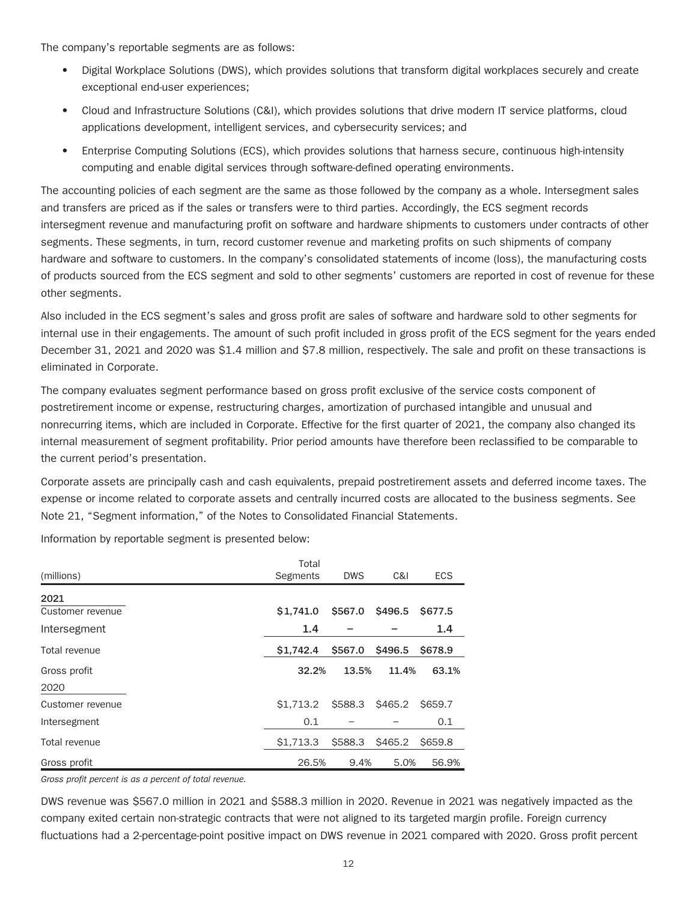The company's reportable segments are as follows:

- Digital Workplace Solutions (DWS), which provides solutions that transform digital workplaces securely and create exceptional end-user experiences;
- Cloud and Infrastructure Solutions (C&I), which provides solutions that drive modern IT service platforms, cloud applications development, intelligent services, and cybersecurity services; and
- Enterprise Computing Solutions (ECS), which provides solutions that harness secure, continuous high-intensity computing and enable digital services through software-defined operating environments.

The accounting policies of each segment are the same as those followed by the company as a whole. Intersegment sales and transfers are priced as if the sales or transfers were to third parties. Accordingly, the ECS segment records intersegment revenue and manufacturing profit on software and hardware shipments to customers under contracts of other segments. These segments, in turn, record customer revenue and marketing profits on such shipments of company hardware and software to customers. In the company's consolidated statements of income (loss), the manufacturing costs of products sourced from the ECS segment and sold to other segments' customers are reported in cost of revenue for these other segments.

Also included in the ECS segment's sales and gross profit are sales of software and hardware sold to other segments for internal use in their engagements. The amount of such profit included in gross profit of the ECS segment for the years ended December 31, 2021 and 2020 was $1.4 million and $7.8 million, respectively. The sale and profit on these transactions is eliminated in Corporate.

The company evaluates segment performance based on gross profit exclusive of the service costs component of postretirement income or expense, restructuring charges, amortization of purchased intangible and unusual and nonrecurring items, which are included in Corporate. Effective for the first quarter of 2021, the company also changed its internal measurement of segment profitability. Prior period amounts have therefore been reclassified to be comparable to the current period's presentation.

Corporate assets are principally cash and cash equivalents, prepaid postretirement assets and deferred income taxes. The expense or income related to corporate assets and centrally incurred costs are allocated to the business segments. See Note 21, "Segment information," of the Notes to Consolidated Financial Statements.

Information by reportable segment is presented below:

| (millions) | Total Segments | DWS | C&I | ECS |
|---|---|---|---|---|
| **2021** | | | | |
| Customer revenue | **$1,741.0** | **$567.0** | **$496.5** | **$677.5** |
| Intersegment | **1.4** | **–** | **–** | **1.4** |
| Total revenue | **$1,742.4** | **$567.0** | **$496.5** | **$678.9** |
| Gross profit | **32.2%** | **13.5%** | **11.4%** | **63.1%** |
| 2020 | | | | |
| Customer revenue | $1,713.2 | $588.3 | $465.2 | $659.7 |
| Intersegment | 0.1 | – | – | 0.1 |
| Total revenue | $1,713.3 | $588.3 | $465.2 | $659.8 |
| Gross profit | 26.5% | 9.4% | 5.0% | 56.9% |

*Gross profit percent is as a percent of total revenue.*

DWS revenue was $567.0 million in 2021 and $588.3 million in 2020. Revenue in 2021 was negatively impacted as the company exited certain non-strategic contracts that were not aligned to its targeted margin profile. Foreign currency fluctuations had a 2-percentage-point positive impact on DWS revenue in 2021 compared with 2020. Gross profit percent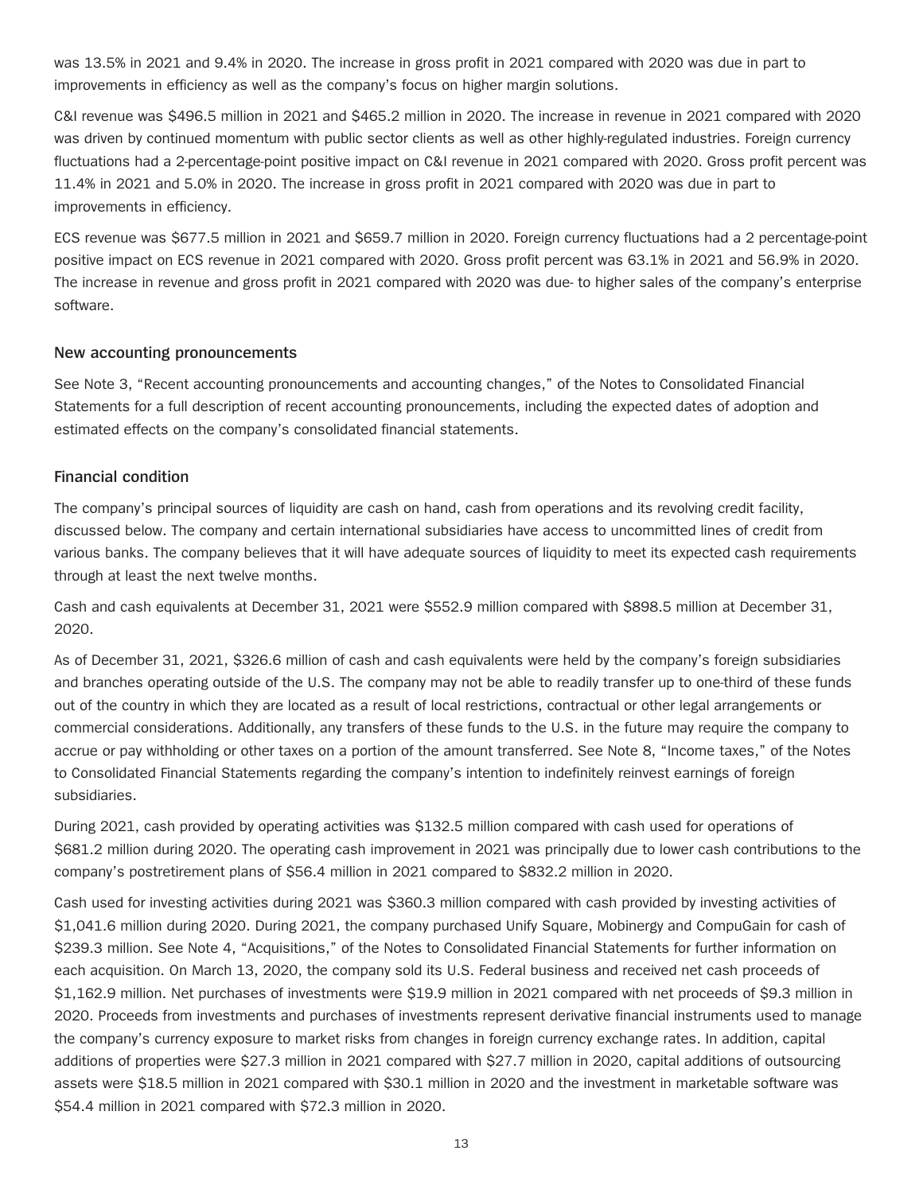was 13.5% in 2021 and 9.4% in 2020. The increase in gross profit in 2021 compared with 2020 was due in part to improvements in efficiency as well as the company's focus on higher margin solutions.

C&I revenue was $496.5 million in 2021 and $465.2 million in 2020. The increase in revenue in 2021 compared with 2020 was driven by continued momentum with public sector clients as well as other highly-regulated industries. Foreign currency fluctuations had a 2-percentage-point positive impact on C&I revenue in 2021 compared with 2020. Gross profit percent was 11.4% in 2021 and 5.0% in 2020. The increase in gross profit in 2021 compared with 2020 was due in part to improvements in efficiency.

ECS revenue was $677.5 million in 2021 and $659.7 million in 2020. Foreign currency fluctuations had a 2 percentage-point positive impact on ECS revenue in 2021 compared with 2020. Gross profit percent was 63.1% in 2021 and 56.9% in 2020. The increase in revenue and gross profit in 2021 compared with 2020 was due- to higher sales of the company's enterprise software.

## New accounting pronouncements

See Note 3, "Recent accounting pronouncements and accounting changes," of the Notes to Consolidated Financial Statements for a full description of recent accounting pronouncements, including the expected dates of adoption and estimated effects on the company's consolidated financial statements.

## Financial condition

The company's principal sources of liquidity are cash on hand, cash from operations and its revolving credit facility, discussed below. The company and certain international subsidiaries have access to uncommitted lines of credit from various banks. The company believes that it will have adequate sources of liquidity to meet its expected cash requirements through at least the next twelve months.

Cash and cash equivalents at December 31, 2021 were $552.9 million compared with $898.5 million at December 31, 2020.

As of December 31, 2021, $326.6 million of cash and cash equivalents were held by the company's foreign subsidiaries and branches operating outside of the U.S. The company may not be able to readily transfer up to one-third of these funds out of the country in which they are located as a result of local restrictions, contractual or other legal arrangements or commercial considerations. Additionally, any transfers of these funds to the U.S. in the future may require the company to accrue or pay withholding or other taxes on a portion of the amount transferred. See Note 8, "Income taxes," of the Notes to Consolidated Financial Statements regarding the company's intention to indefinitely reinvest earnings of foreign subsidiaries.

During 2021, cash provided by operating activities was $132.5 million compared with cash used for operations of $681.2 million during 2020. The operating cash improvement in 2021 was principally due to lower cash contributions to the company's postretirement plans of $56.4 million in 2021 compared to $832.2 million in 2020.

Cash used for investing activities during 2021 was $360.3 million compared with cash provided by investing activities of $1,041.6 million during 2020. During 2021, the company purchased Unify Square, Mobinergy and CompuGain for cash of $239.3 million. See Note 4, "Acquisitions," of the Notes to Consolidated Financial Statements for further information on each acquisition. On March 13, 2020, the company sold its U.S. Federal business and received net cash proceeds of $1,162.9 million. Net purchases of investments were $19.9 million in 2021 compared with net proceeds of $9.3 million in 2020. Proceeds from investments and purchases of investments represent derivative financial instruments used to manage the company's currency exposure to market risks from changes in foreign currency exchange rates. In addition, capital additions of properties were $27.3 million in 2021 compared with $27.7 million in 2020, capital additions of outsourcing assets were $18.5 million in 2021 compared with $30.1 million in 2020 and the investment in marketable software was $54.4 million in 2021 compared with $72.3 million in 2020.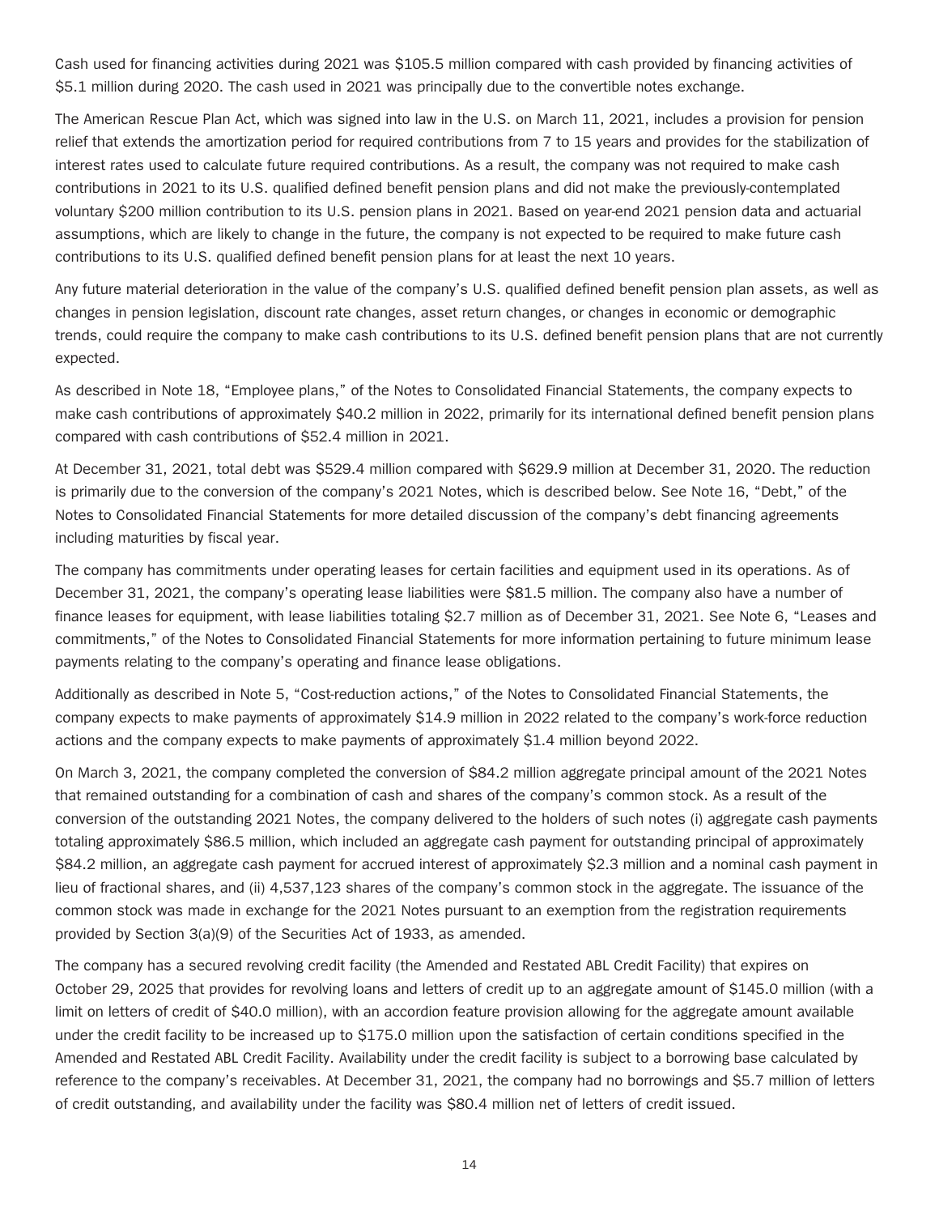Cash used for financing activities during 2021 was $105.5 million compared with cash provided by financing activities of $5.1 million during 2020. The cash used in 2021 was principally due to the convertible notes exchange.

The American Rescue Plan Act, which was signed into law in the U.S. on March 11, 2021, includes a provision for pension relief that extends the amortization period for required contributions from 7 to 15 years and provides for the stabilization of interest rates used to calculate future required contributions. As a result, the company was not required to make cash contributions in 2021 to its U.S. qualified defined benefit pension plans and did not make the previously-contemplated voluntary $200 million contribution to its U.S. pension plans in 2021. Based on year-end 2021 pension data and actuarial assumptions, which are likely to change in the future, the company is not expected to be required to make future cash contributions to its U.S. qualified defined benefit pension plans for at least the next 10 years.

Any future material deterioration in the value of the company's U.S. qualified defined benefit pension plan assets, as well as changes in pension legislation, discount rate changes, asset return changes, or changes in economic or demographic trends, could require the company to make cash contributions to its U.S. defined benefit pension plans that are not currently expected.

As described in Note 18, "Employee plans," of the Notes to Consolidated Financial Statements, the company expects to make cash contributions of approximately $40.2 million in 2022, primarily for its international defined benefit pension plans compared with cash contributions of $52.4 million in 2021.

At December 31, 2021, total debt was $529.4 million compared with $629.9 million at December 31, 2020. The reduction is primarily due to the conversion of the company's 2021 Notes, which is described below. See Note 16, "Debt," of the Notes to Consolidated Financial Statements for more detailed discussion of the company's debt financing agreements including maturities by fiscal year.

The company has commitments under operating leases for certain facilities and equipment used in its operations. As of December 31, 2021, the company's operating lease liabilities were $81.5 million. The company also have a number of finance leases for equipment, with lease liabilities totaling $2.7 million as of December 31, 2021. See Note 6, "Leases and commitments," of the Notes to Consolidated Financial Statements for more information pertaining to future minimum lease payments relating to the company's operating and finance lease obligations.

Additionally as described in Note 5, "Cost-reduction actions," of the Notes to Consolidated Financial Statements, the company expects to make payments of approximately $14.9 million in 2022 related to the company's work-force reduction actions and the company expects to make payments of approximately $1.4 million beyond 2022.

On March 3, 2021, the company completed the conversion of $84.2 million aggregate principal amount of the 2021 Notes that remained outstanding for a combination of cash and shares of the company's common stock. As a result of the conversion of the outstanding 2021 Notes, the company delivered to the holders of such notes (i) aggregate cash payments totaling approximately $86.5 million, which included an aggregate cash payment for outstanding principal of approximately $84.2 million, an aggregate cash payment for accrued interest of approximately $2.3 million and a nominal cash payment in lieu of fractional shares, and (ii) 4,537,123 shares of the company's common stock in the aggregate. The issuance of the common stock was made in exchange for the 2021 Notes pursuant to an exemption from the registration requirements provided by Section 3(a)(9) of the Securities Act of 1933, as amended.

The company has a secured revolving credit facility (the Amended and Restated ABL Credit Facility) that expires on October 29, 2025 that provides for revolving loans and letters of credit up to an aggregate amount of $145.0 million (with a limit on letters of credit of $40.0 million), with an accordion feature provision allowing for the aggregate amount available under the credit facility to be increased up to $175.0 million upon the satisfaction of certain conditions specified in the Amended and Restated ABL Credit Facility. Availability under the credit facility is subject to a borrowing base calculated by reference to the company's receivables. At December 31, 2021, the company had no borrowings and $5.7 million of letters of credit outstanding, and availability under the facility was $80.4 million net of letters of credit issued.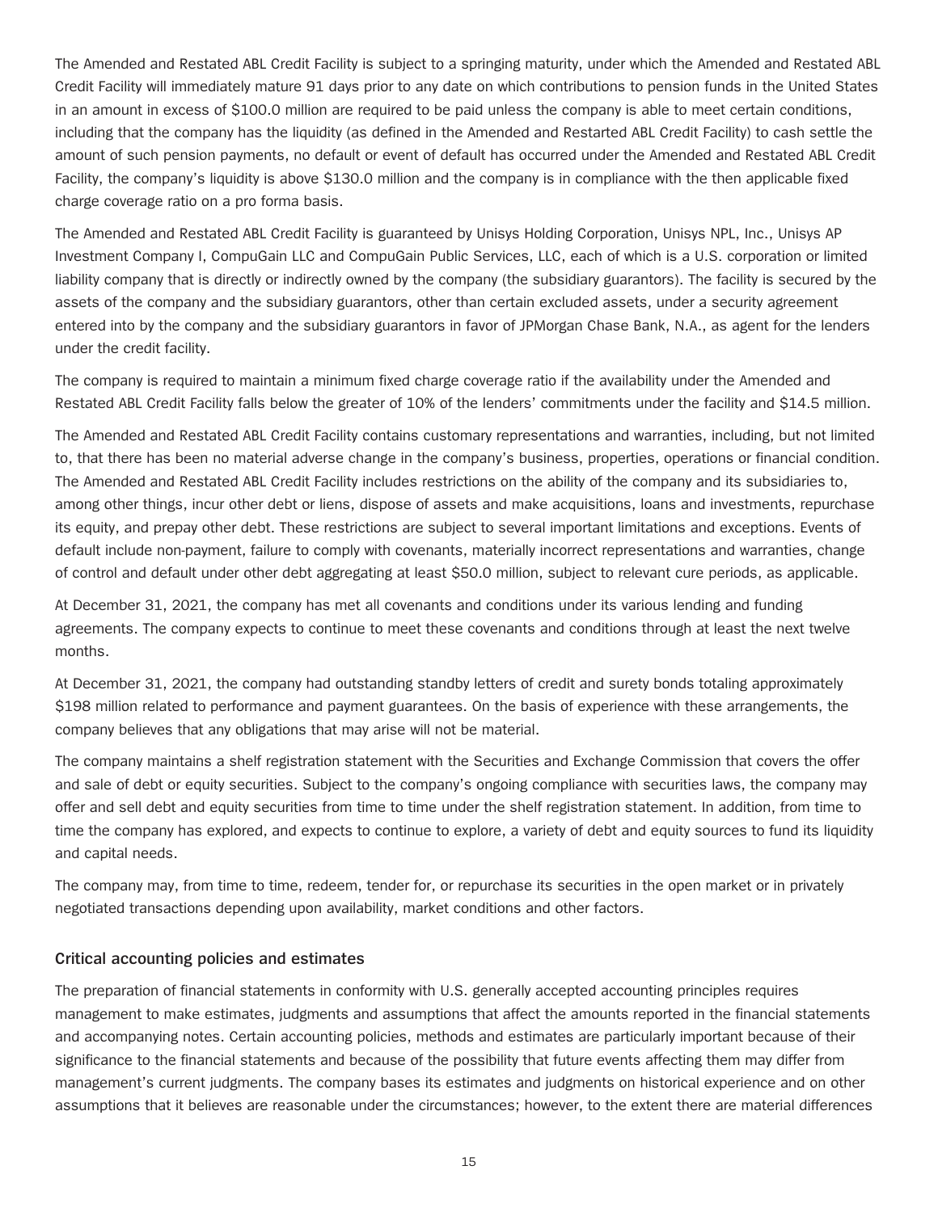The Amended and Restated ABL Credit Facility is subject to a springing maturity, under which the Amended and Restated ABL Credit Facility will immediately mature 91 days prior to any date on which contributions to pension funds in the United States in an amount in excess of $100.0 million are required to be paid unless the company is able to meet certain conditions, including that the company has the liquidity (as defined in the Amended and Restarted ABL Credit Facility) to cash settle the amount of such pension payments, no default or event of default has occurred under the Amended and Restated ABL Credit Facility, the company's liquidity is above $130.0 million and the company is in compliance with the then applicable fixed charge coverage ratio on a pro forma basis.

The Amended and Restated ABL Credit Facility is guaranteed by Unisys Holding Corporation, Unisys NPL, Inc., Unisys AP Investment Company I, CompuGain LLC and CompuGain Public Services, LLC, each of which is a U.S. corporation or limited liability company that is directly or indirectly owned by the company (the subsidiary guarantors). The facility is secured by the assets of the company and the subsidiary guarantors, other than certain excluded assets, under a security agreement entered into by the company and the subsidiary guarantors in favor of JPMorgan Chase Bank, N.A., as agent for the lenders under the credit facility.

The company is required to maintain a minimum fixed charge coverage ratio if the availability under the Amended and Restated ABL Credit Facility falls below the greater of 10% of the lenders' commitments under the facility and $14.5 million.

The Amended and Restated ABL Credit Facility contains customary representations and warranties, including, but not limited to, that there has been no material adverse change in the company's business, properties, operations or financial condition. The Amended and Restated ABL Credit Facility includes restrictions on the ability of the company and its subsidiaries to, among other things, incur other debt or liens, dispose of assets and make acquisitions, loans and investments, repurchase its equity, and prepay other debt. These restrictions are subject to several important limitations and exceptions. Events of default include non-payment, failure to comply with covenants, materially incorrect representations and warranties, change of control and default under other debt aggregating at least $50.0 million, subject to relevant cure periods, as applicable.

At December 31, 2021, the company has met all covenants and conditions under its various lending and funding agreements. The company expects to continue to meet these covenants and conditions through at least the next twelve months.

At December 31, 2021, the company had outstanding standby letters of credit and surety bonds totaling approximately $198 million related to performance and payment guarantees. On the basis of experience with these arrangements, the company believes that any obligations that may arise will not be material.

The company maintains a shelf registration statement with the Securities and Exchange Commission that covers the offer and sale of debt or equity securities. Subject to the company's ongoing compliance with securities laws, the company may offer and sell debt and equity securities from time to time under the shelf registration statement. In addition, from time to time the company has explored, and expects to continue to explore, a variety of debt and equity sources to fund its liquidity and capital needs.

The company may, from time to time, redeem, tender for, or repurchase its securities in the open market or in privately negotiated transactions depending upon availability, market conditions and other factors.

## Critical accounting policies and estimates

The preparation of financial statements in conformity with U.S. generally accepted accounting principles requires management to make estimates, judgments and assumptions that affect the amounts reported in the financial statements and accompanying notes. Certain accounting policies, methods and estimates are particularly important because of their significance to the financial statements and because of the possibility that future events affecting them may differ from management's current judgments. The company bases its estimates and judgments on historical experience and on other assumptions that it believes are reasonable under the circumstances; however, to the extent there are material differences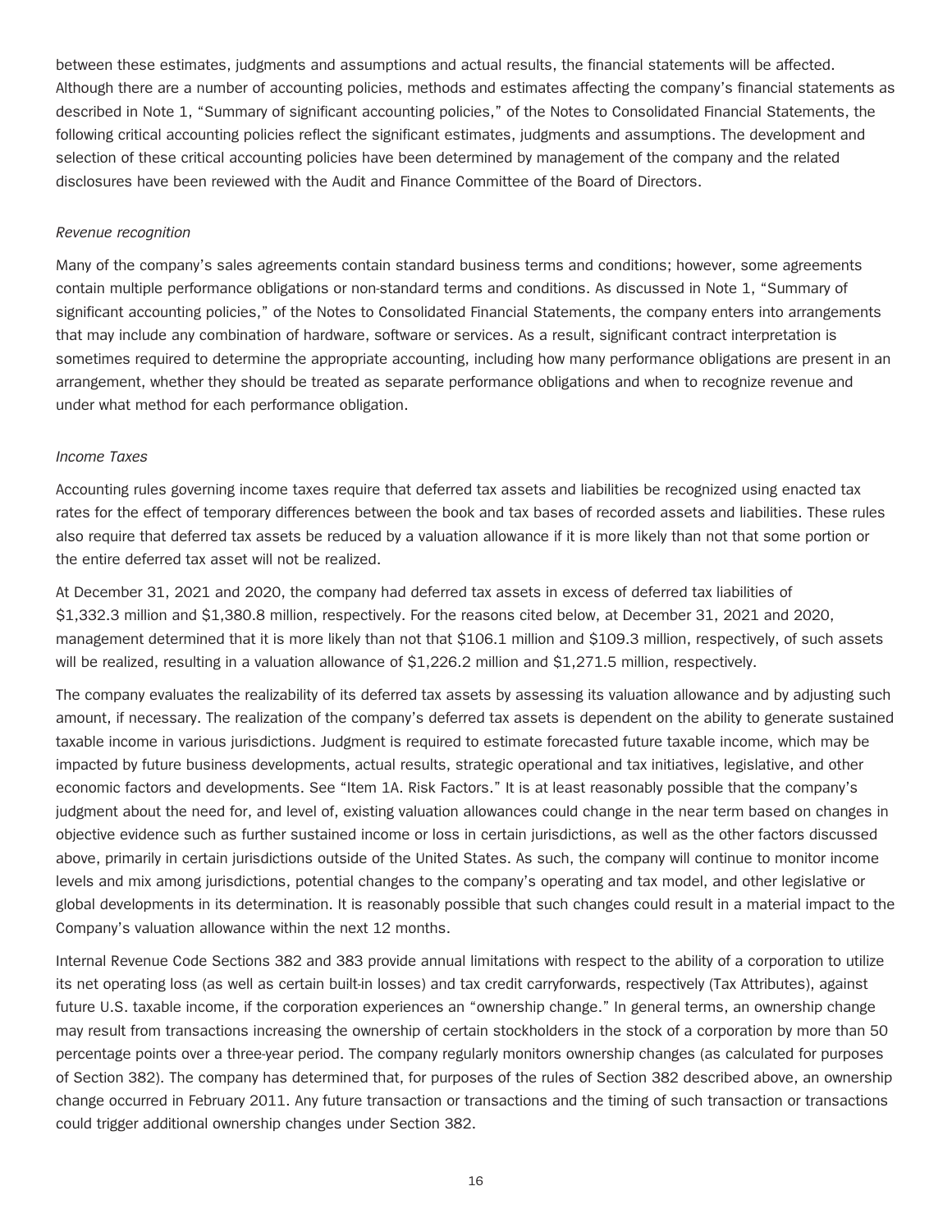between these estimates, judgments and assumptions and actual results, the financial statements will be affected. Although there are a number of accounting policies, methods and estimates affecting the company's financial statements as described in Note 1, "Summary of significant accounting policies," of the Notes to Consolidated Financial Statements, the following critical accounting policies reflect the significant estimates, judgments and assumptions. The development and selection of these critical accounting policies have been determined by management of the company and the related disclosures have been reviewed with the Audit and Finance Committee of the Board of Directors.

*Revenue recognition*

Many of the company's sales agreements contain standard business terms and conditions; however, some agreements contain multiple performance obligations or non-standard terms and conditions. As discussed in Note 1, "Summary of significant accounting policies," of the Notes to Consolidated Financial Statements, the company enters into arrangements that may include any combination of hardware, software or services. As a result, significant contract interpretation is sometimes required to determine the appropriate accounting, including how many performance obligations are present in an arrangement, whether they should be treated as separate performance obligations and when to recognize revenue and under what method for each performance obligation.

*Income Taxes*

Accounting rules governing income taxes require that deferred tax assets and liabilities be recognized using enacted tax rates for the effect of temporary differences between the book and tax bases of recorded assets and liabilities. These rules also require that deferred tax assets be reduced by a valuation allowance if it is more likely than not that some portion or the entire deferred tax asset will not be realized.

At December 31, 2021 and 2020, the company had deferred tax assets in excess of deferred tax liabilities of $1,332.3 million and $1,380.8 million, respectively. For the reasons cited below, at December 31, 2021 and 2020, management determined that it is more likely than not that $106.1 million and $109.3 million, respectively, of such assets will be realized, resulting in a valuation allowance of $1,226.2 million and $1,271.5 million, respectively.

The company evaluates the realizability of its deferred tax assets by assessing its valuation allowance and by adjusting such amount, if necessary. The realization of the company's deferred tax assets is dependent on the ability to generate sustained taxable income in various jurisdictions. Judgment is required to estimate forecasted future taxable income, which may be impacted by future business developments, actual results, strategic operational and tax initiatives, legislative, and other economic factors and developments. See "Item 1A. Risk Factors." It is at least reasonably possible that the company's judgment about the need for, and level of, existing valuation allowances could change in the near term based on changes in objective evidence such as further sustained income or loss in certain jurisdictions, as well as the other factors discussed above, primarily in certain jurisdictions outside of the United States. As such, the company will continue to monitor income levels and mix among jurisdictions, potential changes to the company's operating and tax model, and other legislative or global developments in its determination. It is reasonably possible that such changes could result in a material impact to the Company's valuation allowance within the next 12 months.

Internal Revenue Code Sections 382 and 383 provide annual limitations with respect to the ability of a corporation to utilize its net operating loss (as well as certain built-in losses) and tax credit carryforwards, respectively (Tax Attributes), against future U.S. taxable income, if the corporation experiences an "ownership change." In general terms, an ownership change may result from transactions increasing the ownership of certain stockholders in the stock of a corporation by more than 50 percentage points over a three-year period. The company regularly monitors ownership changes (as calculated for purposes of Section 382). The company has determined that, for purposes of the rules of Section 382 described above, an ownership change occurred in February 2011. Any future transaction or transactions and the timing of such transaction or transactions could trigger additional ownership changes under Section 382.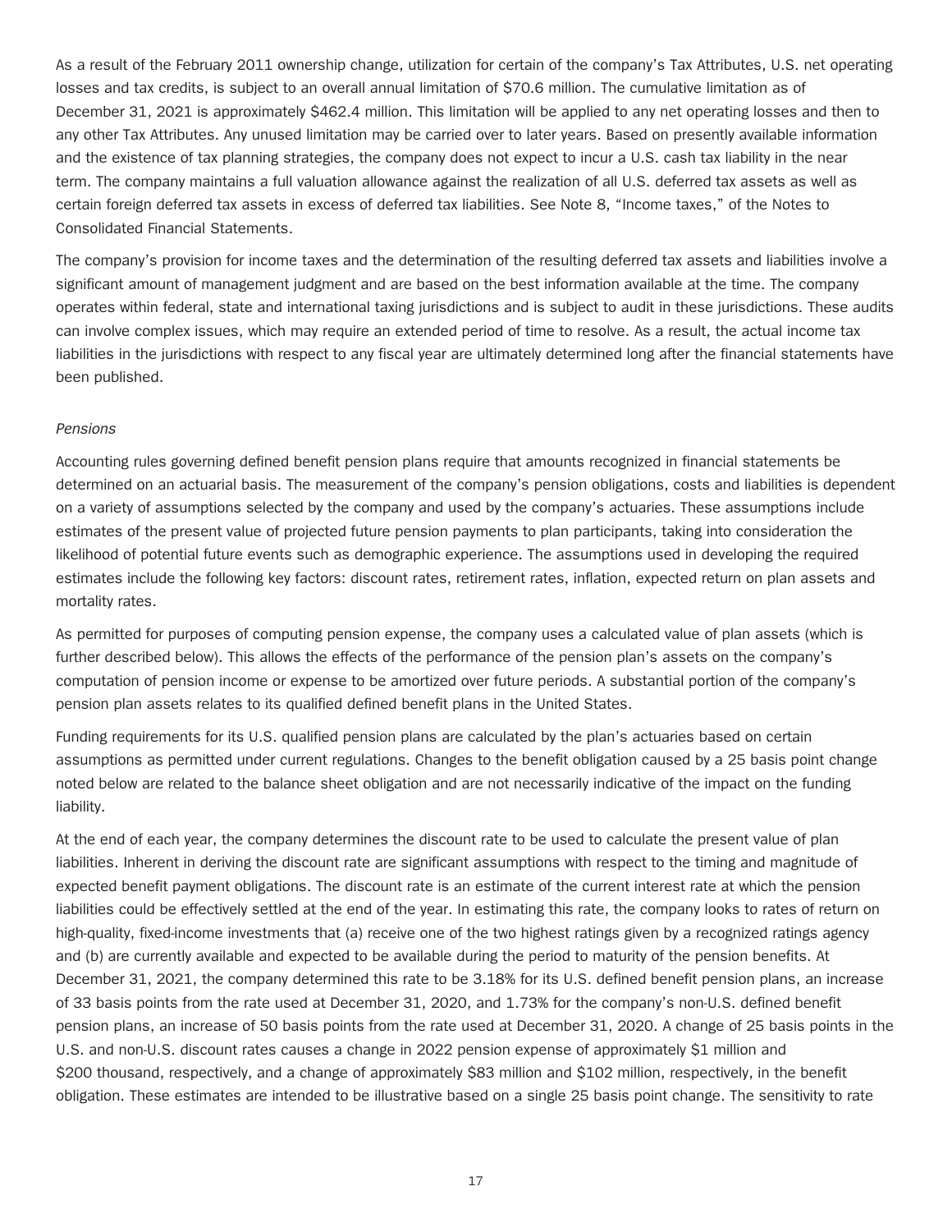As a result of the February 2011 ownership change, utilization for certain of the company's Tax Attributes, U.S. net operating losses and tax credits, is subject to an overall annual limitation of $70.6 million. The cumulative limitation as of December 31, 2021 is approximately $462.4 million. This limitation will be applied to any net operating losses and then to any other Tax Attributes. Any unused limitation may be carried over to later years. Based on presently available information and the existence of tax planning strategies, the company does not expect to incur a U.S. cash tax liability in the near term. The company maintains a full valuation allowance against the realization of all U.S. deferred tax assets as well as certain foreign deferred tax assets in excess of deferred tax liabilities. See Note 8, "Income taxes," of the Notes to Consolidated Financial Statements.

The company's provision for income taxes and the determination of the resulting deferred tax assets and liabilities involve a significant amount of management judgment and are based on the best information available at the time. The company operates within federal, state and international taxing jurisdictions and is subject to audit in these jurisdictions. These audits can involve complex issues, which may require an extended period of time to resolve. As a result, the actual income tax liabilities in the jurisdictions with respect to any fiscal year are ultimately determined long after the financial statements have been published.

*Pensions*

Accounting rules governing defined benefit pension plans require that amounts recognized in financial statements be determined on an actuarial basis. The measurement of the company's pension obligations, costs and liabilities is dependent on a variety of assumptions selected by the company and used by the company's actuaries. These assumptions include estimates of the present value of projected future pension payments to plan participants, taking into consideration the likelihood of potential future events such as demographic experience. The assumptions used in developing the required estimates include the following key factors: discount rates, retirement rates, inflation, expected return on plan assets and mortality rates.

As permitted for purposes of computing pension expense, the company uses a calculated value of plan assets (which is further described below). This allows the effects of the performance of the pension plan's assets on the company's computation of pension income or expense to be amortized over future periods. A substantial portion of the company's pension plan assets relates to its qualified defined benefit plans in the United States.

Funding requirements for its U.S. qualified pension plans are calculated by the plan's actuaries based on certain assumptions as permitted under current regulations. Changes to the benefit obligation caused by a 25 basis point change noted below are related to the balance sheet obligation and are not necessarily indicative of the impact on the funding liability.

At the end of each year, the company determines the discount rate to be used to calculate the present value of plan liabilities. Inherent in deriving the discount rate are significant assumptions with respect to the timing and magnitude of expected benefit payment obligations. The discount rate is an estimate of the current interest rate at which the pension liabilities could be effectively settled at the end of the year. In estimating this rate, the company looks to rates of return on high-quality, fixed-income investments that (a) receive one of the two highest ratings given by a recognized ratings agency and (b) are currently available and expected to be available during the period to maturity of the pension benefits. At December 31, 2021, the company determined this rate to be 3.18% for its U.S. defined benefit pension plans, an increase of 33 basis points from the rate used at December 31, 2020, and 1.73% for the company's non-U.S. defined benefit pension plans, an increase of 50 basis points from the rate used at December 31, 2020. A change of 25 basis points in the U.S. and non-U.S. discount rates causes a change in 2022 pension expense of approximately $1 million and $200 thousand, respectively, and a change of approximately $83 million and $102 million, respectively, in the benefit obligation. These estimates are intended to be illustrative based on a single 25 basis point change. The sensitivity to rate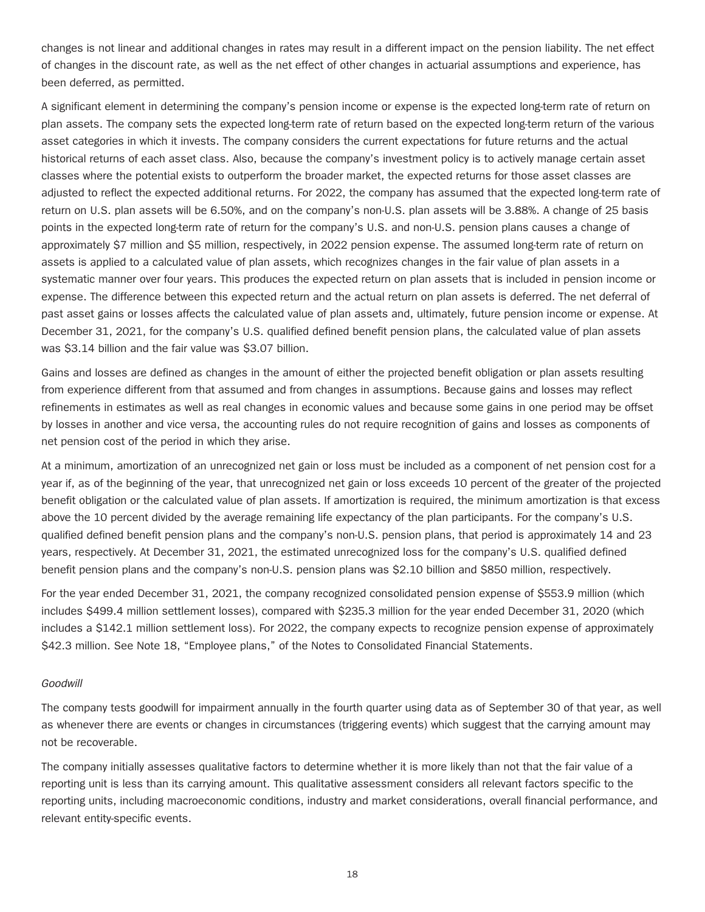changes is not linear and additional changes in rates may result in a different impact on the pension liability. The net effect of changes in the discount rate, as well as the net effect of other changes in actuarial assumptions and experience, has been deferred, as permitted.

A significant element in determining the company's pension income or expense is the expected long-term rate of return on plan assets. The company sets the expected long-term rate of return based on the expected long-term return of the various asset categories in which it invests. The company considers the current expectations for future returns and the actual historical returns of each asset class. Also, because the company's investment policy is to actively manage certain asset classes where the potential exists to outperform the broader market, the expected returns for those asset classes are adjusted to reflect the expected additional returns. For 2022, the company has assumed that the expected long-term rate of return on U.S. plan assets will be 6.50%, and on the company's non-U.S. plan assets will be 3.88%. A change of 25 basis points in the expected long-term rate of return for the company's U.S. and non-U.S. pension plans causes a change of approximately $7 million and $5 million, respectively, in 2022 pension expense. The assumed long-term rate of return on assets is applied to a calculated value of plan assets, which recognizes changes in the fair value of plan assets in a systematic manner over four years. This produces the expected return on plan assets that is included in pension income or expense. The difference between this expected return and the actual return on plan assets is deferred. The net deferral of past asset gains or losses affects the calculated value of plan assets and, ultimately, future pension income or expense. At December 31, 2021, for the company's U.S. qualified defined benefit pension plans, the calculated value of plan assets was $3.14 billion and the fair value was $3.07 billion.

Gains and losses are defined as changes in the amount of either the projected benefit obligation or plan assets resulting from experience different from that assumed and from changes in assumptions. Because gains and losses may reflect refinements in estimates as well as real changes in economic values and because some gains in one period may be offset by losses in another and vice versa, the accounting rules do not require recognition of gains and losses as components of net pension cost of the period in which they arise.

At a minimum, amortization of an unrecognized net gain or loss must be included as a component of net pension cost for a year if, as of the beginning of the year, that unrecognized net gain or loss exceeds 10 percent of the greater of the projected benefit obligation or the calculated value of plan assets. If amortization is required, the minimum amortization is that excess above the 10 percent divided by the average remaining life expectancy of the plan participants. For the company's U.S. qualified defined benefit pension plans and the company's non-U.S. pension plans, that period is approximately 14 and 23 years, respectively. At December 31, 2021, the estimated unrecognized loss for the company's U.S. qualified defined benefit pension plans and the company's non-U.S. pension plans was $2.10 billion and $850 million, respectively.

For the year ended December 31, 2021, the company recognized consolidated pension expense of $553.9 million (which includes $499.4 million settlement losses), compared with $235.3 million for the year ended December 31, 2020 (which includes a $142.1 million settlement loss). For 2022, the company expects to recognize pension expense of approximately $42.3 million. See Note 18, "Employee plans," of the Notes to Consolidated Financial Statements.

*Goodwill*

The company tests goodwill for impairment annually in the fourth quarter using data as of September 30 of that year, as well as whenever there are events or changes in circumstances (triggering events) which suggest that the carrying amount may not be recoverable.

The company initially assesses qualitative factors to determine whether it is more likely than not that the fair value of a reporting unit is less than its carrying amount. This qualitative assessment considers all relevant factors specific to the reporting units, including macroeconomic conditions, industry and market considerations, overall financial performance, and relevant entity-specific events.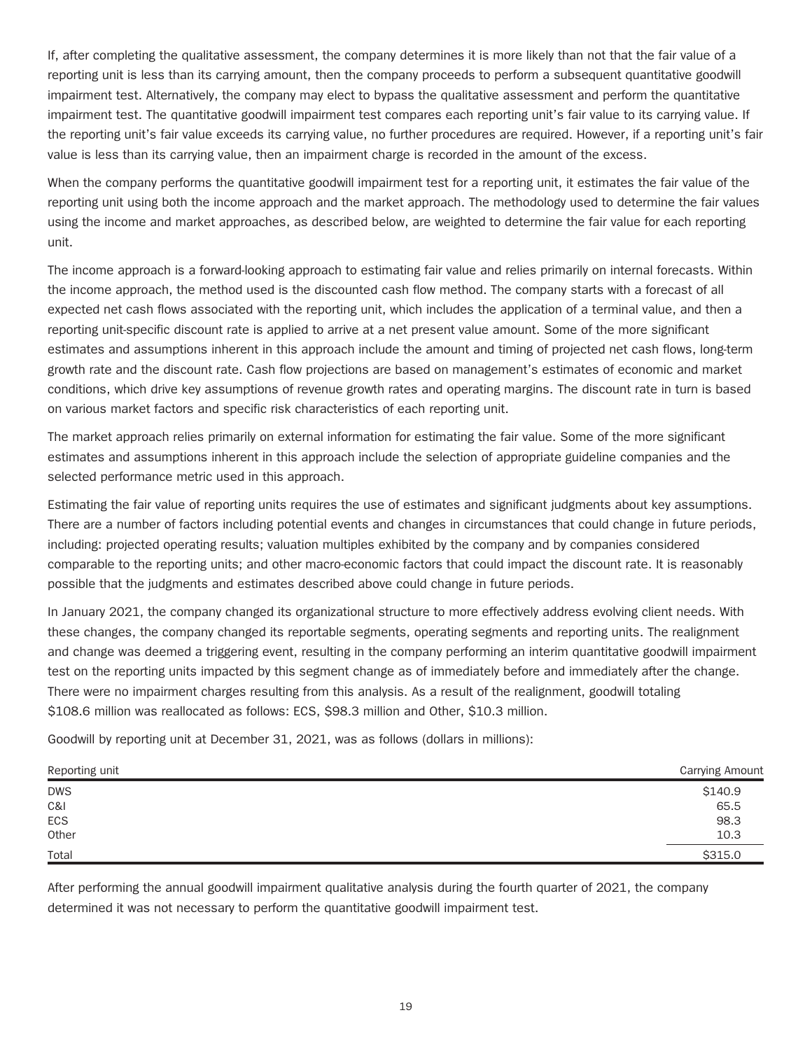If, after completing the qualitative assessment, the company determines it is more likely than not that the fair value of a reporting unit is less than its carrying amount, then the company proceeds to perform a subsequent quantitative goodwill impairment test. Alternatively, the company may elect to bypass the qualitative assessment and perform the quantitative impairment test. The quantitative goodwill impairment test compares each reporting unit's fair value to its carrying value. If the reporting unit's fair value exceeds its carrying value, no further procedures are required. However, if a reporting unit's fair value is less than its carrying value, then an impairment charge is recorded in the amount of the excess.

When the company performs the quantitative goodwill impairment test for a reporting unit, it estimates the fair value of the reporting unit using both the income approach and the market approach. The methodology used to determine the fair values using the income and market approaches, as described below, are weighted to determine the fair value for each reporting unit.

The income approach is a forward-looking approach to estimating fair value and relies primarily on internal forecasts. Within the income approach, the method used is the discounted cash flow method. The company starts with a forecast of all expected net cash flows associated with the reporting unit, which includes the application of a terminal value, and then a reporting unit-specific discount rate is applied to arrive at a net present value amount. Some of the more significant estimates and assumptions inherent in this approach include the amount and timing of projected net cash flows, long-term growth rate and the discount rate. Cash flow projections are based on management's estimates of economic and market conditions, which drive key assumptions of revenue growth rates and operating margins. The discount rate in turn is based on various market factors and specific risk characteristics of each reporting unit.

The market approach relies primarily on external information for estimating the fair value. Some of the more significant estimates and assumptions inherent in this approach include the selection of appropriate guideline companies and the selected performance metric used in this approach.

Estimating the fair value of reporting units requires the use of estimates and significant judgments about key assumptions. There are a number of factors including potential events and changes in circumstances that could change in future periods, including: projected operating results; valuation multiples exhibited by the company and by companies considered comparable to the reporting units; and other macro-economic factors that could impact the discount rate. It is reasonably possible that the judgments and estimates described above could change in future periods.

In January 2021, the company changed its organizational structure to more effectively address evolving client needs. With these changes, the company changed its reportable segments, operating segments and reporting units. The realignment and change was deemed a triggering event, resulting in the company performing an interim quantitative goodwill impairment test on the reporting units impacted by this segment change as of immediately before and immediately after the change. There were no impairment charges resulting from this analysis. As a result of the realignment, goodwill totaling $108.6 million was reallocated as follows: ECS, $98.3 million and Other, $10.3 million.

Goodwill by reporting unit at December 31, 2021, was as follows (dollars in millions):

| Reporting unit | Carrying Amount |
|---|---|
| DWS | $140.9 |
| C&I | 65.5 |
| ECS | 98.3 |
| Other | 10.3 |
| Total | $315.0 |

After performing the annual goodwill impairment qualitative analysis during the fourth quarter of 2021, the company determined it was not necessary to perform the quantitative goodwill impairment test.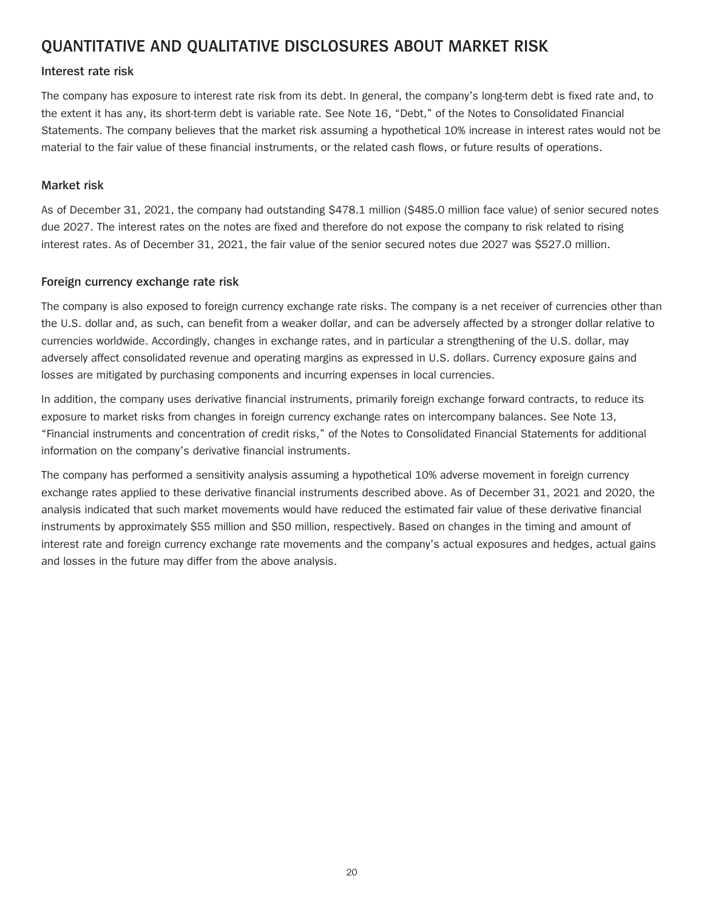# QUANTITATIVE AND QUALITATIVE DISCLOSURES ABOUT MARKET RISK

### Interest rate risk

The company has exposure to interest rate risk from its debt. In general, the company's long-term debt is fixed rate and, to the extent it has any, its short-term debt is variable rate. See Note 16, "Debt," of the Notes to Consolidated Financial Statements. The company believes that the market risk assuming a hypothetical 10% increase in interest rates would not be material to the fair value of these financial instruments, or the related cash flows, or future results of operations.

### Market risk

As of December 31, 2021, the company had outstanding $478.1 million ($485.0 million face value) of senior secured notes due 2027. The interest rates on the notes are fixed and therefore do not expose the company to risk related to rising interest rates. As of December 31, 2021, the fair value of the senior secured notes due 2027 was $527.0 million.

### Foreign currency exchange rate risk

The company is also exposed to foreign currency exchange rate risks. The company is a net receiver of currencies other than the U.S. dollar and, as such, can benefit from a weaker dollar, and can be adversely affected by a stronger dollar relative to currencies worldwide. Accordingly, changes in exchange rates, and in particular a strengthening of the U.S. dollar, may adversely affect consolidated revenue and operating margins as expressed in U.S. dollars. Currency exposure gains and losses are mitigated by purchasing components and incurring expenses in local currencies.

In addition, the company uses derivative financial instruments, primarily foreign exchange forward contracts, to reduce its exposure to market risks from changes in foreign currency exchange rates on intercompany balances. See Note 13, "Financial instruments and concentration of credit risks," of the Notes to Consolidated Financial Statements for additional information on the company's derivative financial instruments.

The company has performed a sensitivity analysis assuming a hypothetical 10% adverse movement in foreign currency exchange rates applied to these derivative financial instruments described above. As of December 31, 2021 and 2020, the analysis indicated that such market movements would have reduced the estimated fair value of these derivative financial instruments by approximately $55 million and $50 million, respectively. Based on changes in the timing and amount of interest rate and foreign currency exchange rate movements and the company's actual exposures and hedges, actual gains and losses in the future may differ from the above analysis.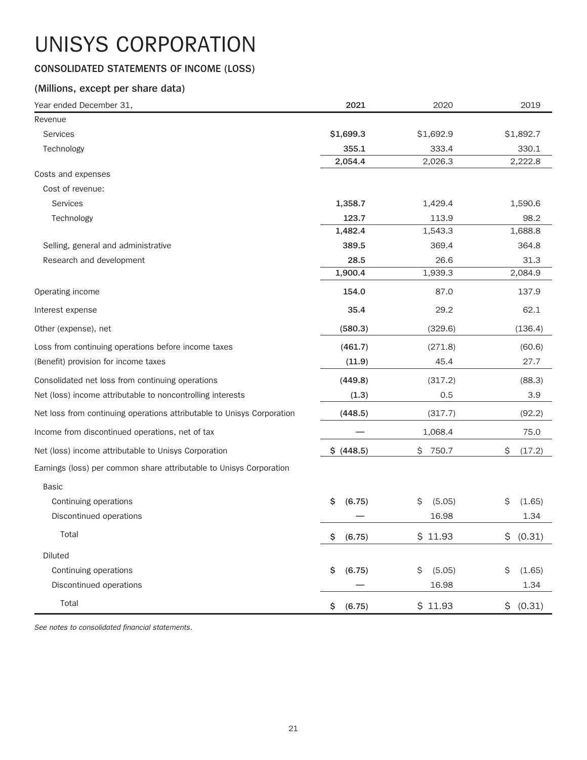# UNISYS CORPORATION

### CONSOLIDATED STATEMENTS OF INCOME (LOSS)

### (Millions, except per share data)

| Year ended December 31, | 2021 | 2020 | 2019 |
|---|---|---|---|
| Revenue | | | |
| Services | $1,699.3 | $1,692.9 | $1,892.7 |
| Technology | 355.1 | 333.4 | 330.1 |
| | 2,054.4 | 2,026.3 | 2,222.8 |
| Costs and expenses | | | |
| Cost of revenue: | | | |
| Services | 1,358.7 | 1,429.4 | 1,590.6 |
| Technology | 123.7 | 113.9 | 98.2 |
| | 1,482.4 | 1,543.3 | 1,688.8 |
| Selling, general and administrative | 389.5 | 369.4 | 364.8 |
| Research and development | 28.5 | 26.6 | 31.3 |
| | 1,900.4 | 1,939.3 | 2,084.9 |
| Operating income | 154.0 | 87.0 | 137.9 |
| Interest expense | 35.4 | 29.2 | 62.1 |
| Other (expense), net | (580.3) | (329.6) | (136.4) |
| Loss from continuing operations before income taxes | (461.7) | (271.8) | (60.6) |
| (Benefit) provision for income taxes | (11.9) | 45.4 | 27.7 |
| Consolidated net loss from continuing operations | (449.8) | (317.2) | (88.3) |
| Net (loss) income attributable to noncontrolling interests | (1.3) | 0.5 | 3.9 |
| Net loss from continuing operations attributable to Unisys Corporation | (448.5) | (317.7) | (92.2) |
| Income from discontinued operations, net of tax | — | 1,068.4 | 75.0 |
| Net (loss) income attributable to Unisys Corporation | $ (448.5) | $ 750.7 | $ (17.2) |
| Earnings (loss) per common share attributable to Unisys Corporation | | | |
| Basic | | | |
| Continuing operations | $ (6.75) | $ (5.05) | $ (1.65) |
| Discontinued operations | — | 16.98 | 1.34 |
| Total | $ (6.75) | $ 11.93 | $ (0.31) |
| Diluted | | | |
| Continuing operations | $ (6.75) | $ (5.05) | $ (1.65) |
| Discontinued operations | — | 16.98 | 1.34 |
| Total | $ (6.75) | $ 11.93 | $ (0.31) |

*See notes to consolidated financial statements.*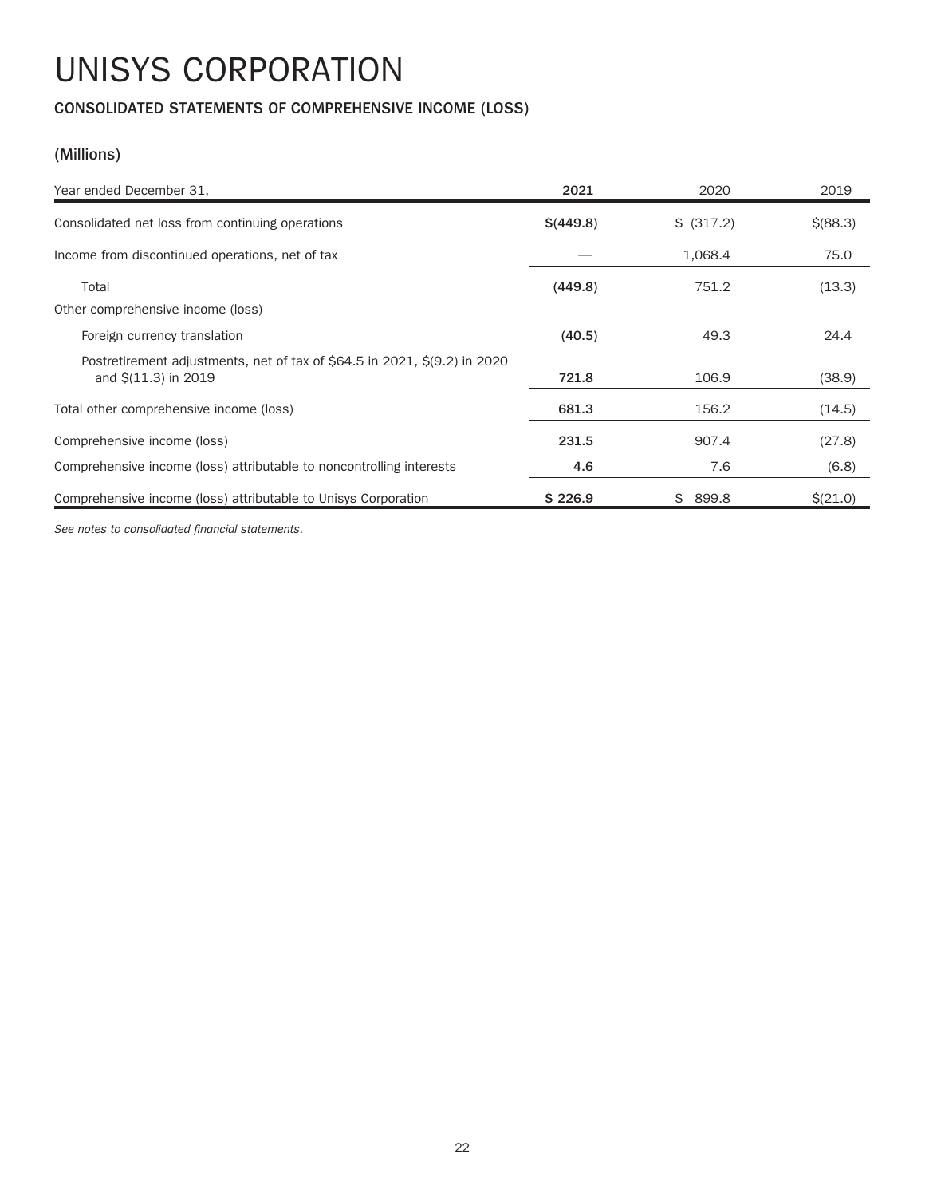# UNISYS CORPORATION

## CONSOLIDATED STATEMENTS OF COMPREHENSIVE INCOME (LOSS)

### (Millions)

| Year ended December 31, | **2021** | 2020 | 2019 |
|---|---|---|---|
| Consolidated net loss from continuing operations | **$(449.8)** | $ (317.2) | $(88.3) |
| Income from discontinued operations, net of tax | **—** | 1,068.4 | 75.0 |
| Total | **(449.8)** | 751.2 | (13.3) |
| Other comprehensive income (loss) | | | |
| Foreign currency translation | **(40.5)** | 49.3 | 24.4 |
| Postretirement adjustments, net of tax of $64.5 in 2021, $(9.2) in 2020 and $(11.3) in 2019 | **721.8** | 106.9 | (38.9) |
| Total other comprehensive income (loss) | **681.3** | 156.2 | (14.5) |
| Comprehensive income (loss) | **231.5** | 907.4 | (27.8) |
| Comprehensive income (loss) attributable to noncontrolling interests | **4.6** | 7.6 | (6.8) |
| Comprehensive income (loss) attributable to Unisys Corporation | **$ 226.9** | $ 899.8 | $(21.0) |

*See notes to consolidated financial statements.*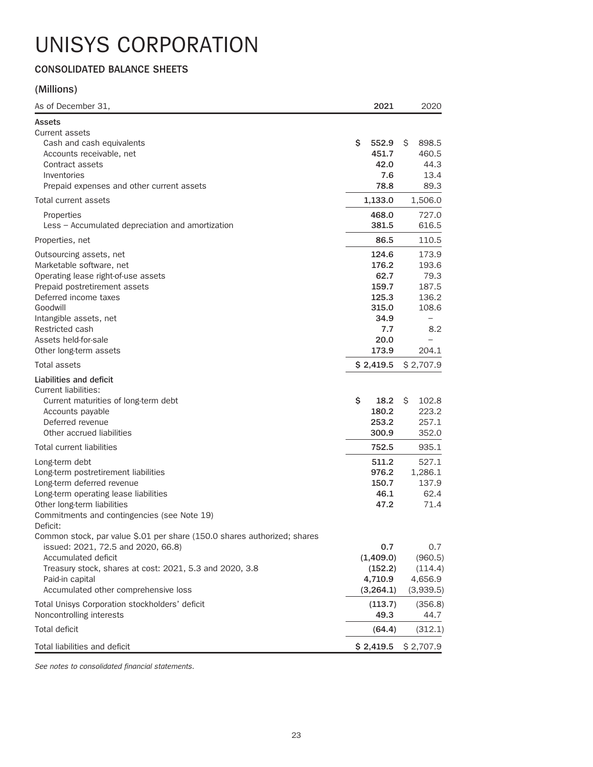# UNISYS CORPORATION

### CONSOLIDATED BALANCE SHEETS

### (Millions)

| As of December 31, | 2021 | 2020 |
|---|---|---|
| **Assets** | | |
| Current assets | | |
| Cash and cash equivalents | $ 552.9 | $ 898.5 |
| Accounts receivable, net | 451.7 | 460.5 |
| Contract assets | 42.0 | 44.3 |
| Inventories | 7.6 | 13.4 |
| Prepaid expenses and other current assets | 78.8 | 89.3 |
| Total current assets | 1,133.0 | 1,506.0 |
| Properties | 468.0 | 727.0 |
| Less – Accumulated depreciation and amortization | 381.5 | 616.5 |
| Properties, net | 86.5 | 110.5 |
| Outsourcing assets, net | 124.6 | 173.9 |
| Marketable software, net | 176.2 | 193.6 |
| Operating lease right-of-use assets | 62.7 | 79.3 |
| Prepaid postretirement assets | 159.7 | 187.5 |
| Deferred income taxes | 125.3 | 136.2 |
| Goodwill | 315.0 | 108.6 |
| Intangible assets, net | 34.9 | – |
| Restricted cash | 7.7 | 8.2 |
| Assets held-for-sale | 20.0 | – |
| Other long-term assets | 173.9 | 204.1 |
| Total assets | $ 2,419.5 | $ 2,707.9 |
| **Liabilities and deficit** | | |
| Current liabilities: | | |
| Current maturities of long-term debt | $ 18.2 | $ 102.8 |
| Accounts payable | 180.2 | 223.2 |
| Deferred revenue | 253.2 | 257.1 |
| Other accrued liabilities | 300.9 | 352.0 |
| Total current liabilities | 752.5 | 935.1 |
| Long-term debt | 511.2 | 527.1 |
| Long-term postretirement liabilities | 976.2 | 1,286.1 |
| Long-term deferred revenue | 150.7 | 137.9 |
| Long-term operating lease liabilities | 46.1 | 62.4 |
| Other long-term liabilities | 47.2 | 71.4 |
| Commitments and contingencies (see Note 19) | | |
| Deficit: | | |
| Common stock, par value $.01 per share (150.0 shares authorized; shares issued: 2021, 72.5 and 2020, 66.8) | 0.7 | 0.7 |
| Accumulated deficit | (1,409.0) | (960.5) |
| Treasury stock, shares at cost: 2021, 5.3 and 2020, 3.8 | (152.2) | (114.4) |
| Paid-in capital | 4,710.9 | 4,656.9 |
| Accumulated other comprehensive loss | (3,264.1) | (3,939.5) |
| Total Unisys Corporation stockholders' deficit | (113.7) | (356.8) |
| Noncontrolling interests | 49.3 | 44.7 |
| Total deficit | (64.4) | (312.1) |
| Total liabilities and deficit | $ 2,419.5 | $ 2,707.9 |

*See notes to consolidated financial statements.*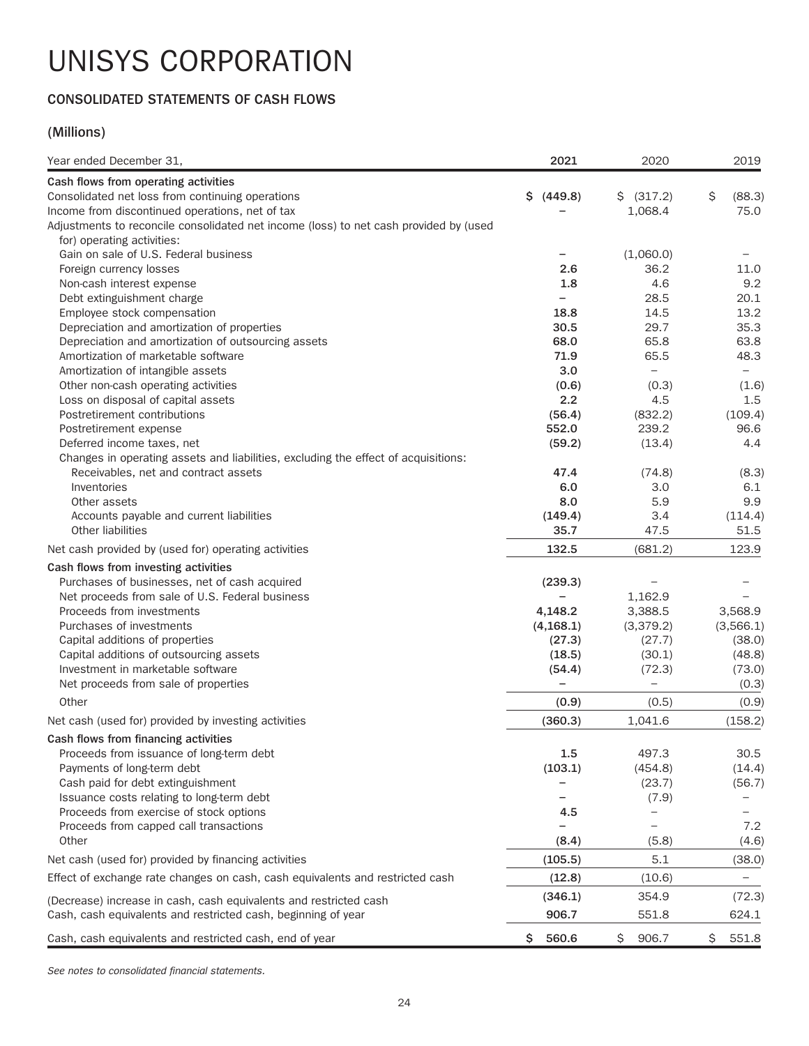# UNISYS CORPORATION

## CONSOLIDATED STATEMENTS OF CASH FLOWS

### (Millions)

| Year ended December 31, | 2021 | 2020 | 2019 |
|---|---|---|---|
| **Cash flows from operating activities** | | | |
| Consolidated net loss from continuing operations | **$ (449.8)** | $ (317.2) | $ (88.3) |
| Income from discontinued operations, net of tax | **–** | 1,068.4 | 75.0 |
| Adjustments to reconcile consolidated net income (loss) to net cash provided by (used for) operating activities: | | | |
| Gain on sale of U.S. Federal business | **–** | (1,060.0) | – |
| Foreign currency losses | **2.6** | 36.2 | 11.0 |
| Non-cash interest expense | **1.8** | 4.6 | 9.2 |
| Debt extinguishment charge | **–** | 28.5 | 20.1 |
| Employee stock compensation | **18.8** | 14.5 | 13.2 |
| Depreciation and amortization of properties | **30.5** | 29.7 | 35.3 |
| Depreciation and amortization of outsourcing assets | **68.0** | 65.8 | 63.8 |
| Amortization of marketable software | **71.9** | 65.5 | 48.3 |
| Amortization of intangible assets | **3.0** | – | – |
| Other non-cash operating activities | **(0.6)** | (0.3) | (1.6) |
| Loss on disposal of capital assets | **2.2** | 4.5 | 1.5 |
| Postretirement contributions | **(56.4)** | (832.2) | (109.4) |
| Postretirement expense | **552.0** | 239.2 | 96.6 |
| Deferred income taxes, net | **(59.2)** | (13.4) | 4.4 |
| Changes in operating assets and liabilities, excluding the effect of acquisitions: | | | |
| Receivables, net and contract assets | **47.4** | (74.8) | (8.3) |
| Inventories | **6.0** | 3.0 | 6.1 |
| Other assets | **8.0** | 5.9 | 9.9 |
| Accounts payable and current liabilities | **(149.4)** | 3.4 | (114.4) |
| Other liabilities | **35.7** | 47.5 | 51.5 |
| Net cash provided by (used for) operating activities | **132.5** | (681.2) | 123.9 |
| **Cash flows from investing activities** | | | |
| Purchases of businesses, net of cash acquired | **(239.3)** | – | – |
| Net proceeds from sale of U.S. Federal business | **–** | 1,162.9 | – |
| Proceeds from investments | **4,148.2** | 3,388.5 | 3,568.9 |
| Purchases of investments | **(4,168.1)** | (3,379.2) | (3,566.1) |
| Capital additions of properties | **(27.3)** | (27.7) | (38.0) |
| Capital additions of outsourcing assets | **(18.5)** | (30.1) | (48.8) |
| Investment in marketable software | **(54.4)** | (72.3) | (73.0) |
| Net proceeds from sale of properties | **–** | – | (0.3) |
| Other | **(0.9)** | (0.5) | (0.9) |
| Net cash (used for) provided by investing activities | **(360.3)** | 1,041.6 | (158.2) |
| **Cash flows from financing activities** | | | |
| Proceeds from issuance of long-term debt | **1.5** | 497.3 | 30.5 |
| Payments of long-term debt | **(103.1)** | (454.8) | (14.4) |
| Cash paid for debt extinguishment | **–** | (23.7) | (56.7) |
| Issuance costs relating to long-term debt | **–** | (7.9) | – |
| Proceeds from exercise of stock options | **4.5** | – | – |
| Proceeds from capped call transactions | **–** | – | 7.2 |
| Other | **(8.4)** | (5.8) | (4.6) |
| Net cash (used for) provided by financing activities | **(105.5)** | 5.1 | (38.0) |
| Effect of exchange rate changes on cash, cash equivalents and restricted cash | **(12.8)** | (10.6) | – |
| (Decrease) increase in cash, cash equivalents and restricted cash | **(346.1)** | 354.9 | (72.3) |
| Cash, cash equivalents and restricted cash, beginning of year | **906.7** | 551.8 | 624.1 |
| Cash, cash equivalents and restricted cash, end of year | **$ 560.6** | $ 906.7 | $ 551.8 |

*See notes to consolidated financial statements.*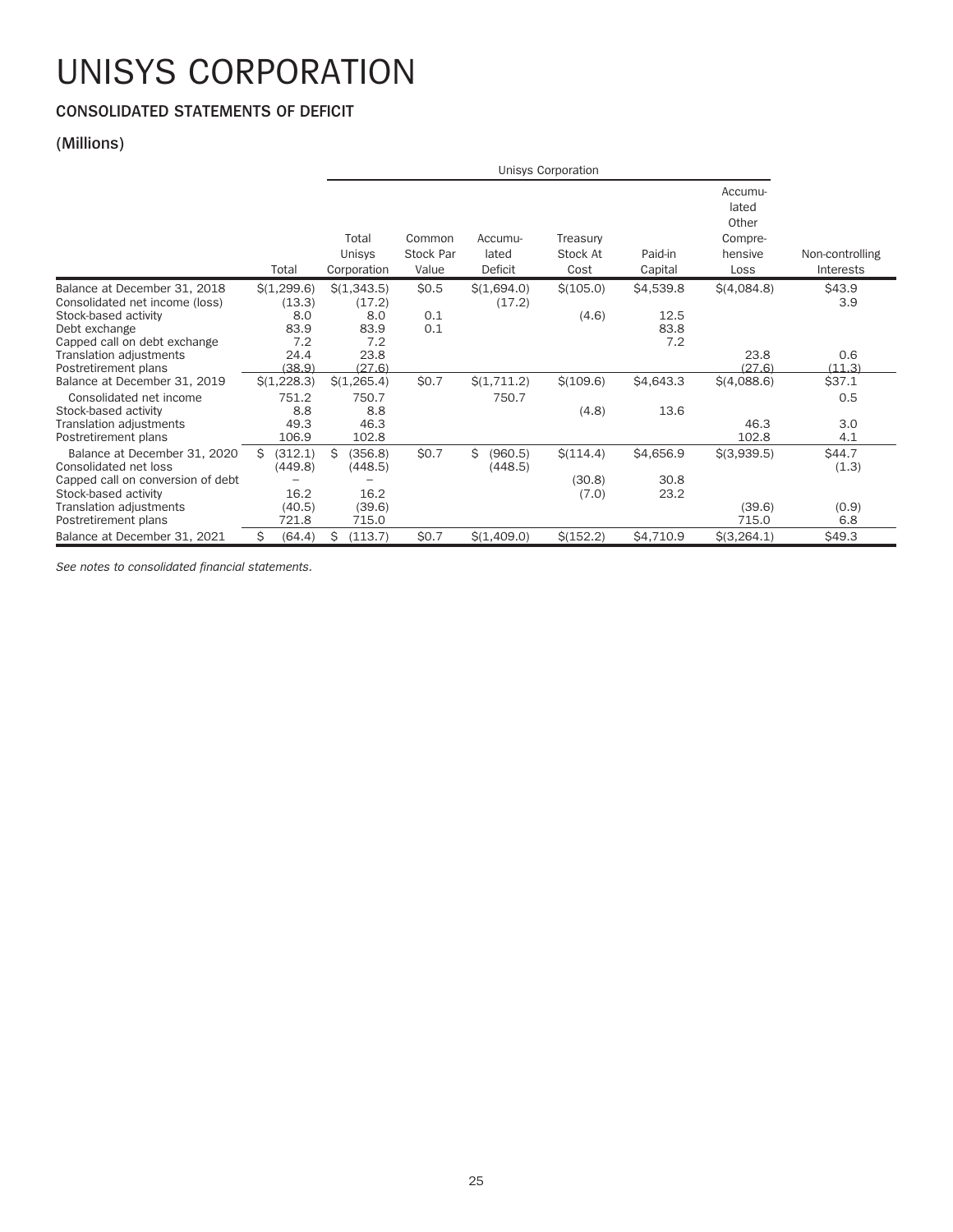# UNISYS CORPORATION

## CONSOLIDATED STATEMENTS OF DEFICIT

### (Millions)

| | | Unisys Corporation | | | | | | |
|---|---|---|---|---|---|---|---|---|
| | Total | Total Unisys Corporation | Common Stock Par Value | Accumulated Deficit | Treasury Stock At Cost | Paid-in Capital | Accumulated Other Comprehensive Loss | Non-controlling Interests |
| Balance at December 31, 2018 | $(1,299.6) | $(1,343.5) | $0.5 | $(1,694.0) | $(105.0) | $4,539.8 | $(4,084.8) | $43.9 |
| Consolidated net income (loss) | (13.3) | (17.2) | | (17.2) | | | | 3.9 |
| Stock-based activity | 8.0 | 8.0 | 0.1 | | (4.6) | 12.5 | | |
| Debt exchange | 83.9 | 83.9 | 0.1 | | | 83.8 | | |
| Capped call on debt exchange | 7.2 | 7.2 | | | | 7.2 | | |
| Translation adjustments | 24.4 | 23.8 | | | | | 23.8 | 0.6 |
| Postretirement plans | (38.9) | (27.6) | | | | | (27.6) | (11.3) |
| Balance at December 31, 2019 | $(1,228.3) | $(1,265.4) | $0.7 | $(1,711.2) | $(109.6) | $4,643.3 | $(4,088.6) | $37.1 |
| Consolidated net income | 751.2 | 750.7 | | 750.7 | | | | 0.5 |
| Stock-based activity | 8.8 | 8.8 | | | (4.8) | 13.6 | | |
| Translation adjustments | 49.3 | 46.3 | | | | | 46.3 | 3.0 |
| Postretirement plans | 106.9 | 102.8 | | | | | 102.8 | 4.1 |
| Balance at December 31, 2020 | $ (312.1) | $ (356.8) | $0.7 | $ (960.5) | $(114.4) | $4,656.9 | $(3,939.5) | $44.7 |
| Consolidated net loss | (449.8) | (448.5) | | (448.5) | | | | (1.3) |
| Capped call on conversion of debt | – | – | | | (30.8) | 30.8 | | |
| Stock-based activity | 16.2 | 16.2 | | | (7.0) | 23.2 | | |
| Translation adjustments | (40.5) | (39.6) | | | | | (39.6) | (0.9) |
| Postretirement plans | 721.8 | 715.0 | | | | | 715.0 | 6.8 |
| Balance at December 31, 2021 | $ (64.4) | $ (113.7) | $0.7 | $(1,409.0) | $(152.2) | $4,710.9 | $(3,264.1) | $49.3 |

*See notes to consolidated financial statements.*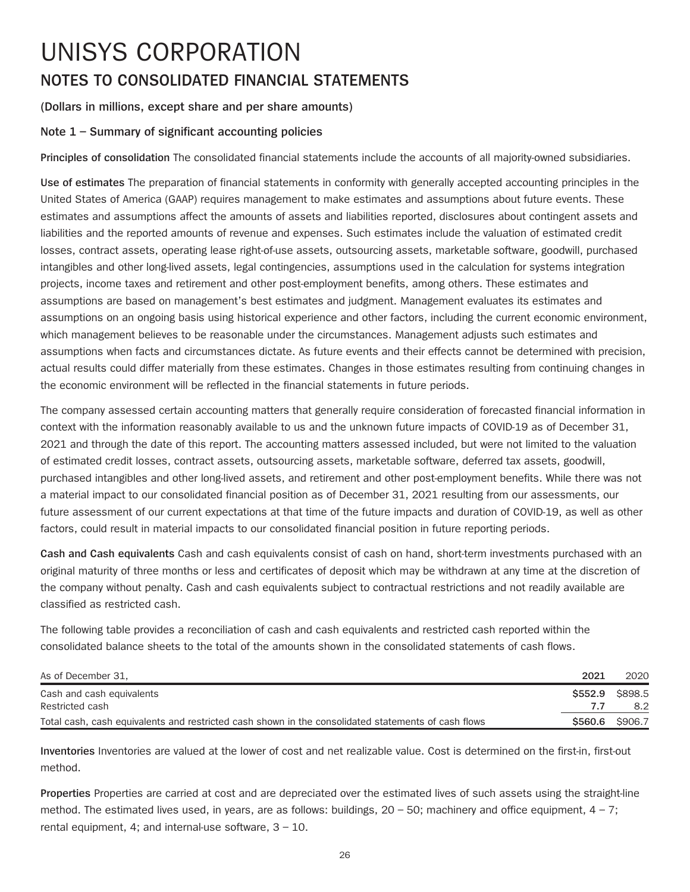# UNISYS CORPORATION

## NOTES TO CONSOLIDATED FINANCIAL STATEMENTS

**(Dollars in millions, except share and per share amounts)**

### Note 1 – Summary of significant accounting policies

**Principles of consolidation** The consolidated financial statements include the accounts of all majority-owned subsidiaries.

**Use of estimates** The preparation of financial statements in conformity with generally accepted accounting principles in the United States of America (GAAP) requires management to make estimates and assumptions about future events. These estimates and assumptions affect the amounts of assets and liabilities reported, disclosures about contingent assets and liabilities and the reported amounts of revenue and expenses. Such estimates include the valuation of estimated credit losses, contract assets, operating lease right-of-use assets, outsourcing assets, marketable software, goodwill, purchased intangibles and other long-lived assets, legal contingencies, assumptions used in the calculation for systems integration projects, income taxes and retirement and other post-employment benefits, among others. These estimates and assumptions are based on management's best estimates and judgment. Management evaluates its estimates and assumptions on an ongoing basis using historical experience and other factors, including the current economic environment, which management believes to be reasonable under the circumstances. Management adjusts such estimates and assumptions when facts and circumstances dictate. As future events and their effects cannot be determined with precision, actual results could differ materially from these estimates. Changes in those estimates resulting from continuing changes in the economic environment will be reflected in the financial statements in future periods.

The company assessed certain accounting matters that generally require consideration of forecasted financial information in context with the information reasonably available to us and the unknown future impacts of COVID-19 as of December 31, 2021 and through the date of this report. The accounting matters assessed included, but were not limited to the valuation of estimated credit losses, contract assets, outsourcing assets, marketable software, deferred tax assets, goodwill, purchased intangibles and other long-lived assets, and retirement and other post-employment benefits. While there was not a material impact to our consolidated financial position as of December 31, 2021 resulting from our assessments, our future assessment of our current expectations at that time of the future impacts and duration of COVID-19, as well as other factors, could result in material impacts to our consolidated financial position in future reporting periods.

**Cash and Cash equivalents** Cash and cash equivalents consist of cash on hand, short-term investments purchased with an original maturity of three months or less and certificates of deposit which may be withdrawn at any time at the discretion of the company without penalty. Cash and cash equivalents subject to contractual restrictions and not readily available are classified as restricted cash.

The following table provides a reconciliation of cash and cash equivalents and restricted cash reported within the consolidated balance sheets to the total of the amounts shown in the consolidated statements of cash flows.

| As of December 31, | **2021** | 2020 |
|---|---|---|
| Cash and cash equivalents | **$552.9** | $898.5 |
| Restricted cash | **7.7** | 8.2 |
| Total cash, cash equivalents and restricted cash shown in the consolidated statements of cash flows | **$560.6** | $906.7 |

**Inventories** Inventories are valued at the lower of cost and net realizable value. Cost is determined on the first-in, first-out method.

**Properties** Properties are carried at cost and are depreciated over the estimated lives of such assets using the straight-line method. The estimated lives used, in years, are as follows: buildings, 20 – 50; machinery and office equipment, 4 – 7; rental equipment, 4; and internal-use software, 3 – 10.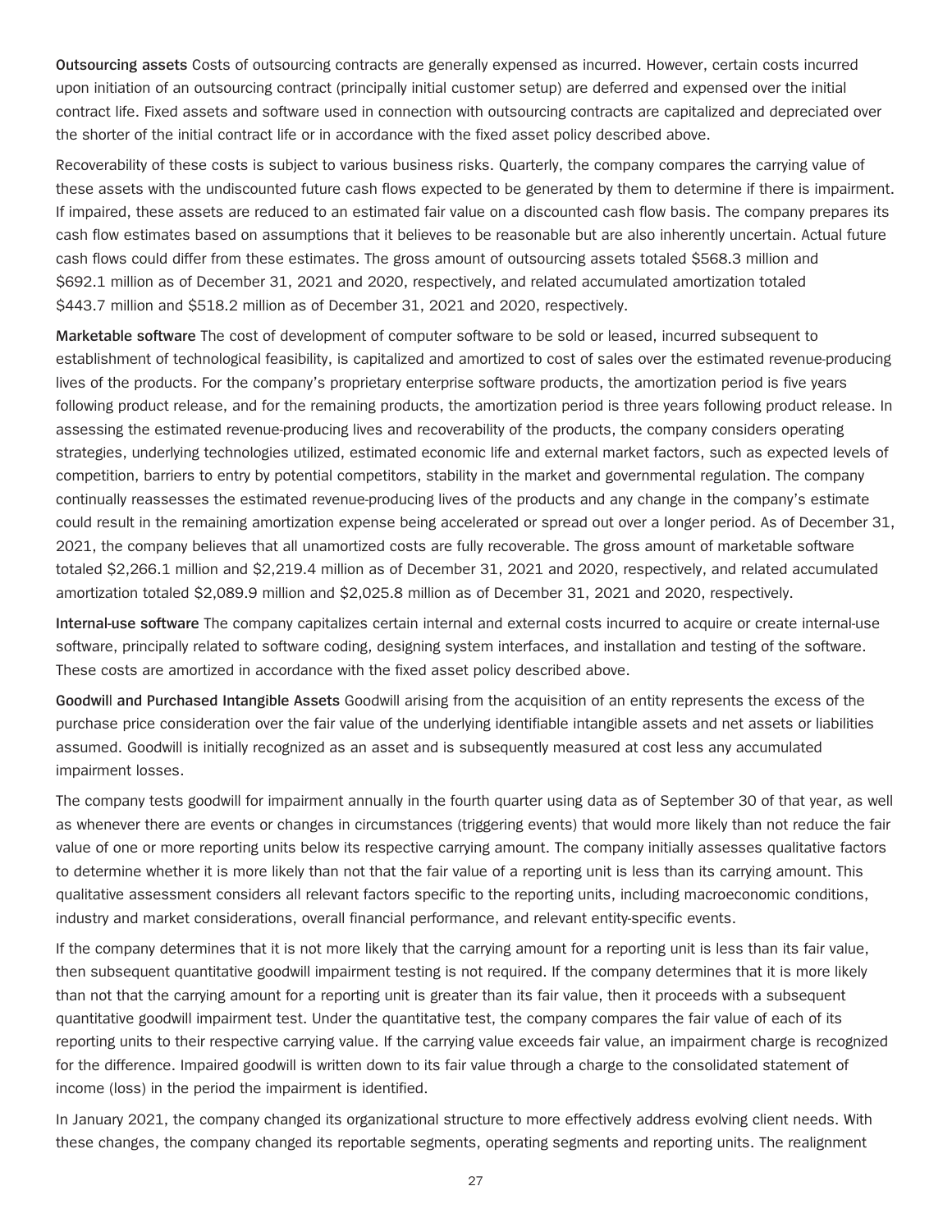**Outsourcing assets** Costs of outsourcing contracts are generally expensed as incurred. However, certain costs incurred upon initiation of an outsourcing contract (principally initial customer setup) are deferred and expensed over the initial contract life. Fixed assets and software used in connection with outsourcing contracts are capitalized and depreciated over the shorter of the initial contract life or in accordance with the fixed asset policy described above.

Recoverability of these costs is subject to various business risks. Quarterly, the company compares the carrying value of these assets with the undiscounted future cash flows expected to be generated by them to determine if there is impairment. If impaired, these assets are reduced to an estimated fair value on a discounted cash flow basis. The company prepares its cash flow estimates based on assumptions that it believes to be reasonable but are also inherently uncertain. Actual future cash flows could differ from these estimates. The gross amount of outsourcing assets totaled $568.3 million and $692.1 million as of December 31, 2021 and 2020, respectively, and related accumulated amortization totaled $443.7 million and $518.2 million as of December 31, 2021 and 2020, respectively.

**Marketable software** The cost of development of computer software to be sold or leased, incurred subsequent to establishment of technological feasibility, is capitalized and amortized to cost of sales over the estimated revenue-producing lives of the products. For the company's proprietary enterprise software products, the amortization period is five years following product release, and for the remaining products, the amortization period is three years following product release. In assessing the estimated revenue-producing lives and recoverability of the products, the company considers operating strategies, underlying technologies utilized, estimated economic life and external market factors, such as expected levels of competition, barriers to entry by potential competitors, stability in the market and governmental regulation. The company continually reassesses the estimated revenue-producing lives of the products and any change in the company's estimate could result in the remaining amortization expense being accelerated or spread out over a longer period. As of December 31, 2021, the company believes that all unamortized costs are fully recoverable. The gross amount of marketable software totaled $2,266.1 million and $2,219.4 million as of December 31, 2021 and 2020, respectively, and related accumulated amortization totaled $2,089.9 million and $2,025.8 million as of December 31, 2021 and 2020, respectively.

**Internal-use software** The company capitalizes certain internal and external costs incurred to acquire or create internal-use software, principally related to software coding, designing system interfaces, and installation and testing of the software. These costs are amortized in accordance with the fixed asset policy described above.

**Goodwill and Purchased Intangible Assets** Goodwill arising from the acquisition of an entity represents the excess of the purchase price consideration over the fair value of the underlying identifiable intangible assets and net assets or liabilities assumed. Goodwill is initially recognized as an asset and is subsequently measured at cost less any accumulated impairment losses.

The company tests goodwill for impairment annually in the fourth quarter using data as of September 30 of that year, as well as whenever there are events or changes in circumstances (triggering events) that would more likely than not reduce the fair value of one or more reporting units below its respective carrying amount. The company initially assesses qualitative factors to determine whether it is more likely than not that the fair value of a reporting unit is less than its carrying amount. This qualitative assessment considers all relevant factors specific to the reporting units, including macroeconomic conditions, industry and market considerations, overall financial performance, and relevant entity-specific events.

If the company determines that it is not more likely that the carrying amount for a reporting unit is less than its fair value, then subsequent quantitative goodwill impairment testing is not required. If the company determines that it is more likely than not that the carrying amount for a reporting unit is greater than its fair value, then it proceeds with a subsequent quantitative goodwill impairment test. Under the quantitative test, the company compares the fair value of each of its reporting units to their respective carrying value. If the carrying value exceeds fair value, an impairment charge is recognized for the difference. Impaired goodwill is written down to its fair value through a charge to the consolidated statement of income (loss) in the period the impairment is identified.

In January 2021, the company changed its organizational structure to more effectively address evolving client needs. With these changes, the company changed its reportable segments, operating segments and reporting units. The realignment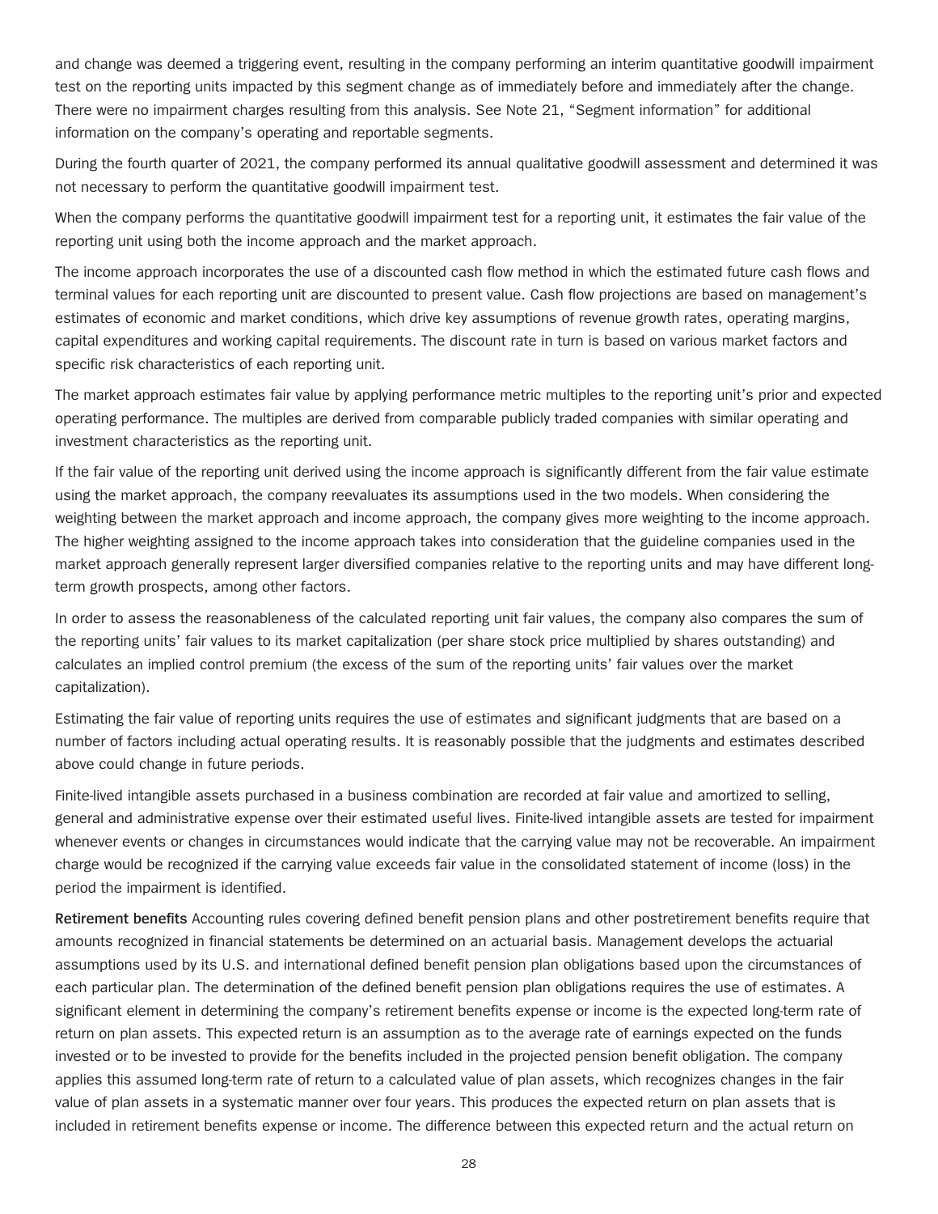and change was deemed a triggering event, resulting in the company performing an interim quantitative goodwill impairment test on the reporting units impacted by this segment change as of immediately before and immediately after the change. There were no impairment charges resulting from this analysis. See Note 21, "Segment information" for additional information on the company's operating and reportable segments.

During the fourth quarter of 2021, the company performed its annual qualitative goodwill assessment and determined it was not necessary to perform the quantitative goodwill impairment test.

When the company performs the quantitative goodwill impairment test for a reporting unit, it estimates the fair value of the reporting unit using both the income approach and the market approach.

The income approach incorporates the use of a discounted cash flow method in which the estimated future cash flows and terminal values for each reporting unit are discounted to present value. Cash flow projections are based on management's estimates of economic and market conditions, which drive key assumptions of revenue growth rates, operating margins, capital expenditures and working capital requirements. The discount rate in turn is based on various market factors and specific risk characteristics of each reporting unit.

The market approach estimates fair value by applying performance metric multiples to the reporting unit's prior and expected operating performance. The multiples are derived from comparable publicly traded companies with similar operating and investment characteristics as the reporting unit.

If the fair value of the reporting unit derived using the income approach is significantly different from the fair value estimate using the market approach, the company reevaluates its assumptions used in the two models. When considering the weighting between the market approach and income approach, the company gives more weighting to the income approach. The higher weighting assigned to the income approach takes into consideration that the guideline companies used in the market approach generally represent larger diversified companies relative to the reporting units and may have different long-term growth prospects, among other factors.

In order to assess the reasonableness of the calculated reporting unit fair values, the company also compares the sum of the reporting units' fair values to its market capitalization (per share stock price multiplied by shares outstanding) and calculates an implied control premium (the excess of the sum of the reporting units' fair values over the market capitalization).

Estimating the fair value of reporting units requires the use of estimates and significant judgments that are based on a number of factors including actual operating results. It is reasonably possible that the judgments and estimates described above could change in future periods.

Finite-lived intangible assets purchased in a business combination are recorded at fair value and amortized to selling, general and administrative expense over their estimated useful lives. Finite-lived intangible assets are tested for impairment whenever events or changes in circumstances would indicate that the carrying value may not be recoverable. An impairment charge would be recognized if the carrying value exceeds fair value in the consolidated statement of income (loss) in the period the impairment is identified.

**Retirement benefits** Accounting rules covering defined benefit pension plans and other postretirement benefits require that amounts recognized in financial statements be determined on an actuarial basis. Management develops the actuarial assumptions used by its U.S. and international defined benefit pension plan obligations based upon the circumstances of each particular plan. The determination of the defined benefit pension plan obligations requires the use of estimates. A significant element in determining the company's retirement benefits expense or income is the expected long-term rate of return on plan assets. This expected return is an assumption as to the average rate of earnings expected on the funds invested or to be invested to provide for the benefits included in the projected pension benefit obligation. The company applies this assumed long-term rate of return to a calculated value of plan assets, which recognizes changes in the fair value of plan assets in a systematic manner over four years. This produces the expected return on plan assets that is included in retirement benefits expense or income. The difference between this expected return and the actual return on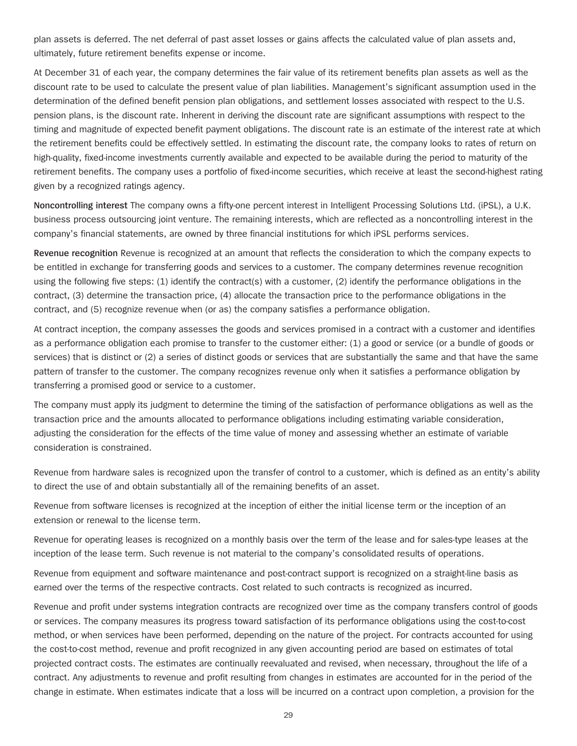plan assets is deferred. The net deferral of past asset losses or gains affects the calculated value of plan assets and, ultimately, future retirement benefits expense or income.

At December 31 of each year, the company determines the fair value of its retirement benefits plan assets as well as the discount rate to be used to calculate the present value of plan liabilities. Management's significant assumption used in the determination of the defined benefit pension plan obligations, and settlement losses associated with respect to the U.S. pension plans, is the discount rate. Inherent in deriving the discount rate are significant assumptions with respect to the timing and magnitude of expected benefit payment obligations. The discount rate is an estimate of the interest rate at which the retirement benefits could be effectively settled. In estimating the discount rate, the company looks to rates of return on high-quality, fixed-income investments currently available and expected to be available during the period to maturity of the retirement benefits. The company uses a portfolio of fixed-income securities, which receive at least the second-highest rating given by a recognized ratings agency.

**Noncontrolling interest** The company owns a fifty-one percent interest in Intelligent Processing Solutions Ltd. (iPSL), a U.K. business process outsourcing joint venture. The remaining interests, which are reflected as a noncontrolling interest in the company's financial statements, are owned by three financial institutions for which iPSL performs services.

**Revenue recognition** Revenue is recognized at an amount that reflects the consideration to which the company expects to be entitled in exchange for transferring goods and services to a customer. The company determines revenue recognition using the following five steps: (1) identify the contract(s) with a customer, (2) identify the performance obligations in the contract, (3) determine the transaction price, (4) allocate the transaction price to the performance obligations in the contract, and (5) recognize revenue when (or as) the company satisfies a performance obligation.

At contract inception, the company assesses the goods and services promised in a contract with a customer and identifies as a performance obligation each promise to transfer to the customer either: (1) a good or service (or a bundle of goods or services) that is distinct or (2) a series of distinct goods or services that are substantially the same and that have the same pattern of transfer to the customer. The company recognizes revenue only when it satisfies a performance obligation by transferring a promised good or service to a customer.

The company must apply its judgment to determine the timing of the satisfaction of performance obligations as well as the transaction price and the amounts allocated to performance obligations including estimating variable consideration, adjusting the consideration for the effects of the time value of money and assessing whether an estimate of variable consideration is constrained.

Revenue from hardware sales is recognized upon the transfer of control to a customer, which is defined as an entity's ability to direct the use of and obtain substantially all of the remaining benefits of an asset.

Revenue from software licenses is recognized at the inception of either the initial license term or the inception of an extension or renewal to the license term.

Revenue for operating leases is recognized on a monthly basis over the term of the lease and for sales-type leases at the inception of the lease term. Such revenue is not material to the company's consolidated results of operations.

Revenue from equipment and software maintenance and post-contract support is recognized on a straight-line basis as earned over the terms of the respective contracts. Cost related to such contracts is recognized as incurred.

Revenue and profit under systems integration contracts are recognized over time as the company transfers control of goods or services. The company measures its progress toward satisfaction of its performance obligations using the cost-to-cost method, or when services have been performed, depending on the nature of the project. For contracts accounted for using the cost-to-cost method, revenue and profit recognized in any given accounting period are based on estimates of total projected contract costs. The estimates are continually reevaluated and revised, when necessary, throughout the life of a contract. Any adjustments to revenue and profit resulting from changes in estimates are accounted for in the period of the change in estimate. When estimates indicate that a loss will be incurred on a contract upon completion, a provision for the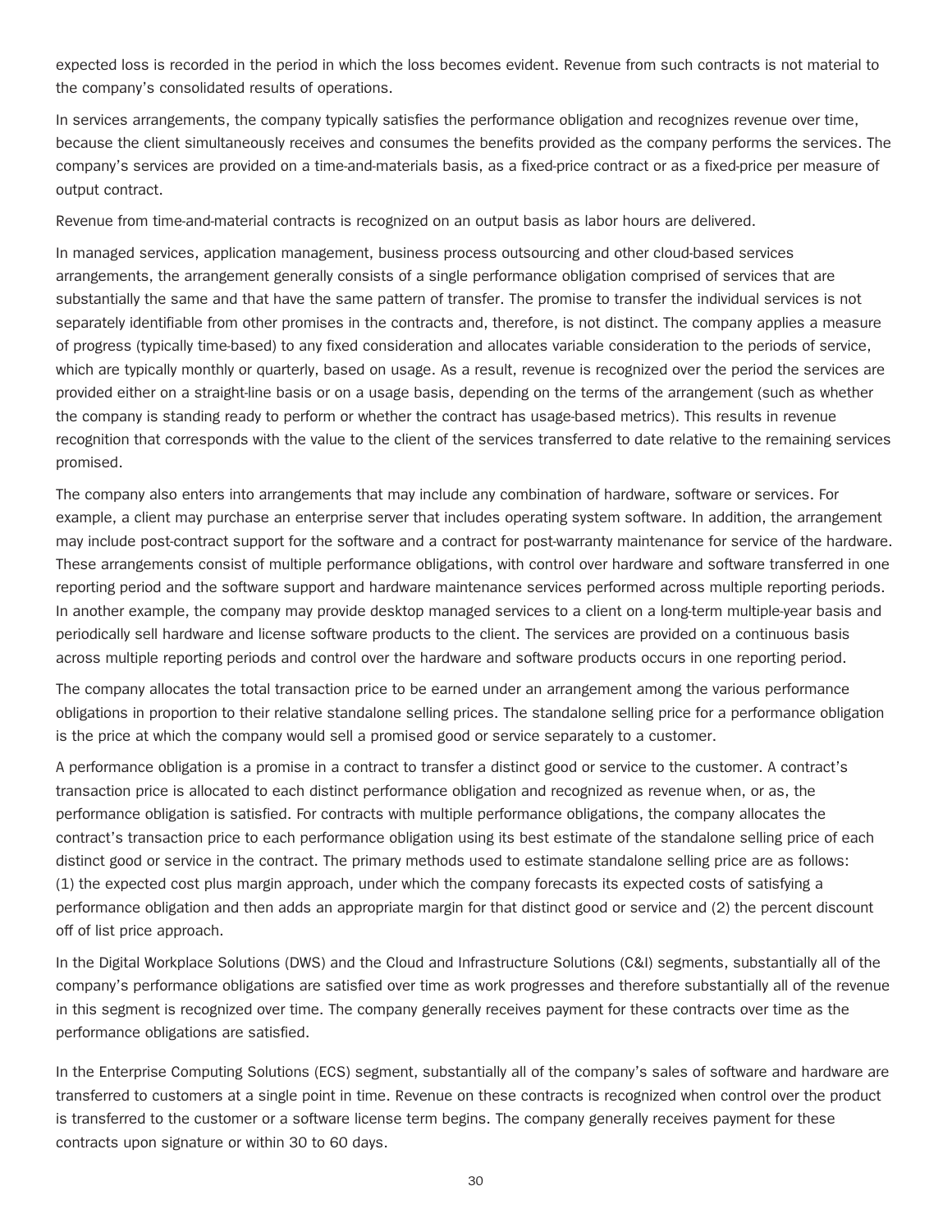expected loss is recorded in the period in which the loss becomes evident. Revenue from such contracts is not material to the company's consolidated results of operations.

In services arrangements, the company typically satisfies the performance obligation and recognizes revenue over time, because the client simultaneously receives and consumes the benefits provided as the company performs the services. The company's services are provided on a time-and-materials basis, as a fixed-price contract or as a fixed-price per measure of output contract.

Revenue from time-and-material contracts is recognized on an output basis as labor hours are delivered.

In managed services, application management, business process outsourcing and other cloud-based services arrangements, the arrangement generally consists of a single performance obligation comprised of services that are substantially the same and that have the same pattern of transfer. The promise to transfer the individual services is not separately identifiable from other promises in the contracts and, therefore, is not distinct. The company applies a measure of progress (typically time-based) to any fixed consideration and allocates variable consideration to the periods of service, which are typically monthly or quarterly, based on usage. As a result, revenue is recognized over the period the services are provided either on a straight-line basis or on a usage basis, depending on the terms of the arrangement (such as whether the company is standing ready to perform or whether the contract has usage-based metrics). This results in revenue recognition that corresponds with the value to the client of the services transferred to date relative to the remaining services promised.

The company also enters into arrangements that may include any combination of hardware, software or services. For example, a client may purchase an enterprise server that includes operating system software. In addition, the arrangement may include post-contract support for the software and a contract for post-warranty maintenance for service of the hardware. These arrangements consist of multiple performance obligations, with control over hardware and software transferred in one reporting period and the software support and hardware maintenance services performed across multiple reporting periods. In another example, the company may provide desktop managed services to a client on a long-term multiple-year basis and periodically sell hardware and license software products to the client. The services are provided on a continuous basis across multiple reporting periods and control over the hardware and software products occurs in one reporting period.

The company allocates the total transaction price to be earned under an arrangement among the various performance obligations in proportion to their relative standalone selling prices. The standalone selling price for a performance obligation is the price at which the company would sell a promised good or service separately to a customer.

A performance obligation is a promise in a contract to transfer a distinct good or service to the customer. A contract's transaction price is allocated to each distinct performance obligation and recognized as revenue when, or as, the performance obligation is satisfied. For contracts with multiple performance obligations, the company allocates the contract's transaction price to each performance obligation using its best estimate of the standalone selling price of each distinct good or service in the contract. The primary methods used to estimate standalone selling price are as follows: (1) the expected cost plus margin approach, under which the company forecasts its expected costs of satisfying a performance obligation and then adds an appropriate margin for that distinct good or service and (2) the percent discount off of list price approach.

In the Digital Workplace Solutions (DWS) and the Cloud and Infrastructure Solutions (C&I) segments, substantially all of the company's performance obligations are satisfied over time as work progresses and therefore substantially all of the revenue in this segment is recognized over time. The company generally receives payment for these contracts over time as the performance obligations are satisfied.

In the Enterprise Computing Solutions (ECS) segment, substantially all of the company's sales of software and hardware are transferred to customers at a single point in time. Revenue on these contracts is recognized when control over the product is transferred to the customer or a software license term begins. The company generally receives payment for these contracts upon signature or within 30 to 60 days.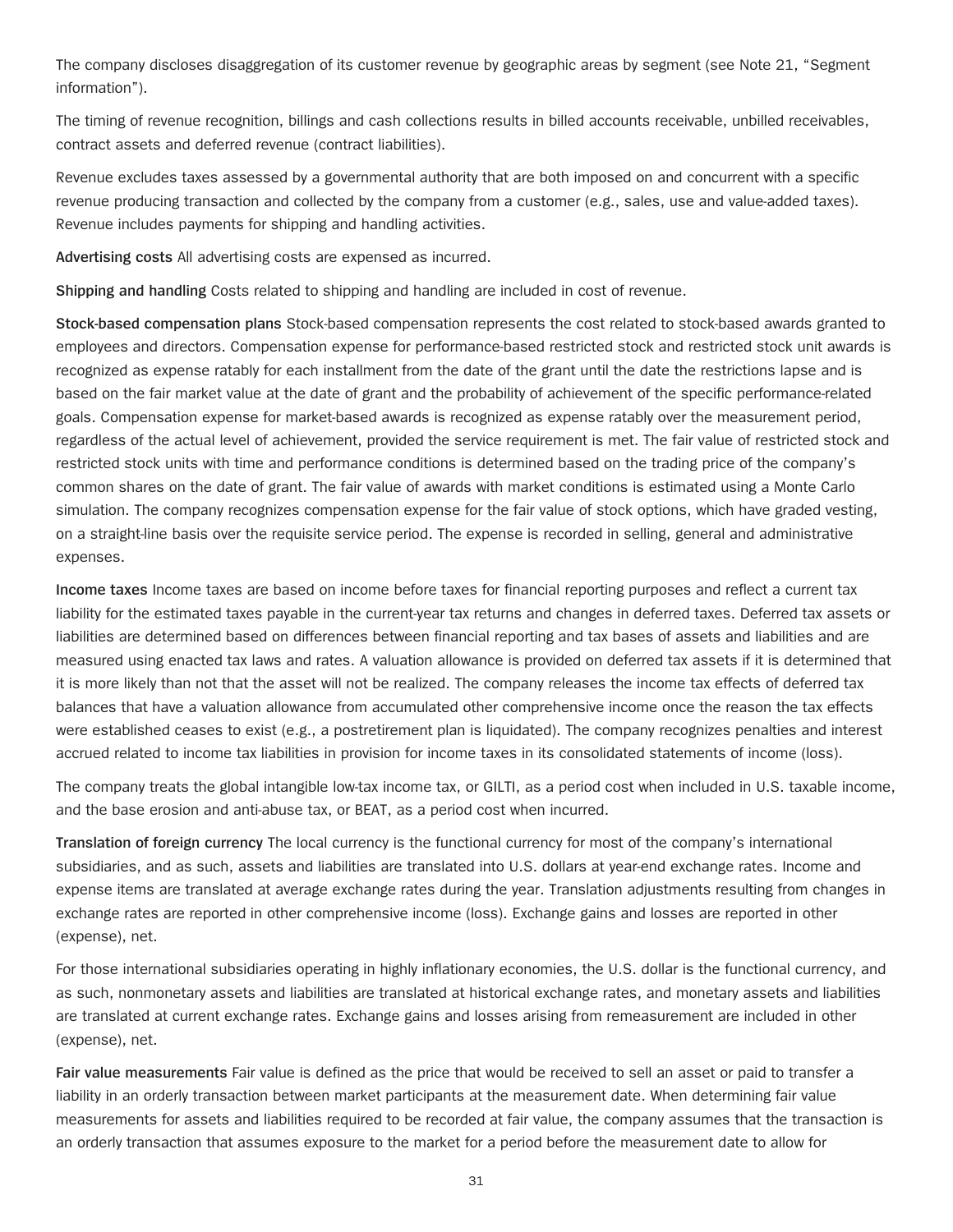The company discloses disaggregation of its customer revenue by geographic areas by segment (see Note 21, "Segment information").

The timing of revenue recognition, billings and cash collections results in billed accounts receivable, unbilled receivables, contract assets and deferred revenue (contract liabilities).

Revenue excludes taxes assessed by a governmental authority that are both imposed on and concurrent with a specific revenue producing transaction and collected by the company from a customer (e.g., sales, use and value-added taxes). Revenue includes payments for shipping and handling activities.

**Advertising costs** All advertising costs are expensed as incurred.

**Shipping and handling** Costs related to shipping and handling are included in cost of revenue.

**Stock-based compensation plans** Stock-based compensation represents the cost related to stock-based awards granted to employees and directors. Compensation expense for performance-based restricted stock and restricted stock unit awards is recognized as expense ratably for each installment from the date of the grant until the date the restrictions lapse and is based on the fair market value at the date of grant and the probability of achievement of the specific performance-related goals. Compensation expense for market-based awards is recognized as expense ratably over the measurement period, regardless of the actual level of achievement, provided the service requirement is met. The fair value of restricted stock and restricted stock units with time and performance conditions is determined based on the trading price of the company's common shares on the date of grant. The fair value of awards with market conditions is estimated using a Monte Carlo simulation. The company recognizes compensation expense for the fair value of stock options, which have graded vesting, on a straight-line basis over the requisite service period. The expense is recorded in selling, general and administrative expenses.

**Income taxes** Income taxes are based on income before taxes for financial reporting purposes and reflect a current tax liability for the estimated taxes payable in the current-year tax returns and changes in deferred taxes. Deferred tax assets or liabilities are determined based on differences between financial reporting and tax bases of assets and liabilities and are measured using enacted tax laws and rates. A valuation allowance is provided on deferred tax assets if it is determined that it is more likely than not that the asset will not be realized. The company releases the income tax effects of deferred tax balances that have a valuation allowance from accumulated other comprehensive income once the reason the tax effects were established ceases to exist (e.g., a postretirement plan is liquidated). The company recognizes penalties and interest accrued related to income tax liabilities in provision for income taxes in its consolidated statements of income (loss).

The company treats the global intangible low-tax income tax, or GILTI, as a period cost when included in U.S. taxable income, and the base erosion and anti-abuse tax, or BEAT, as a period cost when incurred.

**Translation of foreign currency** The local currency is the functional currency for most of the company's international subsidiaries, and as such, assets and liabilities are translated into U.S. dollars at year-end exchange rates. Income and expense items are translated at average exchange rates during the year. Translation adjustments resulting from changes in exchange rates are reported in other comprehensive income (loss). Exchange gains and losses are reported in other (expense), net.

For those international subsidiaries operating in highly inflationary economies, the U.S. dollar is the functional currency, and as such, nonmonetary assets and liabilities are translated at historical exchange rates, and monetary assets and liabilities are translated at current exchange rates. Exchange gains and losses arising from remeasurement are included in other (expense), net.

**Fair value measurements** Fair value is defined as the price that would be received to sell an asset or paid to transfer a liability in an orderly transaction between market participants at the measurement date. When determining fair value measurements for assets and liabilities required to be recorded at fair value, the company assumes that the transaction is an orderly transaction that assumes exposure to the market for a period before the measurement date to allow for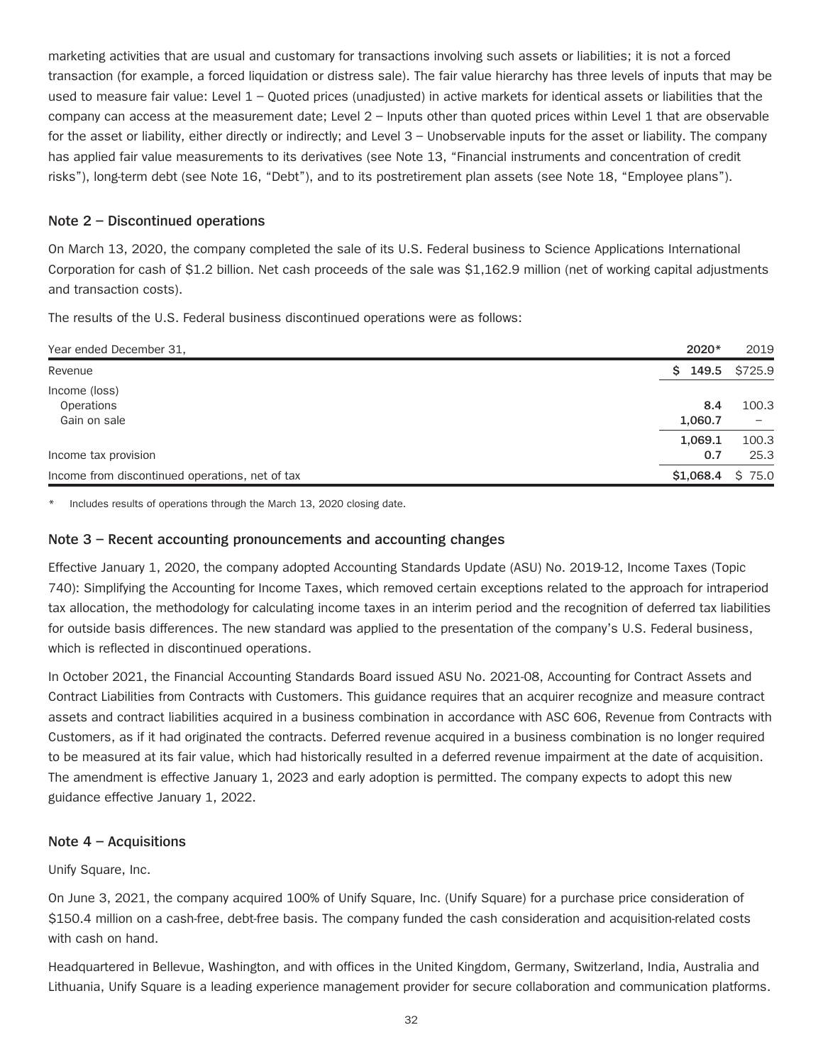marketing activities that are usual and customary for transactions involving such assets or liabilities; it is not a forced transaction (for example, a forced liquidation or distress sale). The fair value hierarchy has three levels of inputs that may be used to measure fair value: Level 1 – Quoted prices (unadjusted) in active markets for identical assets or liabilities that the company can access at the measurement date; Level 2 – Inputs other than quoted prices within Level 1 that are observable for the asset or liability, either directly or indirectly; and Level 3 – Unobservable inputs for the asset or liability. The company has applied fair value measurements to its derivatives (see Note 13, "Financial instruments and concentration of credit risks"), long-term debt (see Note 16, "Debt"), and to its postretirement plan assets (see Note 18, "Employee plans").

## Note 2 – Discontinued operations

On March 13, 2020, the company completed the sale of its U.S. Federal business to Science Applications International Corporation for cash of $1.2 billion. Net cash proceeds of the sale was $1,162.9 million (net of working capital adjustments and transaction costs).

The results of the U.S. Federal business discontinued operations were as follows:

| Year ended December 31, | **2020*** | 2019 |
|---|---|---|
| Revenue | **$ 149.5** | $725.9 |
| Income (loss) | | |
| Operations | **8.4** | 100.3 |
| Gain on sale | **1,060.7** | – |
| | **1,069.1** | 100.3 |
| Income tax provision | **0.7** | 25.3 |
| Income from discontinued operations, net of tax | **$1,068.4** | $ 75.0 |

\* Includes results of operations through the March 13, 2020 closing date.

## Note 3 – Recent accounting pronouncements and accounting changes

Effective January 1, 2020, the company adopted Accounting Standards Update (ASU) No. 2019-12, Income Taxes (Topic 740): Simplifying the Accounting for Income Taxes, which removed certain exceptions related to the approach for intraperiod tax allocation, the methodology for calculating income taxes in an interim period and the recognition of deferred tax liabilities for outside basis differences. The new standard was applied to the presentation of the company's U.S. Federal business, which is reflected in discontinued operations.

In October 2021, the Financial Accounting Standards Board issued ASU No. 2021-08, Accounting for Contract Assets and Contract Liabilities from Contracts with Customers. This guidance requires that an acquirer recognize and measure contract assets and contract liabilities acquired in a business combination in accordance with ASC 606, Revenue from Contracts with Customers, as if it had originated the contracts. Deferred revenue acquired in a business combination is no longer required to be measured at its fair value, which had historically resulted in a deferred revenue impairment at the date of acquisition. The amendment is effective January 1, 2023 and early adoption is permitted. The company expects to adopt this new guidance effective January 1, 2022.

## Note 4 – Acquisitions

Unify Square, Inc.

On June 3, 2021, the company acquired 100% of Unify Square, Inc. (Unify Square) for a purchase price consideration of $150.4 million on a cash-free, debt-free basis. The company funded the cash consideration and acquisition-related costs with cash on hand.

Headquartered in Bellevue, Washington, and with offices in the United Kingdom, Germany, Switzerland, India, Australia and Lithuania, Unify Square is a leading experience management provider for secure collaboration and communication platforms.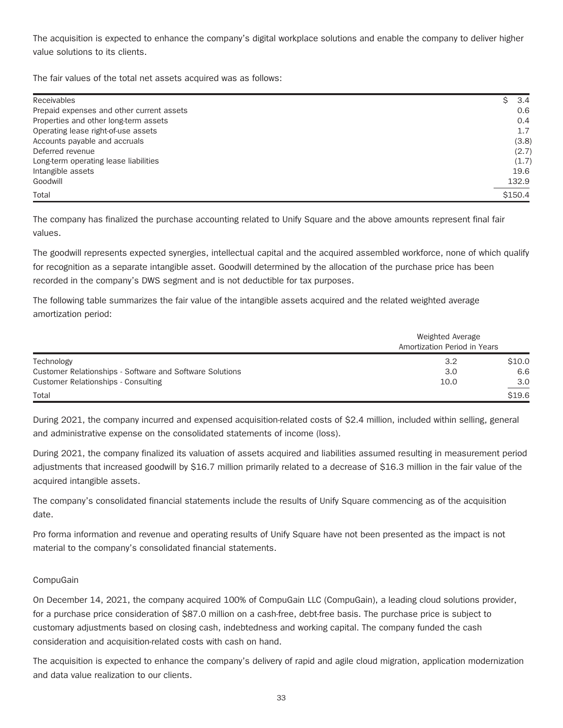The acquisition is expected to enhance the company's digital workplace solutions and enable the company to deliver higher value solutions to its clients.

The fair values of the total net assets acquired was as follows:

| | |
|---|---|
| Receivables | $ 3.4 |
| Prepaid expenses and other current assets | 0.6 |
| Properties and other long-term assets | 0.4 |
| Operating lease right-of-use assets | 1.7 |
| Accounts payable and accruals | (3.8) |
| Deferred revenue | (2.7) |
| Long-term operating lease liabilities | (1.7) |
| Intangible assets | 19.6 |
| Goodwill | 132.9 |
| Total | $150.4 |

The company has finalized the purchase accounting related to Unify Square and the above amounts represent final fair values.

The goodwill represents expected synergies, intellectual capital and the acquired assembled workforce, none of which qualify for recognition as a separate intangible asset. Goodwill determined by the allocation of the purchase price has been recorded in the company's DWS segment and is not deductible for tax purposes.

The following table summarizes the fair value of the intangible assets acquired and the related weighted average amortization period:

| | Weighted Average Amortization Period in Years | |
|---|---|---|
| Technology | 3.2 | $10.0 |
| Customer Relationships - Software and Software Solutions | 3.0 | 6.6 |
| Customer Relationships - Consulting | 10.0 | 3.0 |
| Total | | $19.6 |

During 2021, the company incurred and expensed acquisition-related costs of $2.4 million, included within selling, general and administrative expense on the consolidated statements of income (loss).

During 2021, the company finalized its valuation of assets acquired and liabilities assumed resulting in measurement period adjustments that increased goodwill by $16.7 million primarily related to a decrease of $16.3 million in the fair value of the acquired intangible assets.

The company's consolidated financial statements include the results of Unify Square commencing as of the acquisition date.

Pro forma information and revenue and operating results of Unify Square have not been presented as the impact is not material to the company's consolidated financial statements.

CompuGain

On December 14, 2021, the company acquired 100% of CompuGain LLC (CompuGain), a leading cloud solutions provider, for a purchase price consideration of $87.0 million on a cash-free, debt-free basis. The purchase price is subject to customary adjustments based on closing cash, indebtedness and working capital. The company funded the cash consideration and acquisition-related costs with cash on hand.

The acquisition is expected to enhance the company's delivery of rapid and agile cloud migration, application modernization and data value realization to our clients.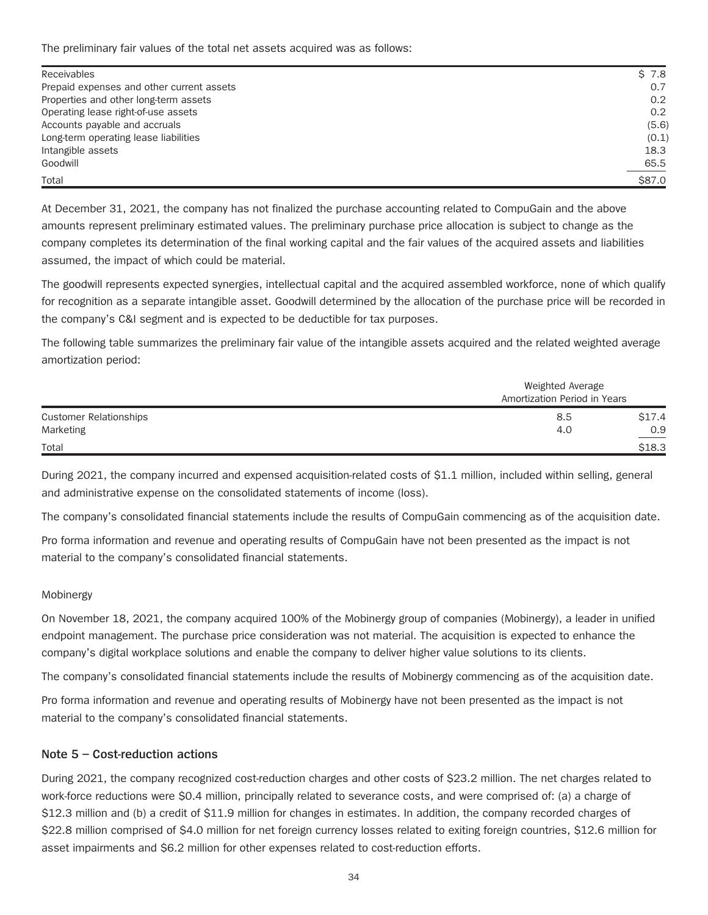The preliminary fair values of the total net assets acquired was as follows:

| | |
|---|---|
| Receivables | $ 7.8 |
| Prepaid expenses and other current assets | 0.7 |
| Properties and other long-term assets | 0.2 |
| Operating lease right-of-use assets | 0.2 |
| Accounts payable and accruals | (5.6) |
| Long-term operating lease liabilities | (0.1) |
| Intangible assets | 18.3 |
| Goodwill | 65.5 |
| Total | $87.0 |

At December 31, 2021, the company has not finalized the purchase accounting related to CompuGain and the above amounts represent preliminary estimated values. The preliminary purchase price allocation is subject to change as the company completes its determination of the final working capital and the fair values of the acquired assets and liabilities assumed, the impact of which could be material.

The goodwill represents expected synergies, intellectual capital and the acquired assembled workforce, none of which qualify for recognition as a separate intangible asset. Goodwill determined by the allocation of the purchase price will be recorded in the company's C&I segment and is expected to be deductible for tax purposes.

The following table summarizes the preliminary fair value of the intangible assets acquired and the related weighted average amortization period:

| | Weighted Average Amortization Period in Years | |
|---|---|---|
| Customer Relationships | 8.5 | $17.4 |
| Marketing | 4.0 | 0.9 |
| Total | | $18.3 |

During 2021, the company incurred and expensed acquisition-related costs of $1.1 million, included within selling, general and administrative expense on the consolidated statements of income (loss).

The company's consolidated financial statements include the results of CompuGain commencing as of the acquisition date.

Pro forma information and revenue and operating results of CompuGain have not been presented as the impact is not material to the company's consolidated financial statements.

Mobinergy

On November 18, 2021, the company acquired 100% of the Mobinergy group of companies (Mobinergy), a leader in unified endpoint management. The purchase price consideration was not material. The acquisition is expected to enhance the company's digital workplace solutions and enable the company to deliver higher value solutions to its clients.

The company's consolidated financial statements include the results of Mobinergy commencing as of the acquisition date.

Pro forma information and revenue and operating results of Mobinergy have not been presented as the impact is not material to the company's consolidated financial statements.

## Note 5 – Cost-reduction actions

During 2021, the company recognized cost-reduction charges and other costs of $23.2 million. The net charges related to work-force reductions were $0.4 million, principally related to severance costs, and were comprised of: (a) a charge of $12.3 million and (b) a credit of $11.9 million for changes in estimates. In addition, the company recorded charges of $22.8 million comprised of $4.0 million for net foreign currency losses related to exiting foreign countries, $12.6 million for asset impairments and $6.2 million for other expenses related to cost-reduction efforts.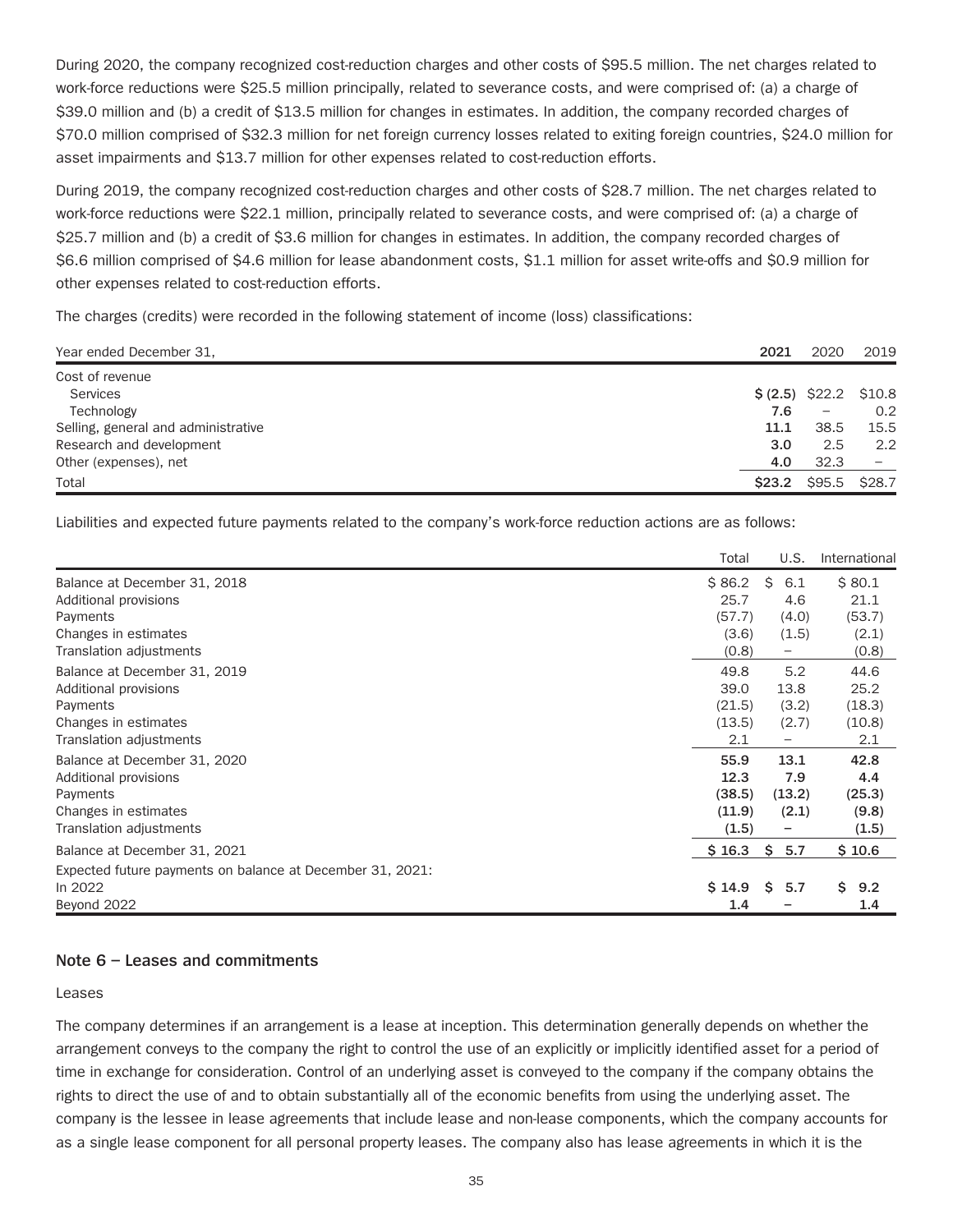During 2020, the company recognized cost-reduction charges and other costs of $95.5 million. The net charges related to work-force reductions were $25.5 million principally, related to severance costs, and were comprised of: (a) a charge of $39.0 million and (b) a credit of $13.5 million for changes in estimates. In addition, the company recorded charges of $70.0 million comprised of $32.3 million for net foreign currency losses related to exiting foreign countries, $24.0 million for asset impairments and $13.7 million for other expenses related to cost-reduction efforts.

During 2019, the company recognized cost-reduction charges and other costs of $28.7 million. The net charges related to work-force reductions were $22.1 million, principally related to severance costs, and were comprised of: (a) a charge of $25.7 million and (b) a credit of $3.6 million for changes in estimates. In addition, the company recorded charges of $6.6 million comprised of $4.6 million for lease abandonment costs, $1.1 million for asset write-offs and $0.9 million for other expenses related to cost-reduction efforts.

The charges (credits) were recorded in the following statement of income (loss) classifications:

| Year ended December 31, | **2021** | 2020 | 2019 |
|---|---|---|---|
| Cost of revenue | | | |
| Services | **$ (2.5)** | $22.2 | $10.8 |
| Technology | **7.6** | – | 0.2 |
| Selling, general and administrative | **11.1** | 38.5 | 15.5 |
| Research and development | **3.0** | 2.5 | 2.2 |
| Other (expenses), net | **4.0** | 32.3 | – |
| Total | **$23.2** | $95.5 | $28.7 |

Liabilities and expected future payments related to the company's work-force reduction actions are as follows:

| | Total | U.S. | International |
|---|---|---|---|
| Balance at December 31, 2018 | $ 86.2 | $ 6.1 | $ 80.1 |
| Additional provisions | 25.7 | 4.6 | 21.1 |
| Payments | (57.7) | (4.0) | (53.7) |
| Changes in estimates | (3.6) | (1.5) | (2.1) |
| Translation adjustments | (0.8) | – | (0.8) |
| Balance at December 31, 2019 | 49.8 | 5.2 | 44.6 |
| Additional provisions | 39.0 | 13.8 | 25.2 |
| Payments | (21.5) | (3.2) | (18.3) |
| Changes in estimates | (13.5) | (2.7) | (10.8) |
| Translation adjustments | 2.1 | – | 2.1 |
| Balance at December 31, 2020 | **55.9** | **13.1** | **42.8** |
| Additional provisions | **12.3** | **7.9** | **4.4** |
| Payments | **(38.5)** | **(13.2)** | **(25.3)** |
| Changes in estimates | **(11.9)** | **(2.1)** | **(9.8)** |
| Translation adjustments | **(1.5)** | **–** | **(1.5)** |
| Balance at December 31, 2021 | **$ 16.3** | **$ 5.7** | **$ 10.6** |
| Expected future payments on balance at December 31, 2021: | | | |
| In 2022 | **$ 14.9** | **$ 5.7** | **$ 9.2** |
| Beyond 2022 | **1.4** | **–** | **1.4** |

## Note 6 – Leases and commitments

Leases

The company determines if an arrangement is a lease at inception. This determination generally depends on whether the arrangement conveys to the company the right to control the use of an explicitly or implicitly identified asset for a period of time in exchange for consideration. Control of an underlying asset is conveyed to the company if the company obtains the rights to direct the use of and to obtain substantially all of the economic benefits from using the underlying asset. The company is the lessee in lease agreements that include lease and non-lease components, which the company accounts for as a single lease component for all personal property leases. The company also has lease agreements in which it is the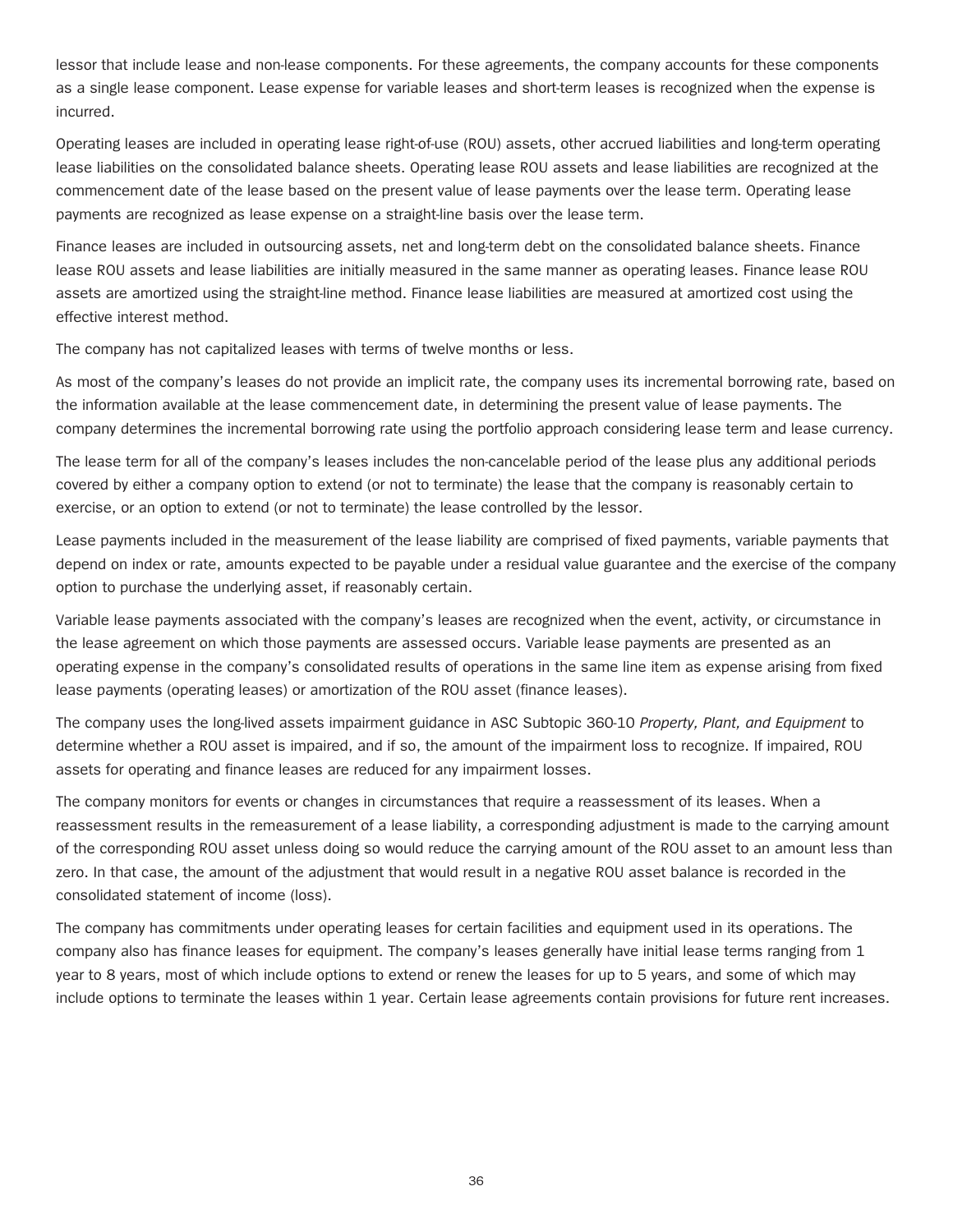lessor that include lease and non-lease components. For these agreements, the company accounts for these components as a single lease component. Lease expense for variable leases and short-term leases is recognized when the expense is incurred.

Operating leases are included in operating lease right-of-use (ROU) assets, other accrued liabilities and long-term operating lease liabilities on the consolidated balance sheets. Operating lease ROU assets and lease liabilities are recognized at the commencement date of the lease based on the present value of lease payments over the lease term. Operating lease payments are recognized as lease expense on a straight-line basis over the lease term.

Finance leases are included in outsourcing assets, net and long-term debt on the consolidated balance sheets. Finance lease ROU assets and lease liabilities are initially measured in the same manner as operating leases. Finance lease ROU assets are amortized using the straight-line method. Finance lease liabilities are measured at amortized cost using the effective interest method.

The company has not capitalized leases with terms of twelve months or less.

As most of the company's leases do not provide an implicit rate, the company uses its incremental borrowing rate, based on the information available at the lease commencement date, in determining the present value of lease payments. The company determines the incremental borrowing rate using the portfolio approach considering lease term and lease currency.

The lease term for all of the company's leases includes the non-cancelable period of the lease plus any additional periods covered by either a company option to extend (or not to terminate) the lease that the company is reasonably certain to exercise, or an option to extend (or not to terminate) the lease controlled by the lessor.

Lease payments included in the measurement of the lease liability are comprised of fixed payments, variable payments that depend on index or rate, amounts expected to be payable under a residual value guarantee and the exercise of the company option to purchase the underlying asset, if reasonably certain.

Variable lease payments associated with the company's leases are recognized when the event, activity, or circumstance in the lease agreement on which those payments are assessed occurs. Variable lease payments are presented as an operating expense in the company's consolidated results of operations in the same line item as expense arising from fixed lease payments (operating leases) or amortization of the ROU asset (finance leases).

The company uses the long-lived assets impairment guidance in ASC Subtopic 360-10 *Property, Plant, and Equipment* to determine whether a ROU asset is impaired, and if so, the amount of the impairment loss to recognize. If impaired, ROU assets for operating and finance leases are reduced for any impairment losses.

The company monitors for events or changes in circumstances that require a reassessment of its leases. When a reassessment results in the remeasurement of a lease liability, a corresponding adjustment is made to the carrying amount of the corresponding ROU asset unless doing so would reduce the carrying amount of the ROU asset to an amount less than zero. In that case, the amount of the adjustment that would result in a negative ROU asset balance is recorded in the consolidated statement of income (loss).

The company has commitments under operating leases for certain facilities and equipment used in its operations. The company also has finance leases for equipment. The company's leases generally have initial lease terms ranging from 1 year to 8 years, most of which include options to extend or renew the leases for up to 5 years, and some of which may include options to terminate the leases within 1 year. Certain lease agreements contain provisions for future rent increases.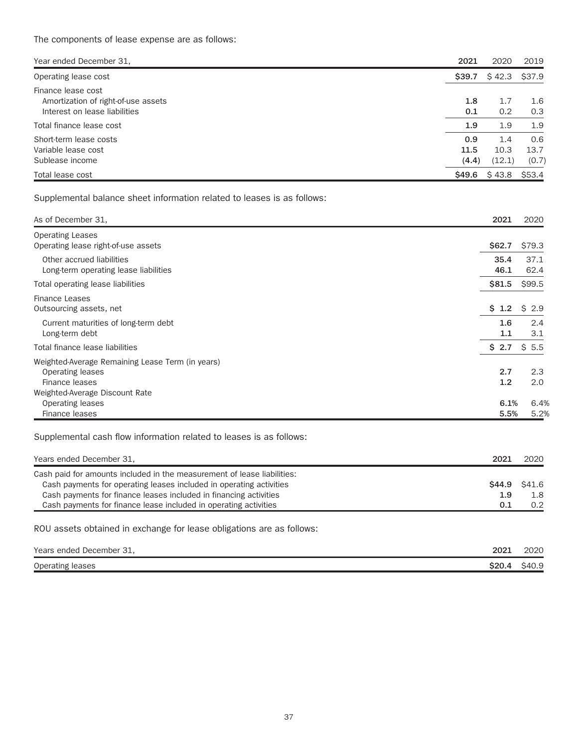The components of lease expense are as follows:

| Year ended December 31, | 2021 | 2020 | 2019 |
|---|---|---|---|
| Operating lease cost | **$39.7** | $ 42.3 | $37.9 |
| Finance lease cost | | | |
| Amortization of right-of-use assets | **1.8** | 1.7 | 1.6 |
| Interest on lease liabilities | **0.1** | 0.2 | 0.3 |
| Total finance lease cost | **1.9** | 1.9 | 1.9 |
| Short-term lease costs | **0.9** | 1.4 | 0.6 |
| Variable lease cost | **11.5** | 10.3 | 13.7 |
| Sublease income | **(4.4)** | (12.1) | (0.7) |
| Total lease cost | **$49.6** | $ 43.8 | $53.4 |

Supplemental balance sheet information related to leases is as follows:

| As of December 31, | 2021 | 2020 |
|---|---|---|
| Operating Leases | | |
| Operating lease right-of-use assets | **$62.7** | $79.3 |
| Other accrued liabilities | **35.4** | 37.1 |
| Long-term operating lease liabilities | **46.1** | 62.4 |
| Total operating lease liabilities | **$81.5** | $99.5 |
| Finance Leases | | |
| Outsourcing assets, net | **$ 1.2** | $ 2.9 |
| Current maturities of long-term debt | **1.6** | 2.4 |
| Long-term debt | **1.1** | 3.1 |
| Total finance lease liabilities | **$ 2.7** | $ 5.5 |
| Weighted-Average Remaining Lease Term (in years) | | |
| Operating leases | **2.7** | 2.3 |
| Finance leases | **1.2** | 2.0 |
| Weighted-Average Discount Rate | | |
| Operating leases | **6.1%** | 6.4% |
| Finance leases | **5.5%** | 5.2% |

Supplemental cash flow information related to leases is as follows:

| Years ended December 31, | 2021 | 2020 |
|---|---|---|
| Cash paid for amounts included in the measurement of lease liabilities: | | |
| Cash payments for operating leases included in operating activities | **$44.9** | $41.6 |
| Cash payments for finance leases included in financing activities | **1.9** | 1.8 |
| Cash payments for finance lease included in operating activities | **0.1** | 0.2 |

ROU assets obtained in exchange for lease obligations are as follows:

| Years ended December 31, | 2021 | 2020 |
|---|---|---|
| Operating leases | **$20.4** | $40.9 |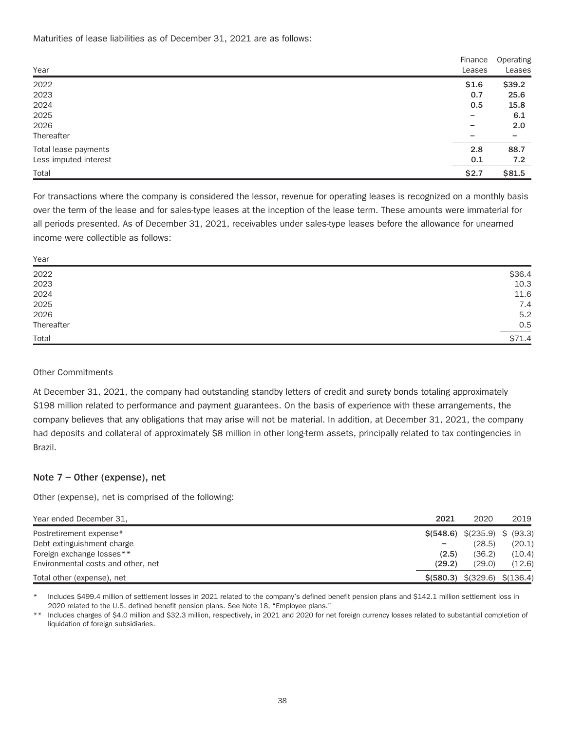Maturities of lease liabilities as of December 31, 2021 are as follows:

| Year | Finance Leases | Operating Leases |
|---|---|---|
| 2022 | **$1.6** | **$39.2** |
| 2023 | **0.7** | **25.6** |
| 2024 | **0.5** | **15.8** |
| 2025 | **–** | **6.1** |
| 2026 | **–** | **2.0** |
| Thereafter | **–** | **–** |
| Total lease payments | **2.8** | **88.7** |
| Less imputed interest | **0.1** | **7.2** |
| Total | **$2.7** | **$81.5** |

For transactions where the company is considered the lessor, revenue for operating leases is recognized on a monthly basis over the term of the lease and for sales-type leases at the inception of the lease term. These amounts were immaterial for all periods presented. As of December 31, 2021, receivables under sales-type leases before the allowance for unearned income were collectible as follows:

| Year | |
|---|---|
| 2022 | $36.4 |
| 2023 | 10.3 |
| 2024 | 11.6 |
| 2025 | 7.4 |
| 2026 | 5.2 |
| Thereafter | 0.5 |
| Total | $71.4 |

Other Commitments

At December 31, 2021, the company had outstanding standby letters of credit and surety bonds totaling approximately $198 million related to performance and payment guarantees. On the basis of experience with these arrangements, the company believes that any obligations that may arise will not be material. In addition, at December 31, 2021, the company had deposits and collateral of approximately $8 million in other long-term assets, principally related to tax contingencies in Brazil.

## Note 7 – Other (expense), net

Other (expense), net is comprised of the following:

| Year ended December 31, | **2021** | 2020 | 2019 |
|---|---|---|---|
| Postretirement expense* | **$(548.6)** | $(235.9) | $ (93.3) |
| Debt extinguishment charge | **–** | (28.5) | (20.1) |
| Foreign exchange losses** | **(2.5)** | (36.2) | (10.4) |
| Environmental costs and other, net | **(29.2)** | (29.0) | (12.6) |
| Total other (expense), net | **$(580.3)** | $(329.6) | $(136.4) |

\* Includes $499.4 million of settlement losses in 2021 related to the company's defined benefit pension plans and $142.1 million settlement loss in 2020 related to the U.S. defined benefit pension plans. See Note 18, "Employee plans."

\*\* Includes charges of $4.0 million and $32.3 million, respectively, in 2021 and 2020 for net foreign currency losses related to substantial completion of liquidation of foreign subsidiaries.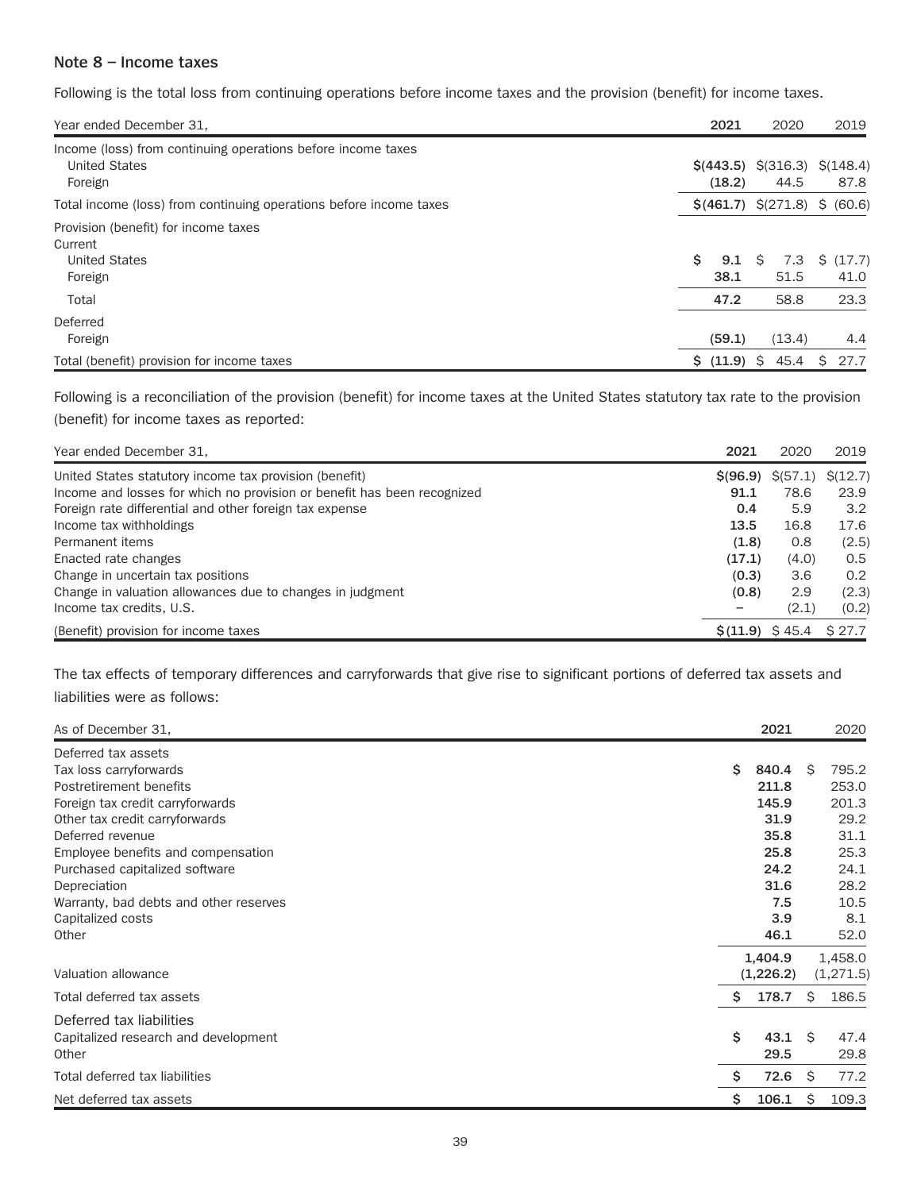### Note 8 – Income taxes

Following is the total loss from continuing operations before income taxes and the provision (benefit) for income taxes.

| Year ended December 31, | 2021 | 2020 | 2019 |
|---|---|---|---|
| Income (loss) from continuing operations before income taxes | | | |
| United States | **$(443.5)** | $(316.3) | $(148.4) |
| Foreign | **(18.2)** | 44.5 | 87.8 |
| Total income (loss) from continuing operations before income taxes | **$(461.7)** | $(271.8) | $ (60.6) |
| Provision (benefit) for income taxes | | | |
| Current | | | |
| United States | **$ 9.1** | $ 7.3 | $ (17.7) |
| Foreign | **38.1** | 51.5 | 41.0 |
| Total | **47.2** | 58.8 | 23.3 |
| Deferred | | | |
| Foreign | **(59.1)** | (13.4) | 4.4 |
| Total (benefit) provision for income taxes | **$ (11.9)** | $ 45.4 | $ 27.7 |

Following is a reconciliation of the provision (benefit) for income taxes at the United States statutory tax rate to the provision (benefit) for income taxes as reported:

| Year ended December 31, | 2021 | 2020 | 2019 |
|---|---|---|---|
| United States statutory income tax provision (benefit) | **$(96.9)** | $(57.1) | $(12.7) |
| Income and losses for which no provision or benefit has been recognized | **91.1** | 78.6 | 23.9 |
| Foreign rate differential and other foreign tax expense | **0.4** | 5.9 | 3.2 |
| Income tax withholdings | **13.5** | 16.8 | 17.6 |
| Permanent items | **(1.8)** | 0.8 | (2.5) |
| Enacted rate changes | **(17.1)** | (4.0) | 0.5 |
| Change in uncertain tax positions | **(0.3)** | 3.6 | 0.2 |
| Change in valuation allowances due to changes in judgment | **(0.8)** | 2.9 | (2.3) |
| Income tax credits, U.S. | **–** | (2.1) | (0.2) |
| (Benefit) provision for income taxes | **$(11.9)** | $ 45.4 | $ 27.7 |

The tax effects of temporary differences and carryforwards that give rise to significant portions of deferred tax assets and liabilities were as follows:

| As of December 31, | 2021 | 2020 |
|---|---|---|
| Deferred tax assets | | |
| Tax loss carryforwards | **$ 840.4** | $ 795.2 |
| Postretirement benefits | **211.8** | 253.0 |
| Foreign tax credit carryforwards | **145.9** | 201.3 |
| Other tax credit carryforwards | **31.9** | 29.2 |
| Deferred revenue | **35.8** | 31.1 |
| Employee benefits and compensation | **25.8** | 25.3 |
| Purchased capitalized software | **24.2** | 24.1 |
| Depreciation | **31.6** | 28.2 |
| Warranty, bad debts and other reserves | **7.5** | 10.5 |
| Capitalized costs | **3.9** | 8.1 |
| Other | **46.1** | 52.0 |
| | **1,404.9** | 1,458.0 |
| Valuation allowance | **(1,226.2)** | (1,271.5) |
| Total deferred tax assets | **$ 178.7** | $ 186.5 |
| Deferred tax liabilities | | |
| Capitalized research and development | **$ 43.1** | $ 47.4 |
| Other | **29.5** | 29.8 |
| Total deferred tax liabilities | **$ 72.6** | $ 77.2 |
| Net deferred tax assets | **$ 106.1** | $ 109.3 |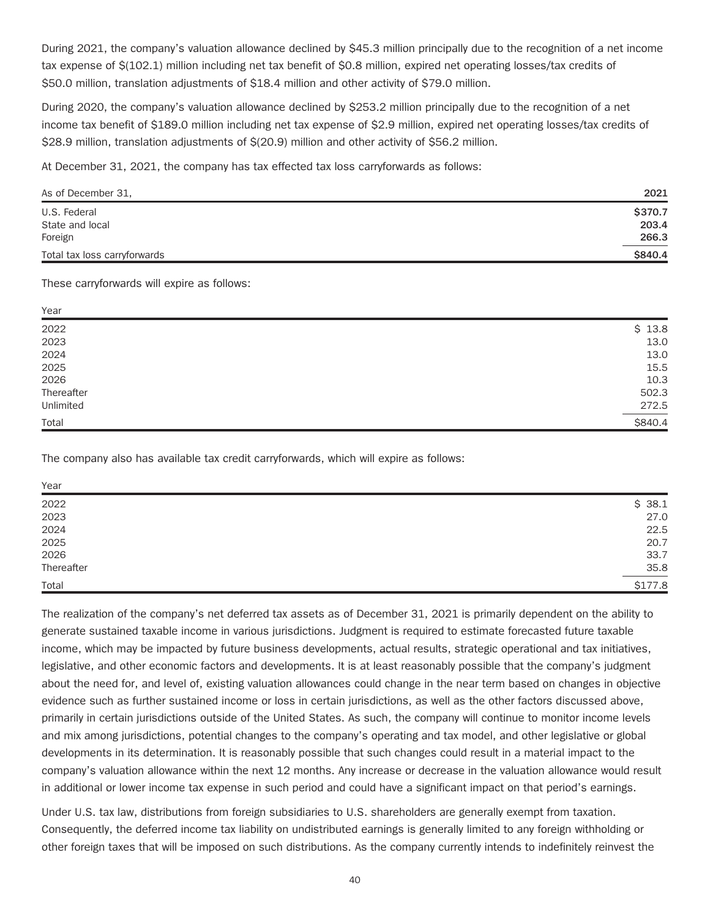During 2021, the company's valuation allowance declined by $45.3 million principally due to the recognition of a net income tax expense of $(102.1) million including net tax benefit of $0.8 million, expired net operating losses/tax credits of $50.0 million, translation adjustments of $18.4 million and other activity of $79.0 million.

During 2020, the company's valuation allowance declined by $253.2 million principally due to the recognition of a net income tax benefit of $189.0 million including net tax expense of $2.9 million, expired net operating losses/tax credits of $28.9 million, translation adjustments of $(20.9) million and other activity of $56.2 million.

At December 31, 2021, the company has tax effected tax loss carryforwards as follows:

| As of December 31, | 2021 |
| --- | --- |
| U.S. Federal | **$370.7** |
| State and local | **203.4** |
| Foreign | **266.3** |
| Total tax loss carryforwards | **$840.4** |

These carryforwards will expire as follows:

| Year | |
| --- | --- |
| 2022 | $ 13.8 |
| 2023 | 13.0 |
| 2024 | 13.0 |
| 2025 | 15.5 |
| 2026 | 10.3 |
| Thereafter | 502.3 |
| Unlimited | 272.5 |
| Total | $840.4 |

The company also has available tax credit carryforwards, which will expire as follows:

| Year | |
| --- | --- |
| 2022 | $ 38.1 |
| 2023 | 27.0 |
| 2024 | 22.5 |
| 2025 | 20.7 |
| 2026 | 33.7 |
| Thereafter | 35.8 |
| Total | $177.8 |

The realization of the company's net deferred tax assets as of December 31, 2021 is primarily dependent on the ability to generate sustained taxable income in various jurisdictions. Judgment is required to estimate forecasted future taxable income, which may be impacted by future business developments, actual results, strategic operational and tax initiatives, legislative, and other economic factors and developments. It is at least reasonably possible that the company's judgment about the need for, and level of, existing valuation allowances could change in the near term based on changes in objective evidence such as further sustained income or loss in certain jurisdictions, as well as the other factors discussed above, primarily in certain jurisdictions outside of the United States. As such, the company will continue to monitor income levels and mix among jurisdictions, potential changes to the company's operating and tax model, and other legislative or global developments in its determination. It is reasonably possible that such changes could result in a material impact to the company's valuation allowance within the next 12 months. Any increase or decrease in the valuation allowance would result in additional or lower income tax expense in such period and could have a significant impact on that period's earnings.

Under U.S. tax law, distributions from foreign subsidiaries to U.S. shareholders are generally exempt from taxation. Consequently, the deferred income tax liability on undistributed earnings is generally limited to any foreign withholding or other foreign taxes that will be imposed on such distributions. As the company currently intends to indefinitely reinvest the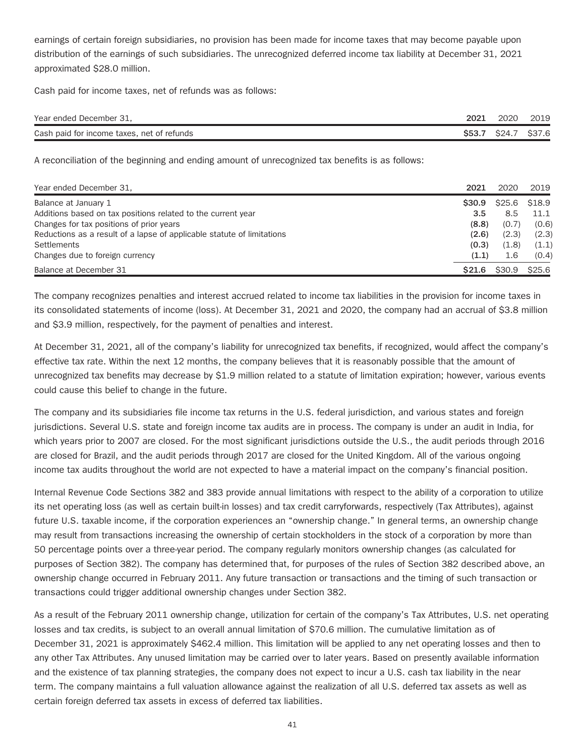earnings of certain foreign subsidiaries, no provision has been made for income taxes that may become payable upon distribution of the earnings of such subsidiaries. The unrecognized deferred income tax liability at December 31, 2021 approximated $28.0 million.

Cash paid for income taxes, net of refunds was as follows:

| Year ended December 31, | **2021** | 2020 | 2019 |
|---|---|---|---|
| Cash paid for income taxes, net of refunds | **$53.7** | $24.7 | $37.6 |

A reconciliation of the beginning and ending amount of unrecognized tax benefits is as follows:

| Year ended December 31, | **2021** | 2020 | 2019 |
|---|---|---|---|
| Balance at January 1 | **$30.9** | $25.6 | $18.9 |
| Additions based on tax positions related to the current year | **3.5** | 8.5 | 11.1 |
| Changes for tax positions of prior years | **(8.8)** | (0.7) | (0.6) |
| Reductions as a result of a lapse of applicable statute of limitations | **(2.6)** | (2.3) | (2.3) |
| Settlements | **(0.3)** | (1.8) | (1.1) |
| Changes due to foreign currency | **(1.1)** | 1.6 | (0.4) |
| Balance at December 31 | **$21.6** | $30.9 | $25.6 |

The company recognizes penalties and interest accrued related to income tax liabilities in the provision for income taxes in its consolidated statements of income (loss). At December 31, 2021 and 2020, the company had an accrual of $3.8 million and $3.9 million, respectively, for the payment of penalties and interest.

At December 31, 2021, all of the company's liability for unrecognized tax benefits, if recognized, would affect the company's effective tax rate. Within the next 12 months, the company believes that it is reasonably possible that the amount of unrecognized tax benefits may decrease by $1.9 million related to a statute of limitation expiration; however, various events could cause this belief to change in the future.

The company and its subsidiaries file income tax returns in the U.S. federal jurisdiction, and various states and foreign jurisdictions. Several U.S. state and foreign income tax audits are in process. The company is under an audit in India, for which years prior to 2007 are closed. For the most significant jurisdictions outside the U.S., the audit periods through 2016 are closed for Brazil, and the audit periods through 2017 are closed for the United Kingdom. All of the various ongoing income tax audits throughout the world are not expected to have a material impact on the company's financial position.

Internal Revenue Code Sections 382 and 383 provide annual limitations with respect to the ability of a corporation to utilize its net operating loss (as well as certain built-in losses) and tax credit carryforwards, respectively (Tax Attributes), against future U.S. taxable income, if the corporation experiences an "ownership change." In general terms, an ownership change may result from transactions increasing the ownership of certain stockholders in the stock of a corporation by more than 50 percentage points over a three-year period. The company regularly monitors ownership changes (as calculated for purposes of Section 382). The company has determined that, for purposes of the rules of Section 382 described above, an ownership change occurred in February 2011. Any future transaction or transactions and the timing of such transaction or transactions could trigger additional ownership changes under Section 382.

As a result of the February 2011 ownership change, utilization for certain of the company's Tax Attributes, U.S. net operating losses and tax credits, is subject to an overall annual limitation of $70.6 million. The cumulative limitation as of December 31, 2021 is approximately $462.4 million. This limitation will be applied to any net operating losses and then to any other Tax Attributes. Any unused limitation may be carried over to later years. Based on presently available information and the existence of tax planning strategies, the company does not expect to incur a U.S. cash tax liability in the near term. The company maintains a full valuation allowance against the realization of all U.S. deferred tax assets as well as certain foreign deferred tax assets in excess of deferred tax liabilities.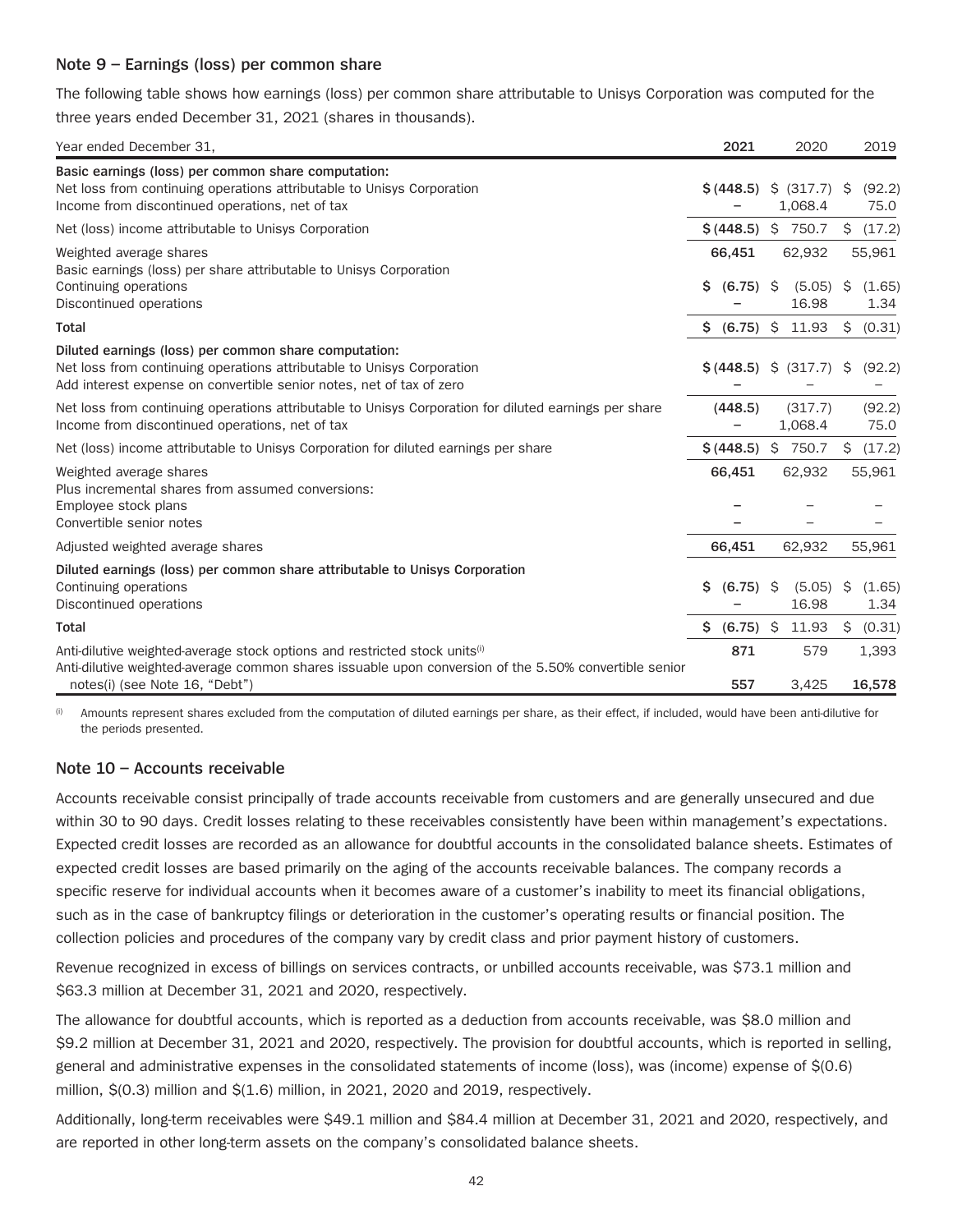## Note 9 – Earnings (loss) per common share

The following table shows how earnings (loss) per common share attributable to Unisys Corporation was computed for the three years ended December 31, 2021 (shares in thousands).

| Year ended December 31, | 2021 | 2020 | 2019 |
|---|---|---|---|
| **Basic earnings (loss) per common share computation:** | | | |
| Net loss from continuing operations attributable to Unisys Corporation | $(448.5) | $ (317.7) | $ (92.2) |
| Income from discontinued operations, net of tax | – | 1,068.4 | 75.0 |
| Net (loss) income attributable to Unisys Corporation | $(448.5) | $ 750.7 | $ (17.2) |
| Weighted average shares | 66,451 | 62,932 | 55,961 |
| Basic earnings (loss) per share attributable to Unisys Corporation | | | |
| Continuing operations | $ (6.75) | $ (5.05) | $ (1.65) |
| Discontinued operations | – | 16.98 | 1.34 |
| **Total** | $ (6.75) | $ 11.93 | $ (0.31) |
| **Diluted earnings (loss) per common share computation:** | | | |
| Net loss from continuing operations attributable to Unisys Corporation | $(448.5) | $ (317.7) | $ (92.2) |
| Add interest expense on convertible senior notes, net of tax of zero | – | – | – |
| Net loss from continuing operations attributable to Unisys Corporation for diluted earnings per share | (448.5) | (317.7) | (92.2) |
| Income from discontinued operations, net of tax | – | 1,068.4 | 75.0 |
| Net (loss) income attributable to Unisys Corporation for diluted earnings per share | $(448.5) | $ 750.7 | $ (17.2) |
| Weighted average shares | 66,451 | 62,932 | 55,961 |
| Plus incremental shares from assumed conversions: | | | |
| Employee stock plans | – | – | – |
| Convertible senior notes | – | – | – |
| Adjusted weighted average shares | 66,451 | 62,932 | 55,961 |
| **Diluted earnings (loss) per common share attributable to Unisys Corporation** | | | |
| Continuing operations | $ (6.75) | $ (5.05) | $ (1.65) |
| Discontinued operations | – | 16.98 | 1.34 |
| **Total** | $ (6.75) | $ 11.93 | $ (0.31) |
| Anti-dilutive weighted-average stock options and restricted stock units(i) | 871 | 579 | 1,393 |
| Anti-dilutive weighted-average common shares issuable upon conversion of the 5.50% convertible senior notes(i) (see Note 16, "Debt") | 557 | 3,425 | 16,578 |

(i) Amounts represent shares excluded from the computation of diluted earnings per share, as their effect, if included, would have been anti-dilutive for the periods presented.

## Note 10 – Accounts receivable

Accounts receivable consist principally of trade accounts receivable from customers and are generally unsecured and due within 30 to 90 days. Credit losses relating to these receivables consistently have been within management's expectations. Expected credit losses are recorded as an allowance for doubtful accounts in the consolidated balance sheets. Estimates of expected credit losses are based primarily on the aging of the accounts receivable balances. The company records a specific reserve for individual accounts when it becomes aware of a customer's inability to meet its financial obligations, such as in the case of bankruptcy filings or deterioration in the customer's operating results or financial position. The collection policies and procedures of the company vary by credit class and prior payment history of customers.

Revenue recognized in excess of billings on services contracts, or unbilled accounts receivable, was $73.1 million and $63.3 million at December 31, 2021 and 2020, respectively.

The allowance for doubtful accounts, which is reported as a deduction from accounts receivable, was $8.0 million and $9.2 million at December 31, 2021 and 2020, respectively. The provision for doubtful accounts, which is reported in selling, general and administrative expenses in the consolidated statements of income (loss), was (income) expense of $(0.6) million, $(0.3) million and $(1.6) million, in 2021, 2020 and 2019, respectively.

Additionally, long-term receivables were $49.1 million and $84.4 million at December 31, 2021 and 2020, respectively, and are reported in other long-term assets on the company's consolidated balance sheets.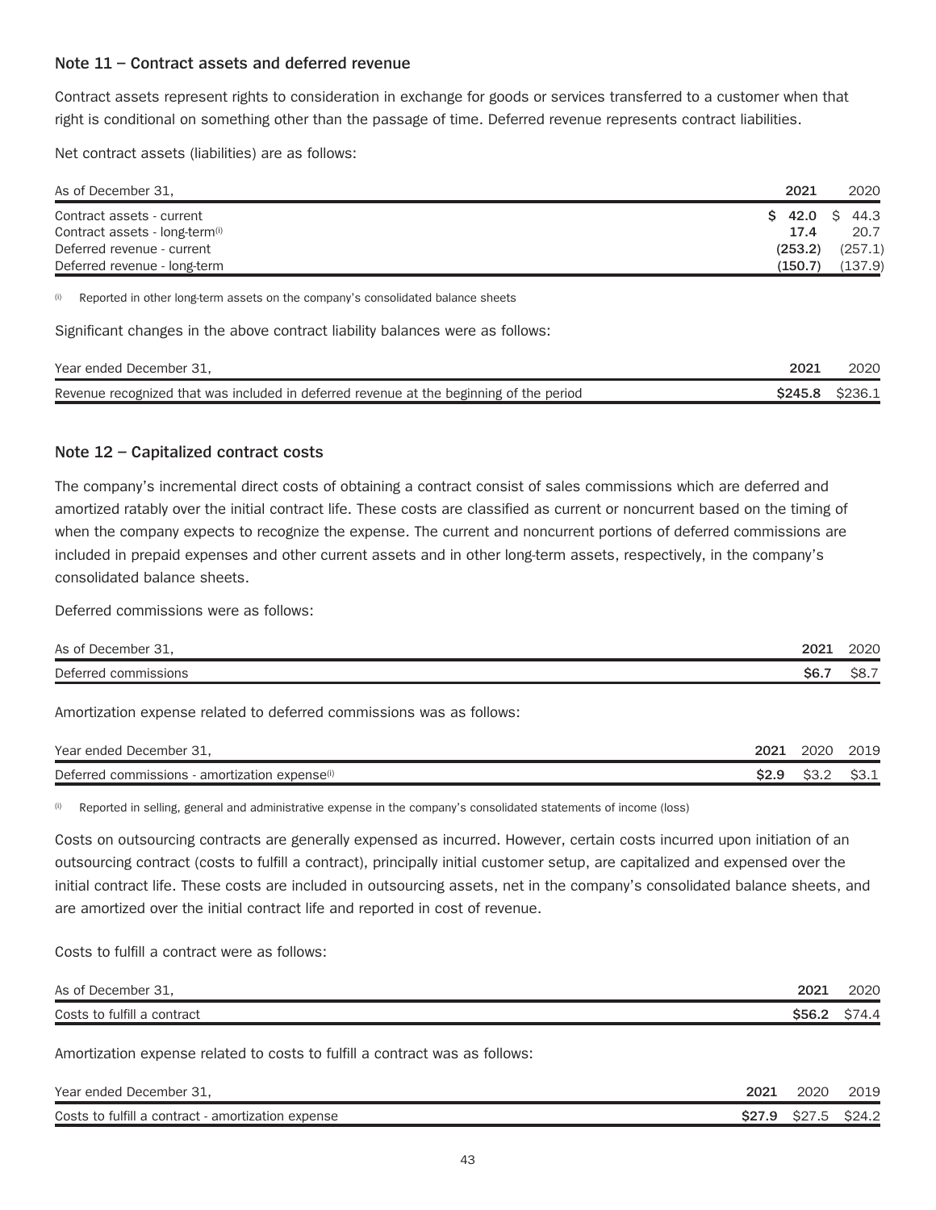### Note 11 – Contract assets and deferred revenue

Contract assets represent rights to consideration in exchange for goods or services transferred to a customer when that right is conditional on something other than the passage of time. Deferred revenue represents contract liabilities.

Net contract assets (liabilities) are as follows:

| As of December 31, | 2021 | 2020 |
|---|---|---|
| Contract assets - current | $ 42.0 | $ 44.3 |
| Contract assets - long-term[(i)] | 17.4 | 20.7 |
| Deferred revenue - current | (253.2) | (257.1) |
| Deferred revenue - long-term | (150.7) | (137.9) |

[(i)] Reported in other long-term assets on the company's consolidated balance sheets

Significant changes in the above contract liability balances were as follows:

| Year ended December 31, | 2021 | 2020 |
|---|---|---|
| Revenue recognized that was included in deferred revenue at the beginning of the period | $245.8 | $236.1 |

### Note 12 – Capitalized contract costs

The company's incremental direct costs of obtaining a contract consist of sales commissions which are deferred and amortized ratably over the initial contract life. These costs are classified as current or noncurrent based on the timing of when the company expects to recognize the expense. The current and noncurrent portions of deferred commissions are included in prepaid expenses and other current assets and in other long-term assets, respectively, in the company's consolidated balance sheets.

Deferred commissions were as follows:

| As of December 31, | 2021 | 2020 |
|---|---|---|
| Deferred commissions | $6.7 | $8.7 |

Amortization expense related to deferred commissions was as follows:

| Year ended December 31, | 2021 | 2020 | 2019 |
|---|---|---|---|
| Deferred commissions - amortization expense[(i)] | $2.9 | $3.2 | $3.1 |

[(i)] Reported in selling, general and administrative expense in the company's consolidated statements of income (loss)

Costs on outsourcing contracts are generally expensed as incurred. However, certain costs incurred upon initiation of an outsourcing contract (costs to fulfill a contract), principally initial customer setup, are capitalized and expensed over the initial contract life. These costs are included in outsourcing assets, net in the company's consolidated balance sheets, and are amortized over the initial contract life and reported in cost of revenue.

Costs to fulfill a contract were as follows:

| As of December 31, | 2021 | 2020 |
|---|---|---|
| Costs to fulfill a contract | $56.2 | $74.4 |

Amortization expense related to costs to fulfill a contract was as follows:

| Year ended December 31, | 2021 | 2020 | 2019 |
|---|---|---|---|
| Costs to fulfill a contract - amortization expense | $27.9 | $27.5 | $24.2 |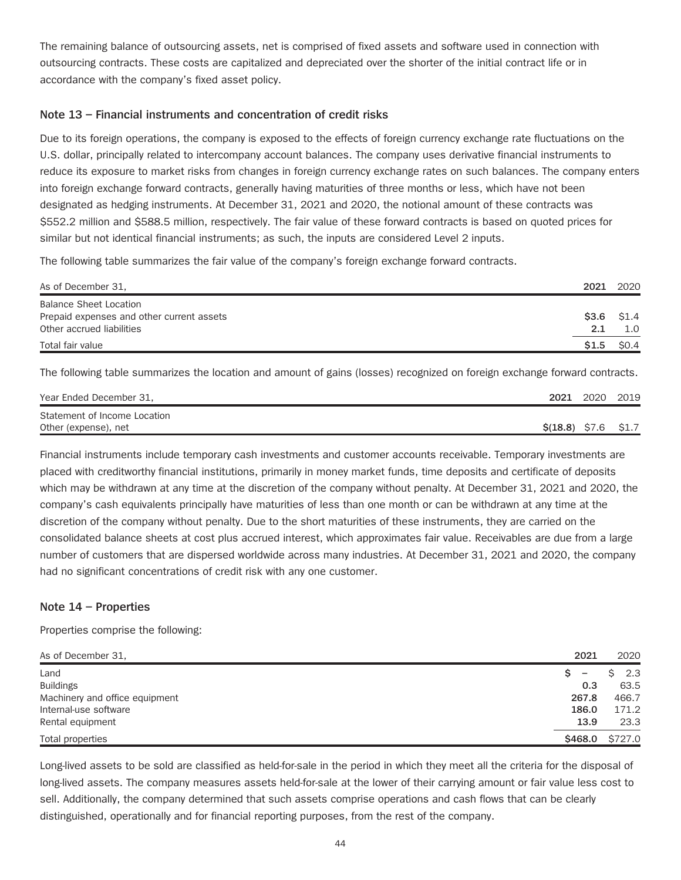The remaining balance of outsourcing assets, net is comprised of fixed assets and software used in connection with outsourcing contracts. These costs are capitalized and depreciated over the shorter of the initial contract life or in accordance with the company's fixed asset policy.

## Note 13 – Financial instruments and concentration of credit risks

Due to its foreign operations, the company is exposed to the effects of foreign currency exchange rate fluctuations on the U.S. dollar, principally related to intercompany account balances. The company uses derivative financial instruments to reduce its exposure to market risks from changes in foreign currency exchange rates on such balances. The company enters into foreign exchange forward contracts, generally having maturities of three months or less, which have not been designated as hedging instruments. At December 31, 2021 and 2020, the notional amount of these contracts was $552.2 million and $588.5 million, respectively. The fair value of these forward contracts is based on quoted prices for similar but not identical financial instruments; as such, the inputs are considered Level 2 inputs.

The following table summarizes the fair value of the company's foreign exchange forward contracts.

| As of December 31, | 2021 | 2020 |
|---|---|---|
| Balance Sheet Location | | |
| Prepaid expenses and other current assets | **$3.6** | $1.4 |
| Other accrued liabilities | **2.1** | 1.0 |
| Total fair value | **$1.5** | $0.4 |

The following table summarizes the location and amount of gains (losses) recognized on foreign exchange forward contracts.

| Year Ended December 31, | 2021 | 2020 | 2019 |
|---|---|---|---|
| Statement of Income Location | | | |
| Other (expense), net | **$(18.8)** | $7.6 | $1.7 |

Financial instruments include temporary cash investments and customer accounts receivable. Temporary investments are placed with creditworthy financial institutions, primarily in money market funds, time deposits and certificate of deposits which may be withdrawn at any time at the discretion of the company without penalty. At December 31, 2021 and 2020, the company's cash equivalents principally have maturities of less than one month or can be withdrawn at any time at the discretion of the company without penalty. Due to the short maturities of these instruments, they are carried on the consolidated balance sheets at cost plus accrued interest, which approximates fair value. Receivables are due from a large number of customers that are dispersed worldwide across many industries. At December 31, 2021 and 2020, the company had no significant concentrations of credit risk with any one customer.

## Note 14 – Properties

Properties comprise the following:

| As of December 31, | 2021 | 2020 |
|---|---|---|
| Land | **$ –** | $ 2.3 |
| Buildings | **0.3** | 63.5 |
| Machinery and office equipment | **267.8** | 466.7 |
| Internal-use software | **186.0** | 171.2 |
| Rental equipment | **13.9** | 23.3 |
| Total properties | **$468.0** | $727.0 |

Long-lived assets to be sold are classified as held-for-sale in the period in which they meet all the criteria for the disposal of long-lived assets. The company measures assets held-for-sale at the lower of their carrying amount or fair value less cost to sell. Additionally, the company determined that such assets comprise operations and cash flows that can be clearly distinguished, operationally and for financial reporting purposes, from the rest of the company.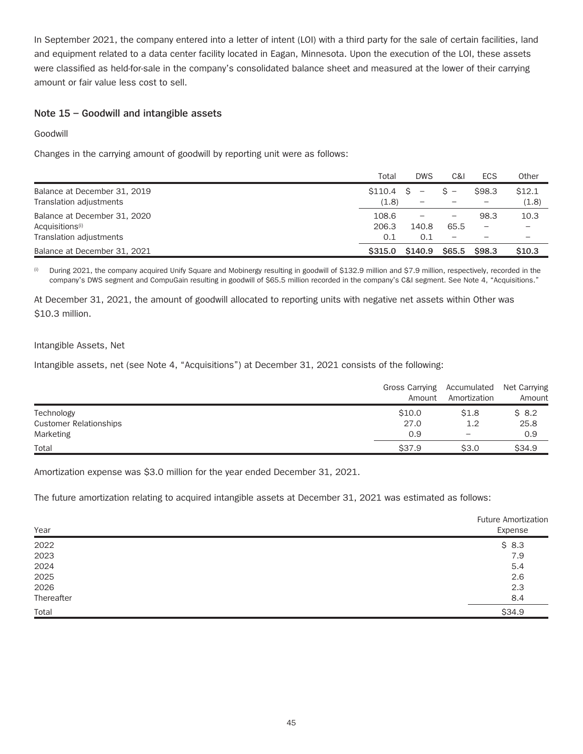In September 2021, the company entered into a letter of intent (LOI) with a third party for the sale of certain facilities, land and equipment related to a data center facility located in Eagan, Minnesota. Upon the execution of the LOI, these assets were classified as held-for-sale in the company's consolidated balance sheet and measured at the lower of their carrying amount or fair value less cost to sell.

## Note 15 – Goodwill and intangible assets

Goodwill

Changes in the carrying amount of goodwill by reporting unit were as follows:

| | Total | DWS | C&I | ECS | Other |
|---|---|---|---|---|---|
| Balance at December 31, 2019 | $110.4 | $ – | $ – | $98.3 | $12.1 |
| Translation adjustments | (1.8) | – | – | – | (1.8) |
| Balance at December 31, 2020 | 108.6 | – | – | 98.3 | 10.3 |
| Acquisitions[(i)] | 206.3 | 140.8 | 65.5 | – | – |
| Translation adjustments | 0.1 | 0.1 | – | – | – |
| Balance at December 31, 2021 | **$315.0** | **$140.9** | **$65.5** | **$98.3** | **$10.3** |

[(i)] During 2021, the company acquired Unify Square and Mobinergy resulting in goodwill of $132.9 million and $7.9 million, respectively, recorded in the company's DWS segment and CompuGain resulting in goodwill of $65.5 million recorded in the company's C&I segment. See Note 4, "Acquisitions."

At December 31, 2021, the amount of goodwill allocated to reporting units with negative net assets within Other was $10.3 million.

Intangible Assets, Net

Intangible assets, net (see Note 4, "Acquisitions") at December 31, 2021 consists of the following:

| | Gross Carrying Amount | Accumulated Amortization | Net Carrying Amount |
|---|---|---|---|
| Technology | $10.0 | $1.8 | $ 8.2 |
| Customer Relationships | 27.0 | 1.2 | 25.8 |
| Marketing | 0.9 | – | 0.9 |
| Total | $37.9 | $3.0 | $34.9 |

Amortization expense was $3.0 million for the year ended December 31, 2021.

The future amortization relating to acquired intangible assets at December 31, 2021 was estimated as follows:

| Year | Future Amortization Expense |
|---|---|
| 2022 | $ 8.3 |
| 2023 | 7.9 |
| 2024 | 5.4 |
| 2025 | 2.6 |
| 2026 | 2.3 |
| Thereafter | 8.4 |
| Total | $34.9 |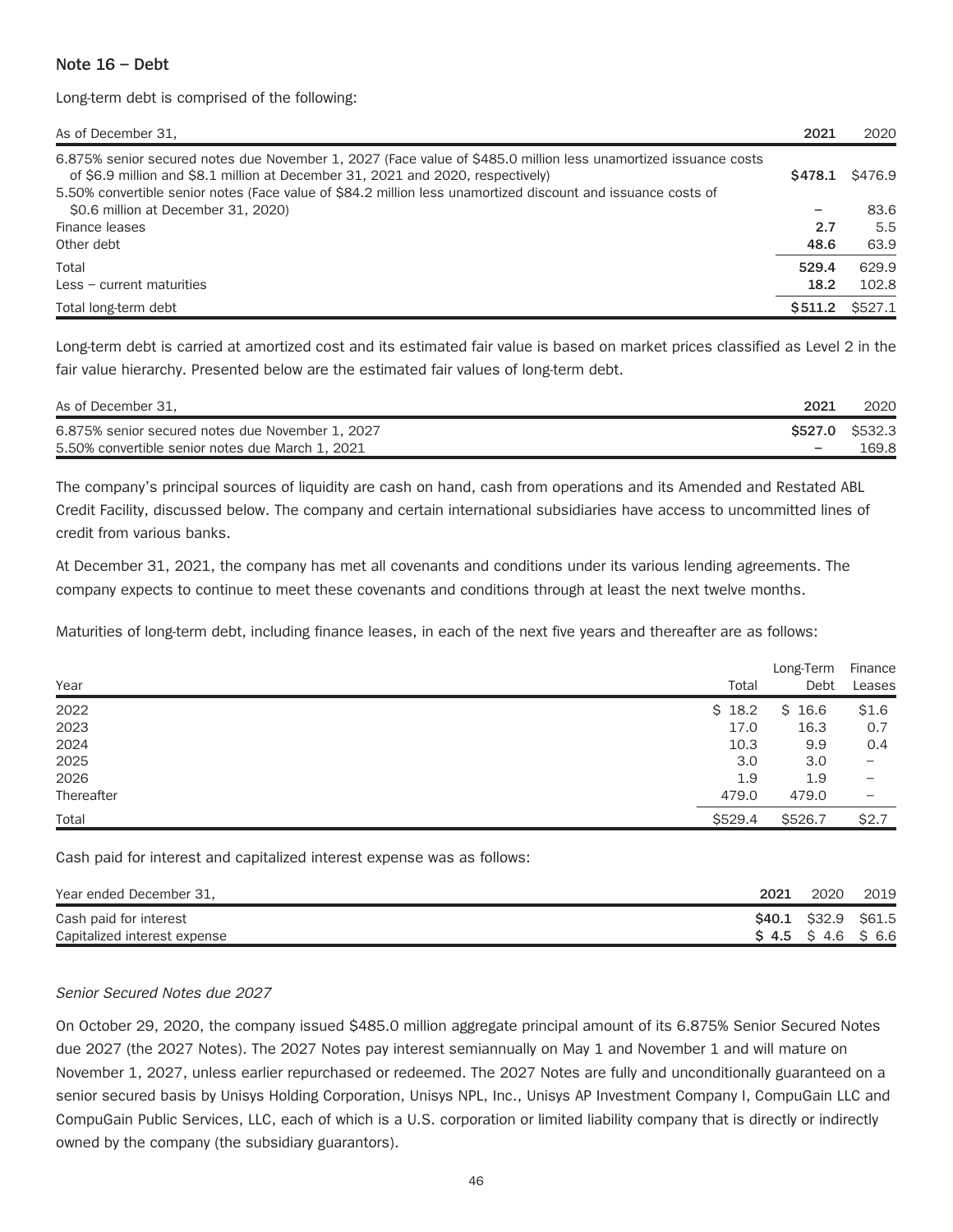## Note 16 – Debt

Long-term debt is comprised of the following:

| As of December 31, | 2021 | 2020 |
|---|---|---|
| 6.875% senior secured notes due November 1, 2027 (Face value of $485.0 million less unamortized issuance costs of $6.9 million and $8.1 million at December 31, 2021 and 2020, respectively) | **$478.1** | $476.9 |
| 5.50% convertible senior notes (Face value of $84.2 million less unamortized discount and issuance costs of $0.6 million at December 31, 2020) | **–** | 83.6 |
| Finance leases | **2.7** | 5.5 |
| Other debt | **48.6** | 63.9 |
| Total | **529.4** | 629.9 |
| Less – current maturities | **18.2** | 102.8 |
| Total long-term debt | **$511.2** | $527.1 |

Long-term debt is carried at amortized cost and its estimated fair value is based on market prices classified as Level 2 in the fair value hierarchy. Presented below are the estimated fair values of long-term debt.

| As of December 31, | 2021 | 2020 |
|---|---|---|
| 6.875% senior secured notes due November 1, 2027 | **$527.0** | $532.3 |
| 5.50% convertible senior notes due March 1, 2021 | **–** | 169.8 |

The company's principal sources of liquidity are cash on hand, cash from operations and its Amended and Restated ABL Credit Facility, discussed below. The company and certain international subsidiaries have access to uncommitted lines of credit from various banks.

At December 31, 2021, the company has met all covenants and conditions under its various lending agreements. The company expects to continue to meet these covenants and conditions through at least the next twelve months.

Maturities of long-term debt, including finance leases, in each of the next five years and thereafter are as follows:

| Year | Total | Long-Term Debt | Finance Leases |
|---|---|---|---|
| 2022 | $ 18.2 | $ 16.6 | $1.6 |
| 2023 | 17.0 | 16.3 | 0.7 |
| 2024 | 10.3 | 9.9 | 0.4 |
| 2025 | 3.0 | 3.0 | – |
| 2026 | 1.9 | 1.9 | – |
| Thereafter | 479.0 | 479.0 | – |
| Total | $529.4 | $526.7 | $2.7 |

Cash paid for interest and capitalized interest expense was as follows:

| Year ended December 31, | 2021 | 2020 | 2019 |
|---|---|---|---|
| Cash paid for interest | **$40.1** | $32.9 | $61.5 |
| Capitalized interest expense | **$ 4.5** | $ 4.6 | $ 6.6 |

*Senior Secured Notes due 2027*

On October 29, 2020, the company issued $485.0 million aggregate principal amount of its 6.875% Senior Secured Notes due 2027 (the 2027 Notes). The 2027 Notes pay interest semiannually on May 1 and November 1 and will mature on November 1, 2027, unless earlier repurchased or redeemed. The 2027 Notes are fully and unconditionally guaranteed on a senior secured basis by Unisys Holding Corporation, Unisys NPL, Inc., Unisys AP Investment Company I, CompuGain LLC and CompuGain Public Services, LLC, each of which is a U.S. corporation or limited liability company that is directly or indirectly owned by the company (the subsidiary guarantors).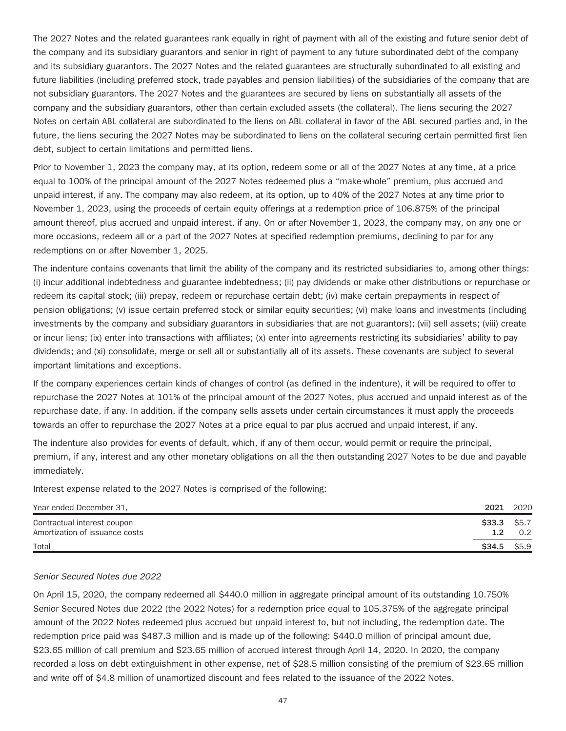The 2027 Notes and the related guarantees rank equally in right of payment with all of the existing and future senior debt of the company and its subsidiary guarantors and senior in right of payment to any future subordinated debt of the company and its subsidiary guarantors. The 2027 Notes and the related guarantees are structurally subordinated to all existing and future liabilities (including preferred stock, trade payables and pension liabilities) of the subsidiaries of the company that are not subsidiary guarantors. The 2027 Notes and the guarantees are secured by liens on substantially all assets of the company and the subsidiary guarantors, other than certain excluded assets (the collateral). The liens securing the 2027 Notes on certain ABL collateral are subordinated to the liens on ABL collateral in favor of the ABL secured parties and, in the future, the liens securing the 2027 Notes may be subordinated to liens on the collateral securing certain permitted first lien debt, subject to certain limitations and permitted liens.

Prior to November 1, 2023 the company may, at its option, redeem some or all of the 2027 Notes at any time, at a price equal to 100% of the principal amount of the 2027 Notes redeemed plus a "make-whole" premium, plus accrued and unpaid interest, if any. The company may also redeem, at its option, up to 40% of the 2027 Notes at any time prior to November 1, 2023, using the proceeds of certain equity offerings at a redemption price of 106.875% of the principal amount thereof, plus accrued and unpaid interest, if any. On or after November 1, 2023, the company may, on any one or more occasions, redeem all or a part of the 2027 Notes at specified redemption premiums, declining to par for any redemptions on or after November 1, 2025.

The indenture contains covenants that limit the ability of the company and its restricted subsidiaries to, among other things: (i) incur additional indebtedness and guarantee indebtedness; (ii) pay dividends or make other distributions or repurchase or redeem its capital stock; (iii) prepay, redeem or repurchase certain debt; (iv) make certain prepayments in respect of pension obligations; (v) issue certain preferred stock or similar equity securities; (vi) make loans and investments (including investments by the company and subsidiary guarantors in subsidiaries that are not guarantors); (vii) sell assets; (viii) create or incur liens; (ix) enter into transactions with affiliates; (x) enter into agreements restricting its subsidiaries' ability to pay dividends; and (xi) consolidate, merge or sell all or substantially all of its assets. These covenants are subject to several important limitations and exceptions.

If the company experiences certain kinds of changes of control (as defined in the indenture), it will be required to offer to repurchase the 2027 Notes at 101% of the principal amount of the 2027 Notes, plus accrued and unpaid interest as of the repurchase date, if any. In addition, if the company sells assets under certain circumstances it must apply the proceeds towards an offer to repurchase the 2027 Notes at a price equal to par plus accrued and unpaid interest, if any.

The indenture also provides for events of default, which, if any of them occur, would permit or require the principal, premium, if any, interest and any other monetary obligations on all the then outstanding 2027 Notes to be due and payable immediately.

Interest expense related to the 2027 Notes is comprised of the following:

| Year ended December 31, | **2021** | 2020 |
|---|---|---|
| Contractual interest coupon | **$33.3** | $5.7 |
| Amortization of issuance costs | **1.2** | 0.2 |
| Total | **$34.5** | $5.9 |

*Senior Secured Notes due 2022*

On April 15, 2020, the company redeemed all $440.0 million in aggregate principal amount of its outstanding 10.750% Senior Secured Notes due 2022 (the 2022 Notes) for a redemption price equal to 105.375% of the aggregate principal amount of the 2022 Notes redeemed plus accrued but unpaid interest to, but not including, the redemption date. The redemption price paid was $487.3 million and is made up of the following: $440.0 million of principal amount due, $23.65 million of call premium and $23.65 million of accrued interest through April 14, 2020. In 2020, the company recorded a loss on debt extinguishment in other expense, net of $28.5 million consisting of the premium of $23.65 million and write off of $4.8 million of unamortized discount and fees related to the issuance of the 2022 Notes.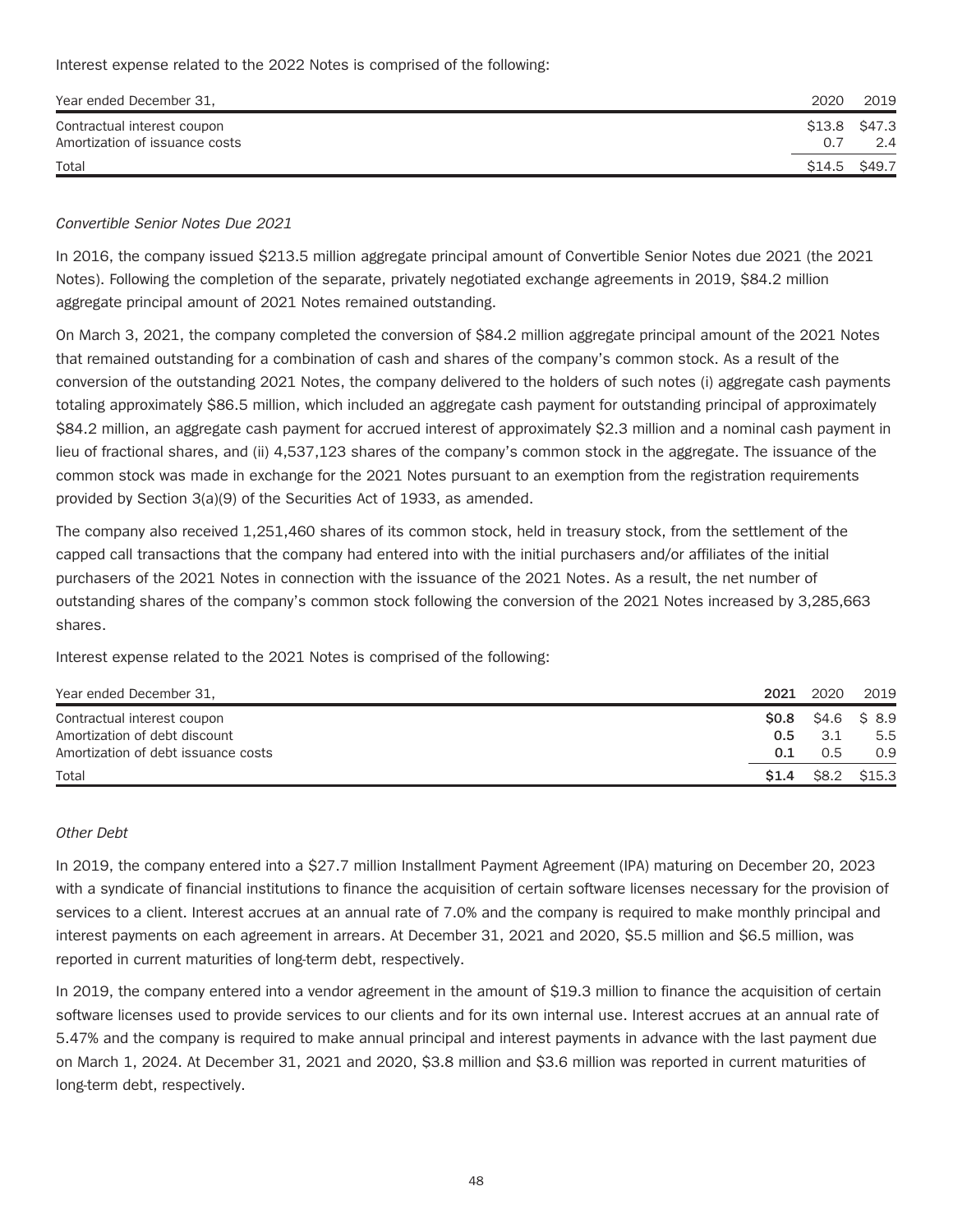Interest expense related to the 2022 Notes is comprised of the following:

| Year ended December 31, | 2020 | 2019 |
| --- | --- | --- |
| Contractual interest coupon | $13.8 | $47.3 |
| Amortization of issuance costs | 0.7 | 2.4 |
| Total | $14.5 | $49.7 |

*Convertible Senior Notes Due 2021*

In 2016, the company issued $213.5 million aggregate principal amount of Convertible Senior Notes due 2021 (the 2021 Notes). Following the completion of the separate, privately negotiated exchange agreements in 2019, $84.2 million aggregate principal amount of 2021 Notes remained outstanding.

On March 3, 2021, the company completed the conversion of $84.2 million aggregate principal amount of the 2021 Notes that remained outstanding for a combination of cash and shares of the company's common stock. As a result of the conversion of the outstanding 2021 Notes, the company delivered to the holders of such notes (i) aggregate cash payments totaling approximately $86.5 million, which included an aggregate cash payment for outstanding principal of approximately $84.2 million, an aggregate cash payment for accrued interest of approximately $2.3 million and a nominal cash payment in lieu of fractional shares, and (ii) 4,537,123 shares of the company's common stock in the aggregate. The issuance of the common stock was made in exchange for the 2021 Notes pursuant to an exemption from the registration requirements provided by Section 3(a)(9) of the Securities Act of 1933, as amended.

The company also received 1,251,460 shares of its common stock, held in treasury stock, from the settlement of the capped call transactions that the company had entered into with the initial purchasers and/or affiliates of the initial purchasers of the 2021 Notes in connection with the issuance of the 2021 Notes. As a result, the net number of outstanding shares of the company's common stock following the conversion of the 2021 Notes increased by 3,285,663 shares.

Interest expense related to the 2021 Notes is comprised of the following:

| Year ended December 31, | **2021** | 2020 | 2019 |
| --- | --- | --- | --- |
| Contractual interest coupon | **$0.8** | $4.6 | $ 8.9 |
| Amortization of debt discount | **0.5** | 3.1 | 5.5 |
| Amortization of debt issuance costs | **0.1** | 0.5 | 0.9 |
| Total | **$1.4** | $8.2 | $15.3 |

*Other Debt*

In 2019, the company entered into a $27.7 million Installment Payment Agreement (IPA) maturing on December 20, 2023 with a syndicate of financial institutions to finance the acquisition of certain software licenses necessary for the provision of services to a client. Interest accrues at an annual rate of 7.0% and the company is required to make monthly principal and interest payments on each agreement in arrears. At December 31, 2021 and 2020, $5.5 million and $6.5 million, was reported in current maturities of long-term debt, respectively.

In 2019, the company entered into a vendor agreement in the amount of $19.3 million to finance the acquisition of certain software licenses used to provide services to our clients and for its own internal use. Interest accrues at an annual rate of 5.47% and the company is required to make annual principal and interest payments in advance with the last payment due on March 1, 2024. At December 31, 2021 and 2020, $3.8 million and $3.6 million was reported in current maturities of long-term debt, respectively.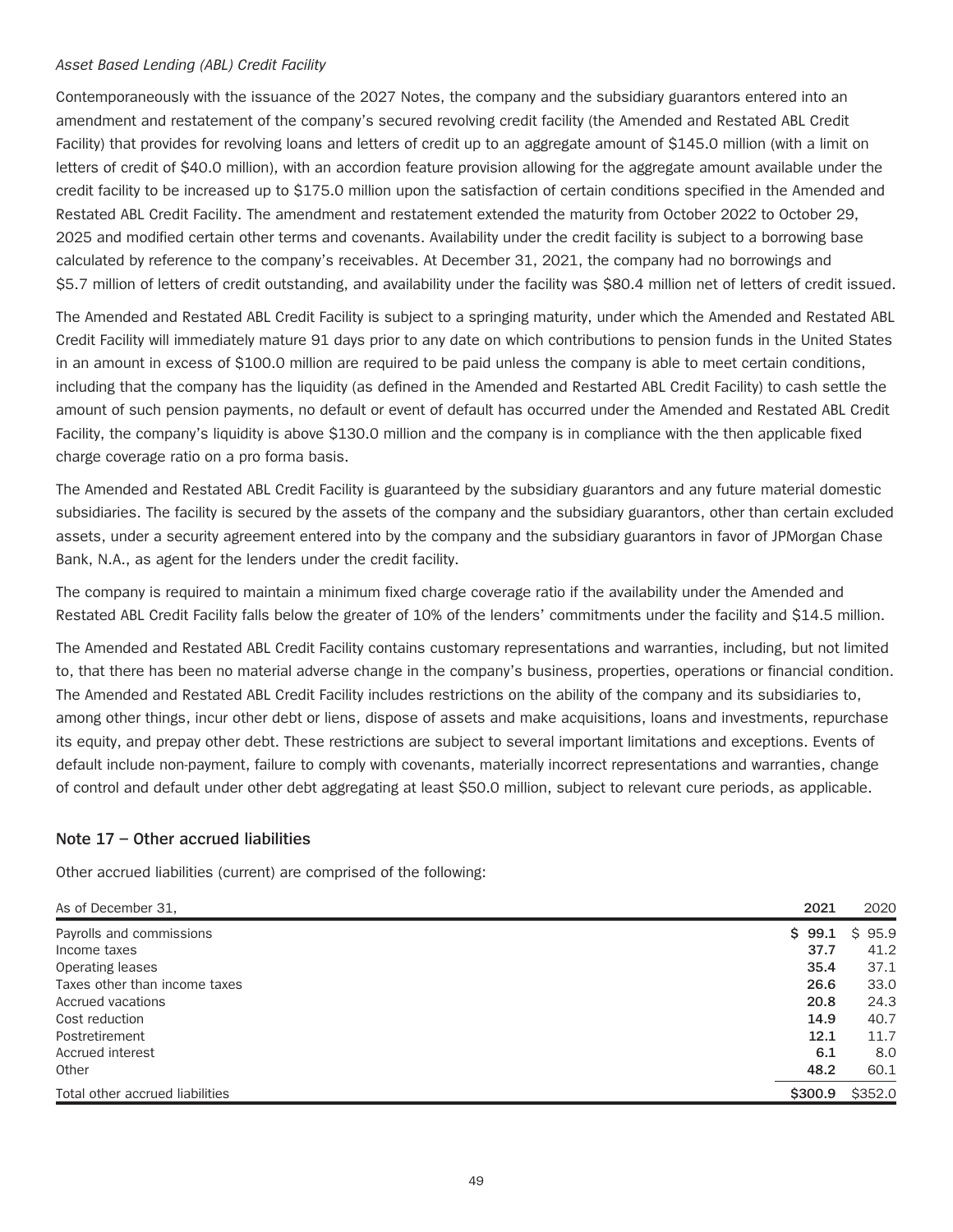*Asset Based Lending (ABL) Credit Facility*

Contemporaneously with the issuance of the 2027 Notes, the company and the subsidiary guarantors entered into an amendment and restatement of the company's secured revolving credit facility (the Amended and Restated ABL Credit Facility) that provides for revolving loans and letters of credit up to an aggregate amount of $145.0 million (with a limit on letters of credit of $40.0 million), with an accordion feature provision allowing for the aggregate amount available under the credit facility to be increased up to $175.0 million upon the satisfaction of certain conditions specified in the Amended and Restated ABL Credit Facility. The amendment and restatement extended the maturity from October 2022 to October 29, 2025 and modified certain other terms and covenants. Availability under the credit facility is subject to a borrowing base calculated by reference to the company's receivables. At December 31, 2021, the company had no borrowings and $5.7 million of letters of credit outstanding, and availability under the facility was $80.4 million net of letters of credit issued.

The Amended and Restated ABL Credit Facility is subject to a springing maturity, under which the Amended and Restated ABL Credit Facility will immediately mature 91 days prior to any date on which contributions to pension funds in the United States in an amount in excess of $100.0 million are required to be paid unless the company is able to meet certain conditions, including that the company has the liquidity (as defined in the Amended and Restarted ABL Credit Facility) to cash settle the amount of such pension payments, no default or event of default has occurred under the Amended and Restated ABL Credit Facility, the company's liquidity is above $130.0 million and the company is in compliance with the then applicable fixed charge coverage ratio on a pro forma basis.

The Amended and Restated ABL Credit Facility is guaranteed by the subsidiary guarantors and any future material domestic subsidiaries. The facility is secured by the assets of the company and the subsidiary guarantors, other than certain excluded assets, under a security agreement entered into by the company and the subsidiary guarantors in favor of JPMorgan Chase Bank, N.A., as agent for the lenders under the credit facility.

The company is required to maintain a minimum fixed charge coverage ratio if the availability under the Amended and Restated ABL Credit Facility falls below the greater of 10% of the lenders' commitments under the facility and $14.5 million.

The Amended and Restated ABL Credit Facility contains customary representations and warranties, including, but not limited to, that there has been no material adverse change in the company's business, properties, operations or financial condition. The Amended and Restated ABL Credit Facility includes restrictions on the ability of the company and its subsidiaries to, among other things, incur other debt or liens, dispose of assets and make acquisitions, loans and investments, repurchase its equity, and prepay other debt. These restrictions are subject to several important limitations and exceptions. Events of default include non-payment, failure to comply with covenants, materially incorrect representations and warranties, change of control and default under other debt aggregating at least $50.0 million, subject to relevant cure periods, as applicable.

## Note 17 – Other accrued liabilities

Other accrued liabilities (current) are comprised of the following:

| As of December 31, | 2021 | 2020 |
|---|---|---|
| Payrolls and commissions | $ 99.1 | $ 95.9 |
| Income taxes | 37.7 | 41.2 |
| Operating leases | 35.4 | 37.1 |
| Taxes other than income taxes | 26.6 | 33.0 |
| Accrued vacations | 20.8 | 24.3 |
| Cost reduction | 14.9 | 40.7 |
| Postretirement | 12.1 | 11.7 |
| Accrued interest | 6.1 | 8.0 |
| Other | 48.2 | 60.1 |
| Total other accrued liabilities | $300.9 | $352.0 |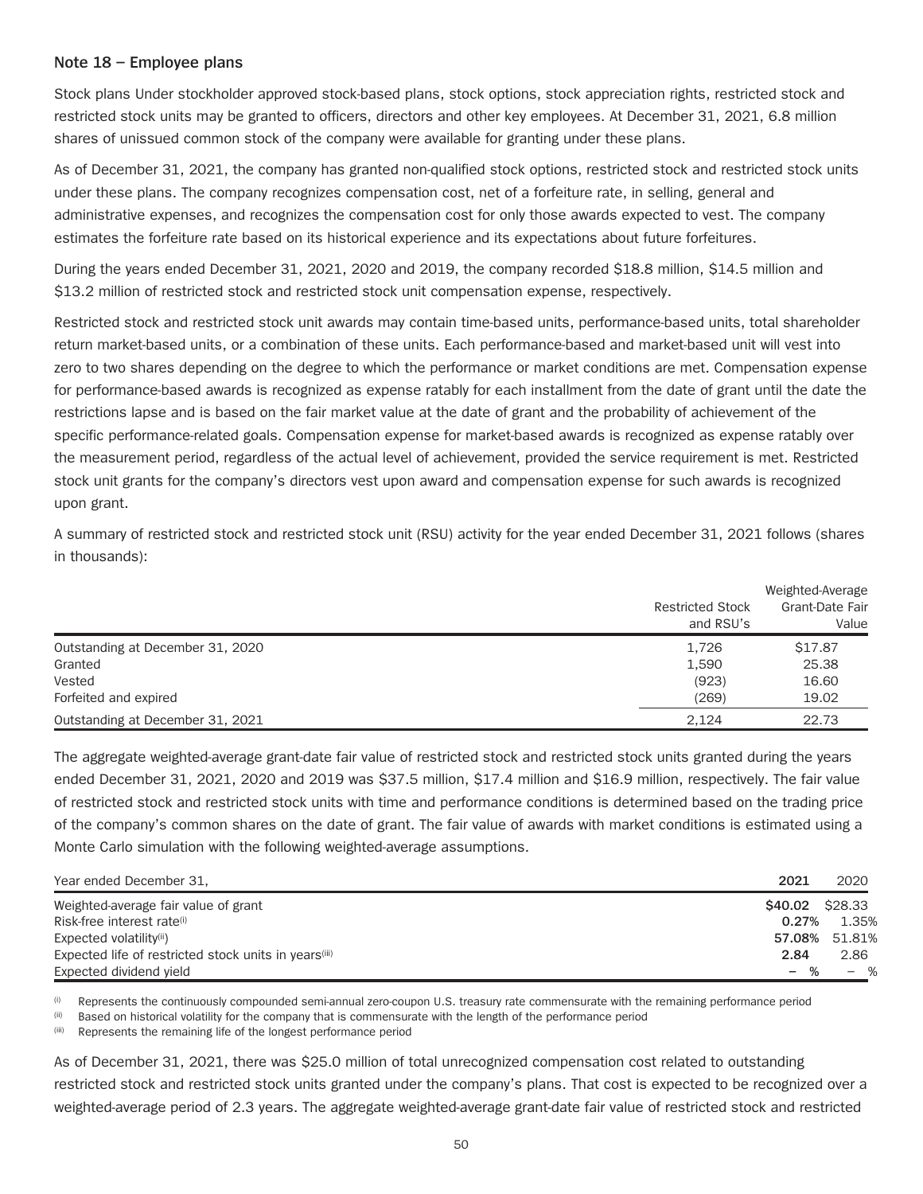## Note 18 – Employee plans

Stock plans Under stockholder approved stock-based plans, stock options, stock appreciation rights, restricted stock and restricted stock units may be granted to officers, directors and other key employees. At December 31, 2021, 6.8 million shares of unissued common stock of the company were available for granting under these plans.

As of December 31, 2021, the company has granted non-qualified stock options, restricted stock and restricted stock units under these plans. The company recognizes compensation cost, net of a forfeiture rate, in selling, general and administrative expenses, and recognizes the compensation cost for only those awards expected to vest. The company estimates the forfeiture rate based on its historical experience and its expectations about future forfeitures.

During the years ended December 31, 2021, 2020 and 2019, the company recorded $18.8 million, $14.5 million and $13.2 million of restricted stock and restricted stock unit compensation expense, respectively.

Restricted stock and restricted stock unit awards may contain time-based units, performance-based units, total shareholder return market-based units, or a combination of these units. Each performance-based and market-based unit will vest into zero to two shares depending on the degree to which the performance or market conditions are met. Compensation expense for performance-based awards is recognized as expense ratably for each installment from the date of grant until the date the restrictions lapse and is based on the fair market value at the date of grant and the probability of achievement of the specific performance-related goals. Compensation expense for market-based awards is recognized as expense ratably over the measurement period, regardless of the actual level of achievement, provided the service requirement is met. Restricted stock unit grants for the company's directors vest upon award and compensation expense for such awards is recognized upon grant.

A summary of restricted stock and restricted stock unit (RSU) activity for the year ended December 31, 2021 follows (shares in thousands):

| | Restricted Stock and RSU's | Weighted-Average Grant-Date Fair Value |
|---|---|---|
| Outstanding at December 31, 2020 | 1,726 | $17.87 |
| Granted | 1,590 | 25.38 |
| Vested | (923) | 16.60 |
| Forfeited and expired | (269) | 19.02 |
| Outstanding at December 31, 2021 | 2,124 | 22.73 |

The aggregate weighted-average grant-date fair value of restricted stock and restricted stock units granted during the years ended December 31, 2021, 2020 and 2019 was $37.5 million, $17.4 million and $16.9 million, respectively. The fair value of restricted stock and restricted stock units with time and performance conditions is determined based on the trading price of the company's common shares on the date of grant. The fair value of awards with market conditions is estimated using a Monte Carlo simulation with the following weighted-average assumptions.

| Year ended December 31, | **2021** | 2020 |
|---|---|---|
| Weighted-average fair value of grant | **$40.02** | $28.33 |
| Risk-free interest rate[(i)] | **0.27%** | 1.35% |
| Expected volatility[(ii)] | **57.08%** | 51.81% |
| Expected life of restricted stock units in years[(iii)] | **2.84** | 2.86 |
| Expected dividend yield | **– %** | – % |

(i) Represents the continuously compounded semi-annual zero-coupon U.S. treasury rate commensurate with the remaining performance period

(ii) Based on historical volatility for the company that is commensurate with the length of the performance period

(iii) Represents the remaining life of the longest performance period

As of December 31, 2021, there was $25.0 million of total unrecognized compensation cost related to outstanding restricted stock and restricted stock units granted under the company's plans. That cost is expected to be recognized over a weighted-average period of 2.3 years. The aggregate weighted-average grant-date fair value of restricted stock and restricted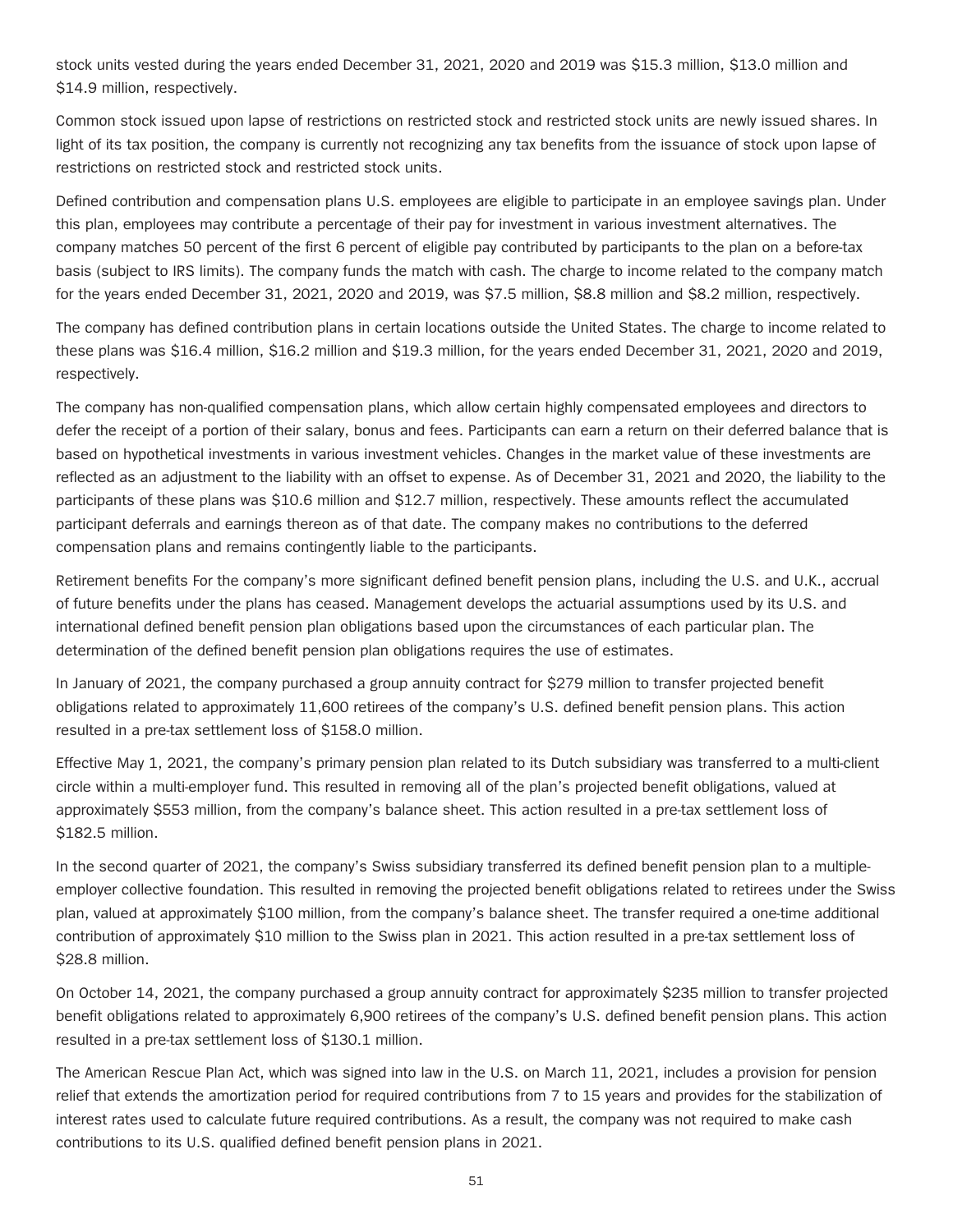stock units vested during the years ended December 31, 2021, 2020 and 2019 was $15.3 million, $13.0 million and $14.9 million, respectively.

Common stock issued upon lapse of restrictions on restricted stock and restricted stock units are newly issued shares. In light of its tax position, the company is currently not recognizing any tax benefits from the issuance of stock upon lapse of restrictions on restricted stock and restricted stock units.

Defined contribution and compensation plans U.S. employees are eligible to participate in an employee savings plan. Under this plan, employees may contribute a percentage of their pay for investment in various investment alternatives. The company matches 50 percent of the first 6 percent of eligible pay contributed by participants to the plan on a before-tax basis (subject to IRS limits). The company funds the match with cash. The charge to income related to the company match for the years ended December 31, 2021, 2020 and 2019, was $7.5 million, $8.8 million and $8.2 million, respectively.

The company has defined contribution plans in certain locations outside the United States. The charge to income related to these plans was $16.4 million, $16.2 million and $19.3 million, for the years ended December 31, 2021, 2020 and 2019, respectively.

The company has non-qualified compensation plans, which allow certain highly compensated employees and directors to defer the receipt of a portion of their salary, bonus and fees. Participants can earn a return on their deferred balance that is based on hypothetical investments in various investment vehicles. Changes in the market value of these investments are reflected as an adjustment to the liability with an offset to expense. As of December 31, 2021 and 2020, the liability to the participants of these plans was $10.6 million and $12.7 million, respectively. These amounts reflect the accumulated participant deferrals and earnings thereon as of that date. The company makes no contributions to the deferred compensation plans and remains contingently liable to the participants.

Retirement benefits For the company's more significant defined benefit pension plans, including the U.S. and U.K., accrual of future benefits under the plans has ceased. Management develops the actuarial assumptions used by its U.S. and international defined benefit pension plan obligations based upon the circumstances of each particular plan. The determination of the defined benefit pension plan obligations requires the use of estimates.

In January of 2021, the company purchased a group annuity contract for $279 million to transfer projected benefit obligations related to approximately 11,600 retirees of the company's U.S. defined benefit pension plans. This action resulted in a pre-tax settlement loss of $158.0 million.

Effective May 1, 2021, the company's primary pension plan related to its Dutch subsidiary was transferred to a multi-client circle within a multi-employer fund. This resulted in removing all of the plan's projected benefit obligations, valued at approximately $553 million, from the company's balance sheet. This action resulted in a pre-tax settlement loss of $182.5 million.

In the second quarter of 2021, the company's Swiss subsidiary transferred its defined benefit pension plan to a multiple-employer collective foundation. This resulted in removing the projected benefit obligations related to retirees under the Swiss plan, valued at approximately $100 million, from the company's balance sheet. The transfer required a one-time additional contribution of approximately $10 million to the Swiss plan in 2021. This action resulted in a pre-tax settlement loss of $28.8 million.

On October 14, 2021, the company purchased a group annuity contract for approximately $235 million to transfer projected benefit obligations related to approximately 6,900 retirees of the company's U.S. defined benefit pension plans. This action resulted in a pre-tax settlement loss of $130.1 million.

The American Rescue Plan Act, which was signed into law in the U.S. on March 11, 2021, includes a provision for pension relief that extends the amortization period for required contributions from 7 to 15 years and provides for the stabilization of interest rates used to calculate future required contributions. As a result, the company was not required to make cash contributions to its U.S. qualified defined benefit pension plans in 2021.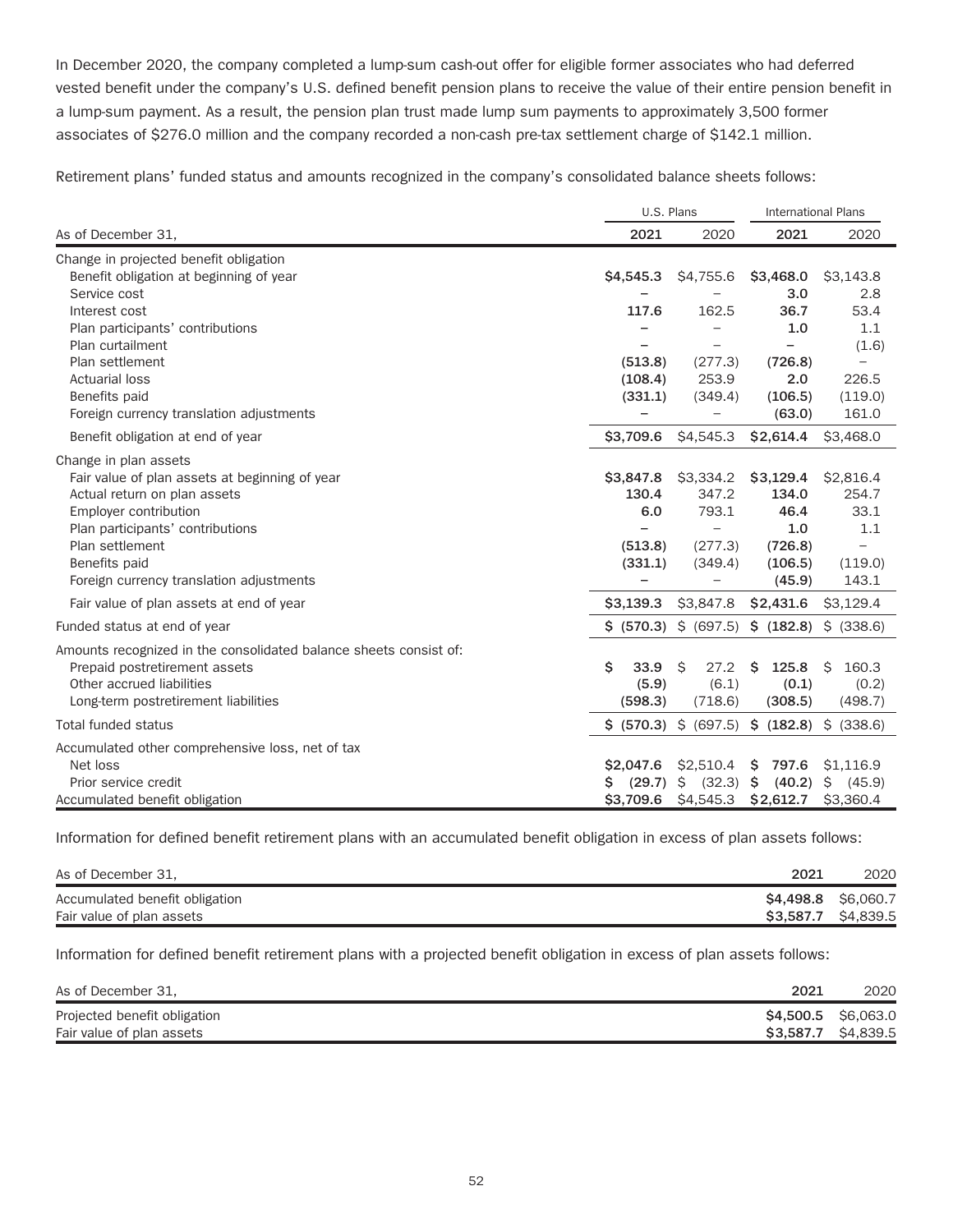In December 2020, the company completed a lump-sum cash-out offer for eligible former associates who had deferred vested benefit under the company's U.S. defined benefit pension plans to receive the value of their entire pension benefit in a lump-sum payment. As a result, the pension plan trust made lump sum payments to approximately 3,500 former associates of $276.0 million and the company recorded a non-cash pre-tax settlement charge of $142.1 million.

Retirement plans' funded status and amounts recognized in the company's consolidated balance sheets follows:

| | U.S. Plans | | International Plans | |
|---|---|---|---|---|
| As of December 31, | **2021** | 2020 | **2021** | 2020 |
| Change in projected benefit obligation | | | | |
| Benefit obligation at beginning of year | **$4,545.3** | $4,755.6 | **$3,468.0** | $3,143.8 |
| Service cost | **–** | – | **3.0** | 2.8 |
| Interest cost | **117.6** | 162.5 | **36.7** | 53.4 |
| Plan participants' contributions | **–** | – | **1.0** | 1.1 |
| Plan curtailment | **–** | – | **–** | (1.6) |
| Plan settlement | **(513.8)** | (277.3) | **(726.8)** | – |
| Actuarial loss | **(108.4)** | 253.9 | **2.0** | 226.5 |
| Benefits paid | **(331.1)** | (349.4) | **(106.5)** | (119.0) |
| Foreign currency translation adjustments | **–** | – | **(63.0)** | 161.0 |
| Benefit obligation at end of year | **$3,709.6** | $4,545.3 | **$2,614.4** | $3,468.0 |
| Change in plan assets | | | | |
| Fair value of plan assets at beginning of year | **$3,847.8** | $3,334.2 | **$3,129.4** | $2,816.4 |
| Actual return on plan assets | **130.4** | 347.2 | **134.0** | 254.7 |
| Employer contribution | **6.0** | 793.1 | **46.4** | 33.1 |
| Plan participants' contributions | **–** | – | **1.0** | 1.1 |
| Plan settlement | **(513.8)** | (277.3) | **(726.8)** | – |
| Benefits paid | **(331.1)** | (349.4) | **(106.5)** | (119.0) |
| Foreign currency translation adjustments | **–** | – | **(45.9)** | 143.1 |
| Fair value of plan assets at end of year | **$3,139.3** | $3,847.8 | **$2,431.6** | $3,129.4 |
| Funded status at end of year | **$ (570.3)** | $ (697.5) | **$ (182.8)** | $ (338.6) |
| Amounts recognized in the consolidated balance sheets consist of: | | | | |
| Prepaid postretirement assets | **$ 33.9** | $ 27.2 | **$ 125.8** | $ 160.3 |
| Other accrued liabilities | **(5.9)** | (6.1) | **(0.1)** | (0.2) |
| Long-term postretirement liabilities | **(598.3)** | (718.6) | **(308.5)** | (498.7) |
| Total funded status | **$ (570.3)** | $ (697.5) | **$ (182.8)** | $ (338.6) |
| Accumulated other comprehensive loss, net of tax | | | | |
| Net loss | **$2,047.6** | $2,510.4 | **$ 797.6** | $1,116.9 |
| Prior service credit | **$ (29.7)** | $ (32.3) | **$ (40.2)** | $ (45.9) |
| Accumulated benefit obligation | **$3,709.6** | $4,545.3 | **$2,612.7** | $3,360.4 |

Information for defined benefit retirement plans with an accumulated benefit obligation in excess of plan assets follows:

| As of December 31, | **2021** | 2020 |
|---|---|---|
| Accumulated benefit obligation | **$4,498.8** | $6,060.7 |
| Fair value of plan assets | **$3,587.7** | $4,839.5 |

Information for defined benefit retirement plans with a projected benefit obligation in excess of plan assets follows:

| As of December 31, | **2021** | 2020 |
|---|---|---|
| Projected benefit obligation | **$4,500.5** | $6,063.0 |
| Fair value of plan assets | **$3,587.7** | $4,839.5 |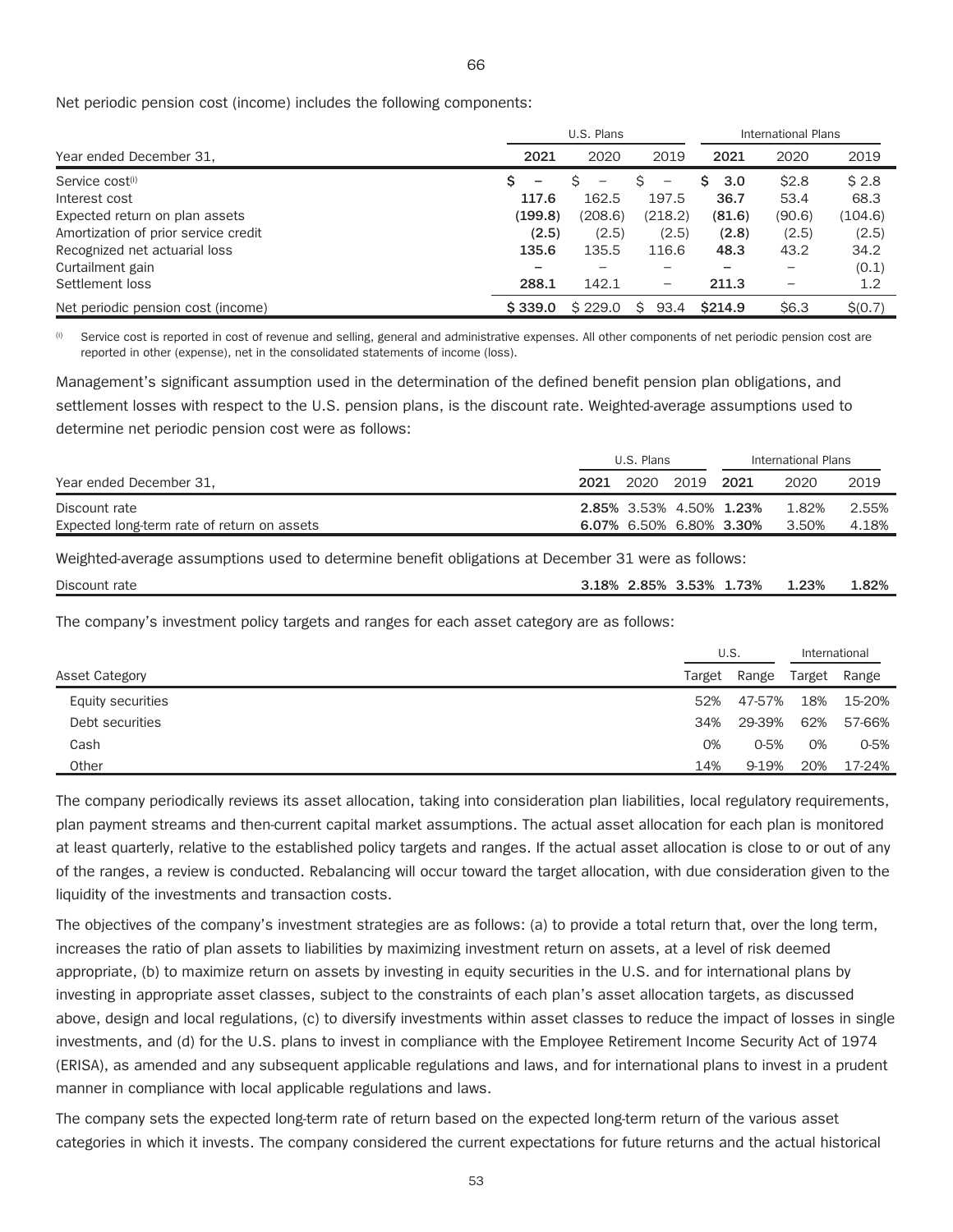Net periodic pension cost (income) includes the following components:

| | U.S. Plans | | | International Plans | | |
|---|---|---|---|---|---|---|
| Year ended December 31, | **2021** | 2020 | 2019 | **2021** | 2020 | 2019 |
| Service cost[(i)] | **$ –** | $ – | $ – | **$ 3.0** | $2.8 | $ 2.8 |
| Interest cost | **117.6** | 162.5 | 197.5 | **36.7** | 53.4 | 68.3 |
| Expected return on plan assets | **(199.8)** | (208.6) | (218.2) | **(81.6)** | (90.6) | (104.6) |
| Amortization of prior service credit | **(2.5)** | (2.5) | (2.5) | **(2.8)** | (2.5) | (2.5) |
| Recognized net actuarial loss | **135.6** | 135.5 | 116.6 | **48.3** | 43.2 | 34.2 |
| Curtailment gain | **–** | – | – | **–** | – | (0.1) |
| Settlement loss | **288.1** | 142.1 | – | **211.3** | – | 1.2 |
| Net periodic pension cost (income) | **$ 339.0** | $ 229.0 | $ 93.4 | **$214.9** | $6.3 | $(0.7) |

(i) Service cost is reported in cost of revenue and selling, general and administrative expenses. All other components of net periodic pension cost are reported in other (expense), net in the consolidated statements of income (loss).

Management's significant assumption used in the determination of the defined benefit pension plan obligations, and settlement losses with respect to the U.S. pension plans, is the discount rate. Weighted-average assumptions used to determine net periodic pension cost were as follows:

| | U.S. Plans | | | International Plans | | |
|---|---|---|---|---|---|---|
| Year ended December 31, | **2021** | 2020 | 2019 | **2021** | 2020 | 2019 |
| Discount rate | **2.85%** | 3.53% | 4.50% | **1.23%** | 1.82% | 2.55% |
| Expected long-term rate of return on assets | **6.07%** | 6.50% | 6.80% | **3.30%** | 3.50% | 4.18% |

Weighted-average assumptions used to determine benefit obligations at December 31 were as follows:

| | | | | | | |
|---|---|---|---|---|---|---|
| Discount rate | **3.18%** | **2.85%** | **3.53%** | **1.73%** | **1.23%** | **1.82%** |

The company's investment policy targets and ranges for each asset category are as follows:

| | U.S. | | International | |
|---|---|---|---|---|
| Asset Category | Target | Range | Target | Range |
| Equity securities | 52% | 47-57% | 18% | 15-20% |
| Debt securities | 34% | 29-39% | 62% | 57-66% |
| Cash | 0% | 0-5% | 0% | 0-5% |
| Other | 14% | 9-19% | 20% | 17-24% |

The company periodically reviews its asset allocation, taking into consideration plan liabilities, local regulatory requirements, plan payment streams and then-current capital market assumptions. The actual asset allocation for each plan is monitored at least quarterly, relative to the established policy targets and ranges. If the actual asset allocation is close to or out of any of the ranges, a review is conducted. Rebalancing will occur toward the target allocation, with due consideration given to the liquidity of the investments and transaction costs.

The objectives of the company's investment strategies are as follows: (a) to provide a total return that, over the long term, increases the ratio of plan assets to liabilities by maximizing investment return on assets, at a level of risk deemed appropriate, (b) to maximize return on assets by investing in equity securities in the U.S. and for international plans by investing in appropriate asset classes, subject to the constraints of each plan's asset allocation targets, as discussed above, design and local regulations, (c) to diversify investments within asset classes to reduce the impact of losses in single investments, and (d) for the U.S. plans to invest in compliance with the Employee Retirement Income Security Act of 1974 (ERISA), as amended and any subsequent applicable regulations and laws, and for international plans to invest in a prudent manner in compliance with local applicable regulations and laws.

The company sets the expected long-term rate of return based on the expected long-term return of the various asset categories in which it invests. The company considered the current expectations for future returns and the actual historical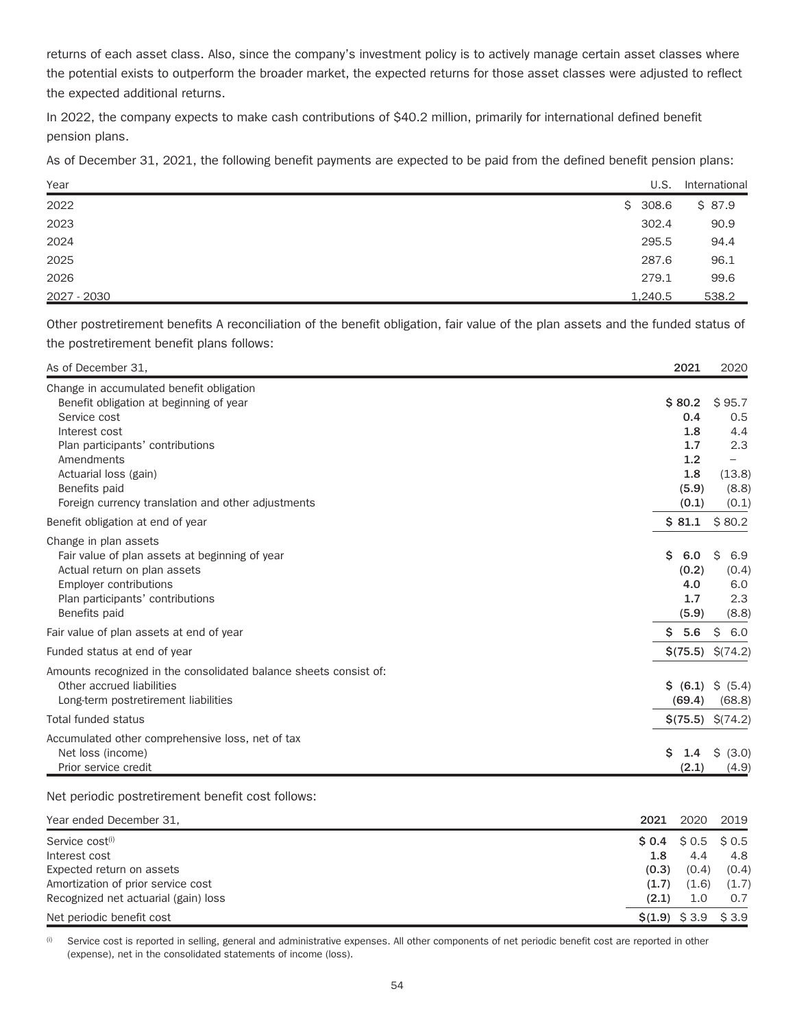returns of each asset class. Also, since the company's investment policy is to actively manage certain asset classes where the potential exists to outperform the broader market, the expected returns for those asset classes were adjusted to reflect the expected additional returns.

In 2022, the company expects to make cash contributions of $40.2 million, primarily for international defined benefit pension plans.

As of December 31, 2021, the following benefit payments are expected to be paid from the defined benefit pension plans:

| Year | U.S. | International |
|---|---|---|
| 2022 | $ 308.6 | $ 87.9 |
| 2023 | 302.4 | 90.9 |
| 2024 | 295.5 | 94.4 |
| 2025 | 287.6 | 96.1 |
| 2026 | 279.1 | 99.6 |
| 2027 - 2030 | 1,240.5 | 538.2 |

Other postretirement benefits A reconciliation of the benefit obligation, fair value of the plan assets and the funded status of the postretirement benefit plans follows:

| As of December 31, | 2021 | 2020 |
|---|---|---|
| Change in accumulated benefit obligation | | |
| Benefit obligation at beginning of year | **$ 80.2** | $ 95.7 |
| Service cost | **0.4** | 0.5 |
| Interest cost | **1.8** | 4.4 |
| Plan participants' contributions | **1.7** | 2.3 |
| Amendments | **1.2** | – |
| Actuarial loss (gain) | **1.8** | (13.8) |
| Benefits paid | **(5.9)** | (8.8) |
| Foreign currency translation and other adjustments | **(0.1)** | (0.1) |
| Benefit obligation at end of year | **$ 81.1** | $ 80.2 |
| Change in plan assets | | |
| Fair value of plan assets at beginning of year | **$ 6.0** | $ 6.9 |
| Actual return on plan assets | **(0.2)** | (0.4) |
| Employer contributions | **4.0** | 6.0 |
| Plan participants' contributions | **1.7** | 2.3 |
| Benefits paid | **(5.9)** | (8.8) |
| Fair value of plan assets at end of year | **$ 5.6** | $ 6.0 |
| Funded status at end of year | **$(75.5)** | $(74.2) |
| Amounts recognized in the consolidated balance sheets consist of: | | |
| Other accrued liabilities | **$ (6.1)** | $ (5.4) |
| Long-term postretirement liabilities | **(69.4)** | (68.8) |
| Total funded status | **$(75.5)** | $(74.2) |
| Accumulated other comprehensive loss, net of tax | | |
| Net loss (income) | **$ 1.4** | $ (3.0) |
| Prior service credit | **(2.1)** | (4.9) |

Net periodic postretirement benefit cost follows:

| Year ended December 31, | 2021 | 2020 | 2019 |
|---|---|---|---|
| Service cost[i] | **$ 0.4** | $ 0.5 | $ 0.5 |
| Interest cost | **1.8** | 4.4 | 4.8 |
| Expected return on assets | **(0.3)** | (0.4) | (0.4) |
| Amortization of prior service cost | **(1.7)** | (1.6) | (1.7) |
| Recognized net actuarial (gain) loss | **(2.1)** | 1.0 | 0.7 |
| Net periodic benefit cost | **$(1.9)** | $ 3.9 | $ 3.9 |

[i] Service cost is reported in selling, general and administrative expenses. All other components of net periodic benefit cost are reported in other (expense), net in the consolidated statements of income (loss).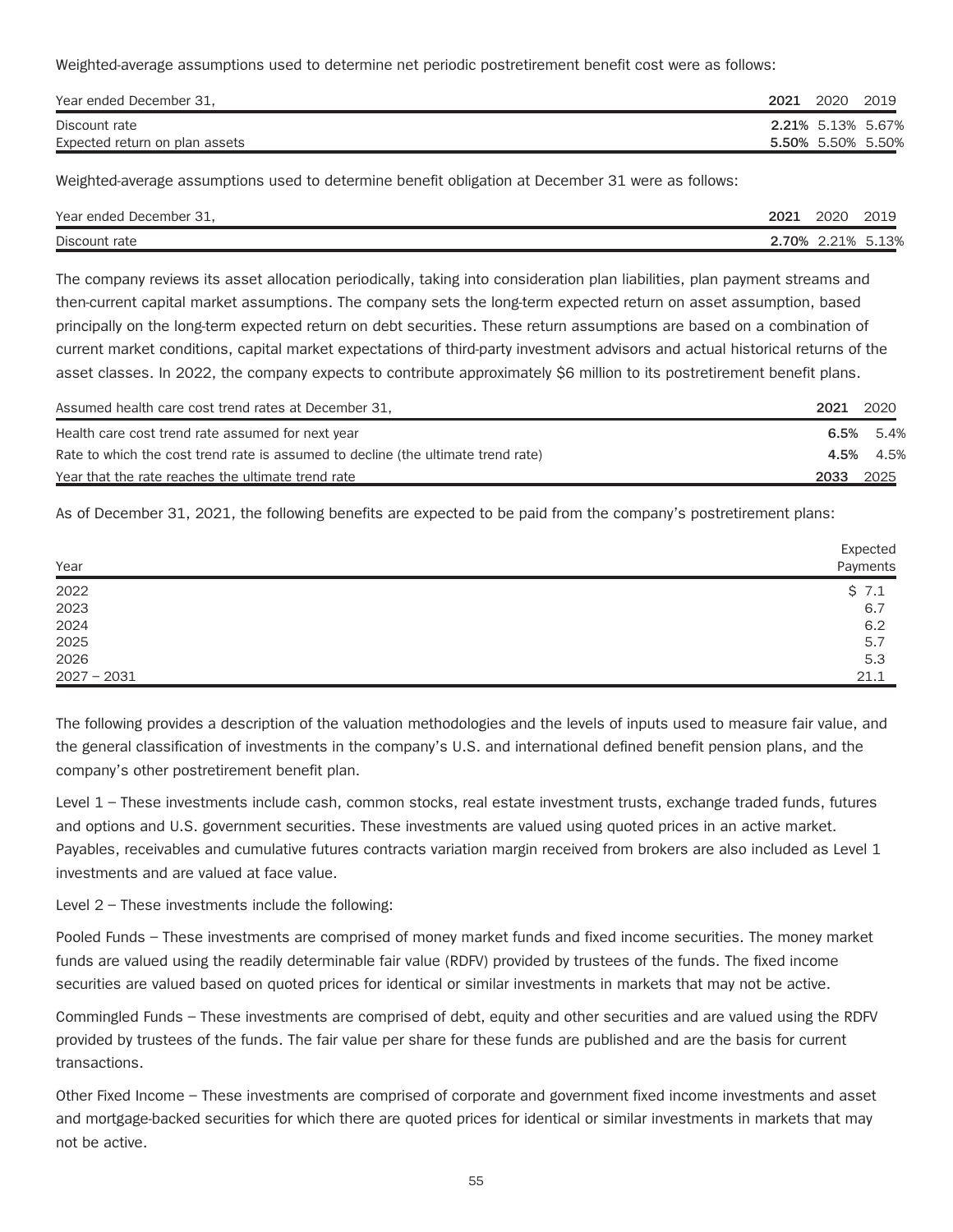Weighted-average assumptions used to determine net periodic postretirement benefit cost were as follows:

| Year ended December 31, | 2021 | 2020 | 2019 |
|---|---|---|---|
| Discount rate | **2.21%** | 5.13% | 5.67% |
| Expected return on plan assets | **5.50%** | 5.50% | 5.50% |

Weighted-average assumptions used to determine benefit obligation at December 31 were as follows:

| Year ended December 31, | 2021 | 2020 | 2019 |
|---|---|---|---|
| Discount rate | **2.70%** | 2.21% | 5.13% |

The company reviews its asset allocation periodically, taking into consideration plan liabilities, plan payment streams and then-current capital market assumptions. The company sets the long-term expected return on asset assumption, based principally on the long-term expected return on debt securities. These return assumptions are based on a combination of current market conditions, capital market expectations of third-party investment advisors and actual historical returns of the asset classes. In 2022, the company expects to contribute approximately $6 million to its postretirement benefit plans.

| Assumed health care cost trend rates at December 31, | 2021 | 2020 |
|---|---|---|
| Health care cost trend rate assumed for next year | **6.5%** | 5.4% |
| Rate to which the cost trend rate is assumed to decline (the ultimate trend rate) | **4.5%** | 4.5% |
| Year that the rate reaches the ultimate trend rate | **2033** | 2025 |

As of December 31, 2021, the following benefits are expected to be paid from the company's postretirement plans:

| Year | Expected Payments |
|---|---|
| 2022 | $ 7.1 |
| 2023 | 6.7 |
| 2024 | 6.2 |
| 2025 | 5.7 |
| 2026 | 5.3 |
| 2027 – 2031 | 21.1 |

The following provides a description of the valuation methodologies and the levels of inputs used to measure fair value, and the general classification of investments in the company's U.S. and international defined benefit pension plans, and the company's other postretirement benefit plan.

Level 1 – These investments include cash, common stocks, real estate investment trusts, exchange traded funds, futures and options and U.S. government securities. These investments are valued using quoted prices in an active market. Payables, receivables and cumulative futures contracts variation margin received from brokers are also included as Level 1 investments and are valued at face value.

Level 2 – These investments include the following:

Pooled Funds – These investments are comprised of money market funds and fixed income securities. The money market funds are valued using the readily determinable fair value (RDFV) provided by trustees of the funds. The fixed income securities are valued based on quoted prices for identical or similar investments in markets that may not be active.

Commingled Funds – These investments are comprised of debt, equity and other securities and are valued using the RDFV provided by trustees of the funds. The fair value per share for these funds are published and are the basis for current transactions.

Other Fixed Income – These investments are comprised of corporate and government fixed income investments and asset and mortgage-backed securities for which there are quoted prices for identical or similar investments in markets that may not be active.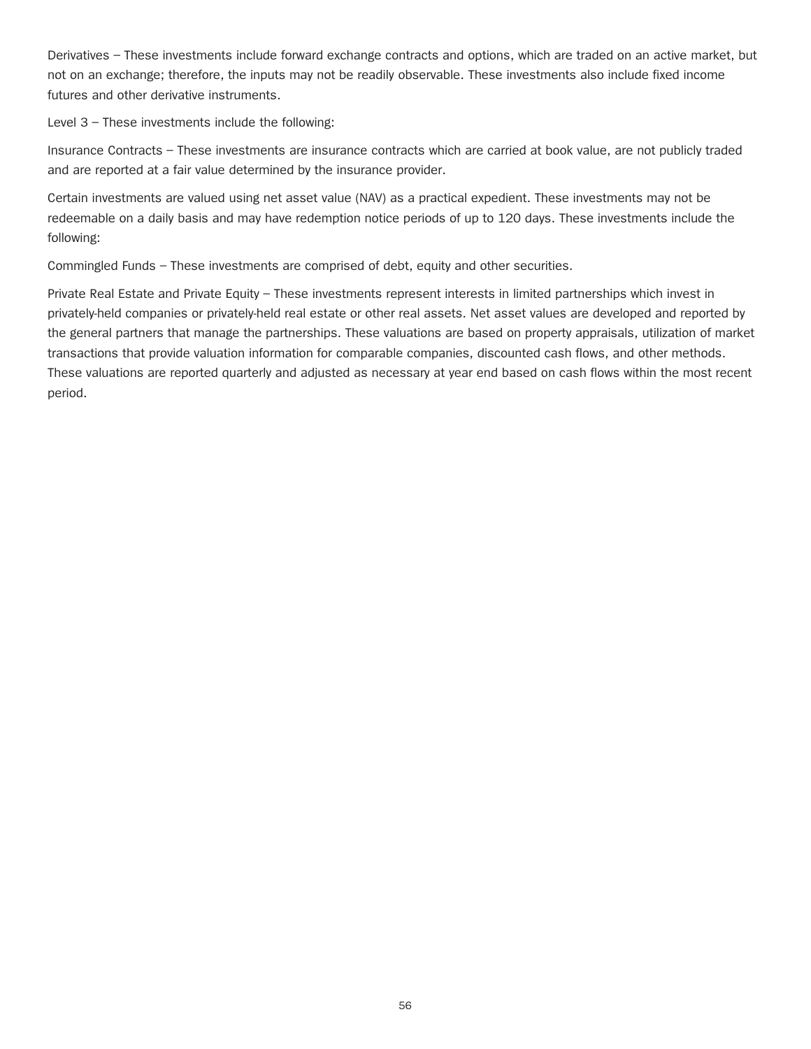Derivatives – These investments include forward exchange contracts and options, which are traded on an active market, but not on an exchange; therefore, the inputs may not be readily observable. These investments also include fixed income futures and other derivative instruments.

Level 3 – These investments include the following:

Insurance Contracts – These investments are insurance contracts which are carried at book value, are not publicly traded and are reported at a fair value determined by the insurance provider.

Certain investments are valued using net asset value (NAV) as a practical expedient. These investments may not be redeemable on a daily basis and may have redemption notice periods of up to 120 days. These investments include the following:

Commingled Funds – These investments are comprised of debt, equity and other securities.

Private Real Estate and Private Equity – These investments represent interests in limited partnerships which invest in privately-held companies or privately-held real estate or other real assets. Net asset values are developed and reported by the general partners that manage the partnerships. These valuations are based on property appraisals, utilization of market transactions that provide valuation information for comparable companies, discounted cash flows, and other methods. These valuations are reported quarterly and adjusted as necessary at year end based on cash flows within the most recent period.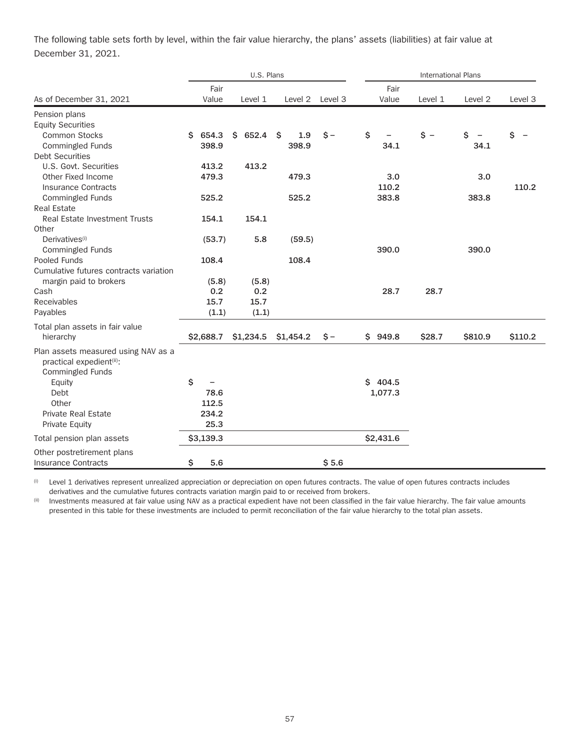The following table sets forth by level, within the fair value hierarchy, the plans' assets (liabilities) at fair value at December 31, 2021.

| | U.S. Plans | | | | International Plans | | | |
|---|---|---|---|---|---|---|---|---|
| As of December 31, 2021 | Fair Value | Level 1 | Level 2 | Level 3 | Fair Value | Level 1 | Level 2 | Level 3 |
| Pension plans | | | | | | | | |
| Equity Securities | | | | | | | | |
| Common Stocks | $ 654.3 | $ 652.4 | $ 1.9 | $ – | $ – | $ – | $ – | $ – |
| Commingled Funds | 398.9 | | 398.9 | | 34.1 | | 34.1 | |
| Debt Securities | | | | | | | | |
| U.S. Govt. Securities | 413.2 | 413.2 | | | | | | |
| Other Fixed Income | 479.3 | | 479.3 | | 3.0 | | 3.0 | |
| Insurance Contracts | | | | | 110.2 | | | 110.2 |
| Commingled Funds | 525.2 | | 525.2 | | 383.8 | | 383.8 | |
| Real Estate | | | | | | | | |
| Real Estate Investment Trusts | 154.1 | 154.1 | | | | | | |
| Other | | | | | | | | |
| Derivatives[(i)] | (53.7) | 5.8 | (59.5) | | | | | |
| Commingled Funds | | | | | 390.0 | | 390.0 | |
| Pooled Funds | 108.4 | | 108.4 | | | | | |
| Cumulative futures contracts variation margin paid to brokers | (5.8) | (5.8) | | | | | | |
| Cash | 0.2 | 0.2 | | | 28.7 | 28.7 | | |
| Receivables | 15.7 | 15.7 | | | | | | |
| Payables | (1.1) | (1.1) | | | | | | |
| Total plan assets in fair value hierarchy | $2,688.7 | $1,234.5 | $1,454.2 | $ – | $ 949.8 | $28.7 | $810.9 | $110.2 |
| Plan assets measured using NAV as a practical expedient[(ii)]: | | | | | | | | |
| Commingled Funds | | | | | | | | |
| Equity | $ – | | | | $ 404.5 | | | |
| Debt | 78.6 | | | | 1,077.3 | | | |
| Other | 112.5 | | | | | | | |
| Private Real Estate | 234.2 | | | | | | | |
| Private Equity | 25.3 | | | | | | | |
| Total pension plan assets | $3,139.3 | | | | $2,431.6 | | | |
| Other postretirement plans | | | | | | | | |
| Insurance Contracts | $ 5.6 | | | $ 5.6 | | | | |

(i) Level 1 derivatives represent unrealized appreciation or depreciation on open futures contracts. The value of open futures contracts includes derivatives and the cumulative futures contracts variation margin paid to or received from brokers.

(ii) Investments measured at fair value using NAV as a practical expedient have not been classified in the fair value hierarchy. The fair value amounts presented in this table for these investments are included to permit reconciliation of the fair value hierarchy to the total plan assets.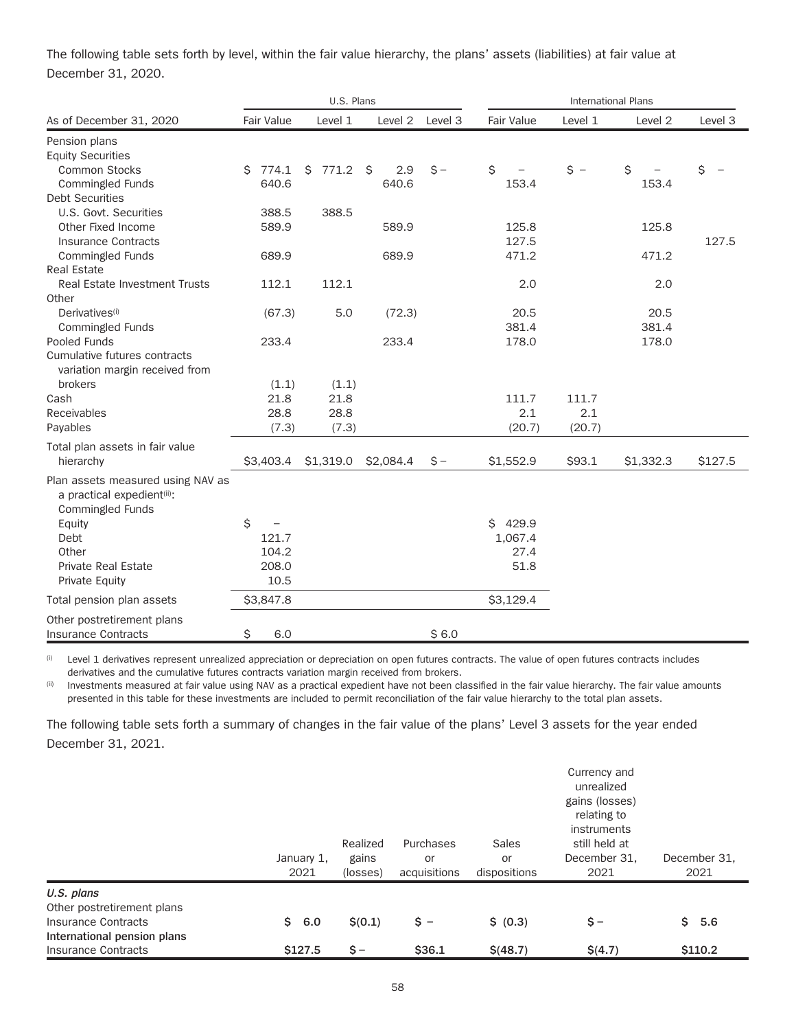The following table sets forth by level, within the fair value hierarchy, the plans' assets (liabilities) at fair value at December 31, 2020.

| | U.S. Plans | | | | International Plans | | | |
|---|---|---|---|---|---|---|---|---|
| As of December 31, 2020 | Fair Value | Level 1 | Level 2 | Level 3 | Fair Value | Level 1 | Level 2 | Level 3 |
| Pension plans | | | | | | | | |
| Equity Securities | | | | | | | | |
| Common Stocks | $ 774.1 | $ 771.2 | $ 2.9 | $ – | $ – | $ – | $ – | $ – |
| Commingled Funds | 640.6 | | 640.6 | | 153.4 | | 153.4 | |
| Debt Securities | | | | | | | | |
| U.S. Govt. Securities | 388.5 | 388.5 | | | | | | |
| Other Fixed Income | 589.9 | | 589.9 | | 125.8 | | 125.8 | |
| Insurance Contracts | | | | | 127.5 | | | 127.5 |
| Commingled Funds | 689.9 | | 689.9 | | 471.2 | | 471.2 | |
| Real Estate | | | | | | | | |
| Real Estate Investment Trusts | 112.1 | 112.1 | | | 2.0 | | 2.0 | |
| Other | | | | | | | | |
| Derivatives[i] | (67.3) | 5.0 | (72.3) | | 20.5 | | 20.5 | |
| Commingled Funds | | | | | 381.4 | | 381.4 | |
| Pooled Funds | 233.4 | | 233.4 | | 178.0 | | 178.0 | |
| Cumulative futures contracts variation margin received from brokers | (1.1) | (1.1) | | | | | | |
| Cash | 21.8 | 21.8 | | | 111.7 | 111.7 | | |
| Receivables | 28.8 | 28.8 | | | 2.1 | 2.1 | | |
| Payables | (7.3) | (7.3) | | | (20.7) | (20.7) | | |
| Total plan assets in fair value hierarchy | $3,403.4 | $1,319.0 | $2,084.4 | $ – | $1,552.9 | $93.1 | $1,332.3 | $127.5 |
| Plan assets measured using NAV as a practical expedient[ii]: | | | | | | | | |
| Commingled Funds | | | | | | | | |
| Equity | $ – | | | | $ 429.9 | | | |
| Debt | 121.7 | | | | 1,067.4 | | | |
| Other | 104.2 | | | | 27.4 | | | |
| Private Real Estate | 208.0 | | | | 51.8 | | | |
| Private Equity | 10.5 | | | | | | | |
| Total pension plan assets | $3,847.8 | | | | $3,129.4 | | | |
| Other postretirement plans | | | | | | | | |
| Insurance Contracts | $ 6.0 | | | $ 6.0 | | | | |

[i] Level 1 derivatives represent unrealized appreciation or depreciation on open futures contracts. The value of open futures contracts includes derivatives and the cumulative futures contracts variation margin received from brokers.

[ii] Investments measured at fair value using NAV as a practical expedient have not been classified in the fair value hierarchy. The fair value amounts presented in this table for these investments are included to permit reconciliation of the fair value hierarchy to the total plan assets.

The following table sets forth a summary of changes in the fair value of the plans' Level 3 assets for the year ended December 31, 2021.

| | January 1, 2021 | Realized gains (losses) | Purchases or acquisitions | Sales or dispositions | Currency and unrealized gains (losses) relating to instruments still held at December 31, 2021 | December 31, 2021 |
|---|---|---|---|---|---|---|
| ***U.S. plans*** | | | | | | |
| Other postretirement plans | | | | | | |
| Insurance Contracts | **$ 6.0** | **$(0.1)** | **$ –** | **$ (0.3)** | **$ –** | **$ 5.6** |
| **International pension plans** | | | | | | |
| Insurance Contracts | **$127.5** | **$ –** | **$36.1** | **$(48.7)** | **$(4.7)** | **$110.2** |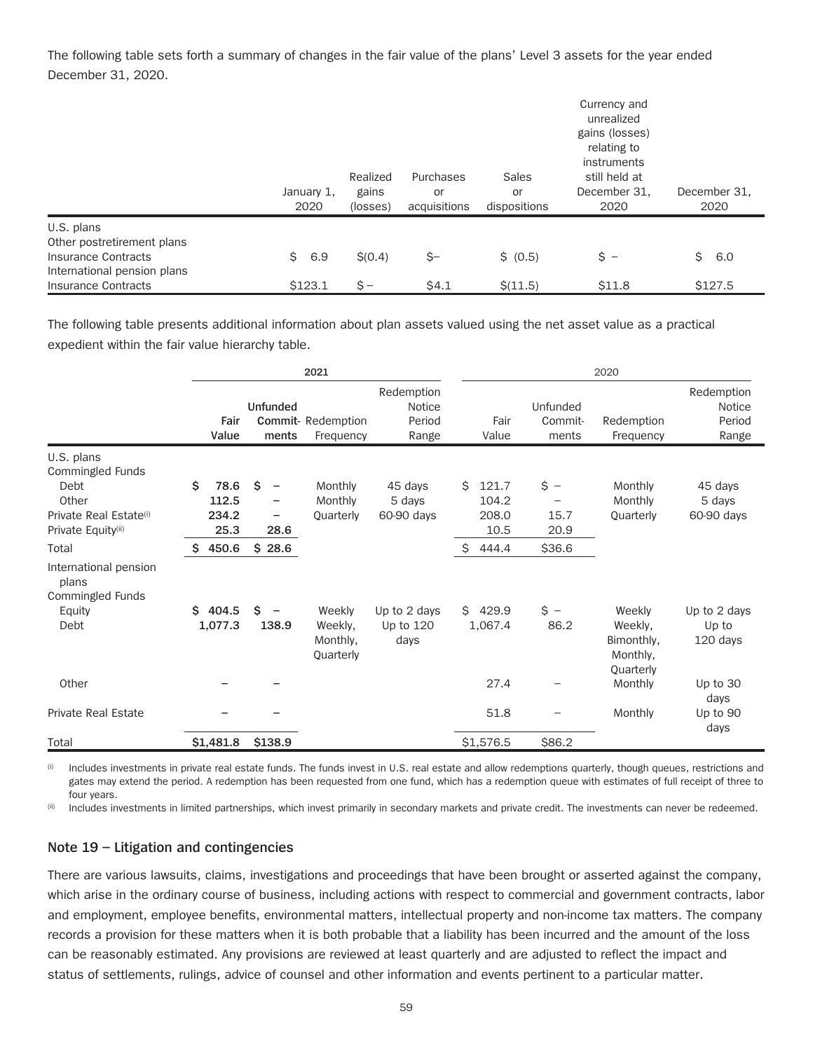The following table sets forth a summary of changes in the fair value of the plans' Level 3 assets for the year ended December 31, 2020.

| | January 1, 2020 | Realized gains (losses) | Purchases or acquisitions | Sales or dispositions | Currency and unrealized gains (losses) relating to instruments still held at December 31, 2020 | December 31, 2020 |
|---|---|---|---|---|---|---|
| U.S. plans | | | | | | |
| Other postretirement plans | | | | | | |
| Insurance Contracts | $ 6.9 | $(0.4) | $– | $ (0.5) | $ – | $ 6.0 |
| International pension plans | | | | | | |
| Insurance Contracts | $123.1 | $ – | $4.1 | $(11.5) | $11.8 | $127.5 |

The following table presents additional information about plan assets valued using the net asset value as a practical expedient within the fair value hierarchy table.

| | **2021** | | | | 2020 | | | |
|---|---|---|---|---|---|---|---|---|
| | **Fair Value** | **Unfunded Commit-ments** | Redemption Frequency | Redemption Notice Period Range | Fair Value | Unfunded Commit-ments | Redemption Frequency | Redemption Notice Period Range |
| U.S. plans | | | | | | | | |
| Commingled Funds | | | | | | | | |
| Debt | **$ 78.6** | **$ –** | Monthly | 45 days | $ 121.7 | $ – | Monthly | 45 days |
| Other | **112.5** | **–** | Monthly | 5 days | 104.2 | – | Monthly | 5 days |
| Private Real Estate[(i)] | **234.2** | **–** | Quarterly | 60-90 days | 208.0 | 15.7 | Quarterly | 60-90 days |
| Private Equity[(ii)] | **25.3** | **28.6** | | | 10.5 | 20.9 | | |
| Total | **$ 450.6** | **$ 28.6** | | | $ 444.4 | $36.6 | | |
| International pension plans | | | | | | | | |
| Commingled Funds | | | | | | | | |
| Equity | **$ 404.5** | **$ –** | Weekly | Up to 2 days | $ 429.9 | $ – | Weekly | Up to 2 days |
| Debt | **1,077.3** | **138.9** | Weekly, Monthly, Quarterly | Up to 120 days | 1,067.4 | 86.2 | Weekly, Bimonthly, Monthly, Quarterly | Up to 120 days |
| Other | **–** | **–** | | | 27.4 | – | Monthly | Up to 30 days |
| Private Real Estate | **–** | **–** | | | 51.8 | – | Monthly | Up to 90 days |
| Total | **$1,481.8** | **$138.9** | | | $1,576.5 | $86.2 | | |

(i) Includes investments in private real estate funds. The funds invest in U.S. real estate and allow redemptions quarterly, though queues, restrictions and gates may extend the period. A redemption has been requested from one fund, which has a redemption queue with estimates of full receipt of three to four years.

(ii) Includes investments in limited partnerships, which invest primarily in secondary markets and private credit. The investments can never be redeemed.

## Note 19 – Litigation and contingencies

There are various lawsuits, claims, investigations and proceedings that have been brought or asserted against the company, which arise in the ordinary course of business, including actions with respect to commercial and government contracts, labor and employment, employee benefits, environmental matters, intellectual property and non-income tax matters. The company records a provision for these matters when it is both probable that a liability has been incurred and the amount of the loss can be reasonably estimated. Any provisions are reviewed at least quarterly and are adjusted to reflect the impact and status of settlements, rulings, advice of counsel and other information and events pertinent to a particular matter.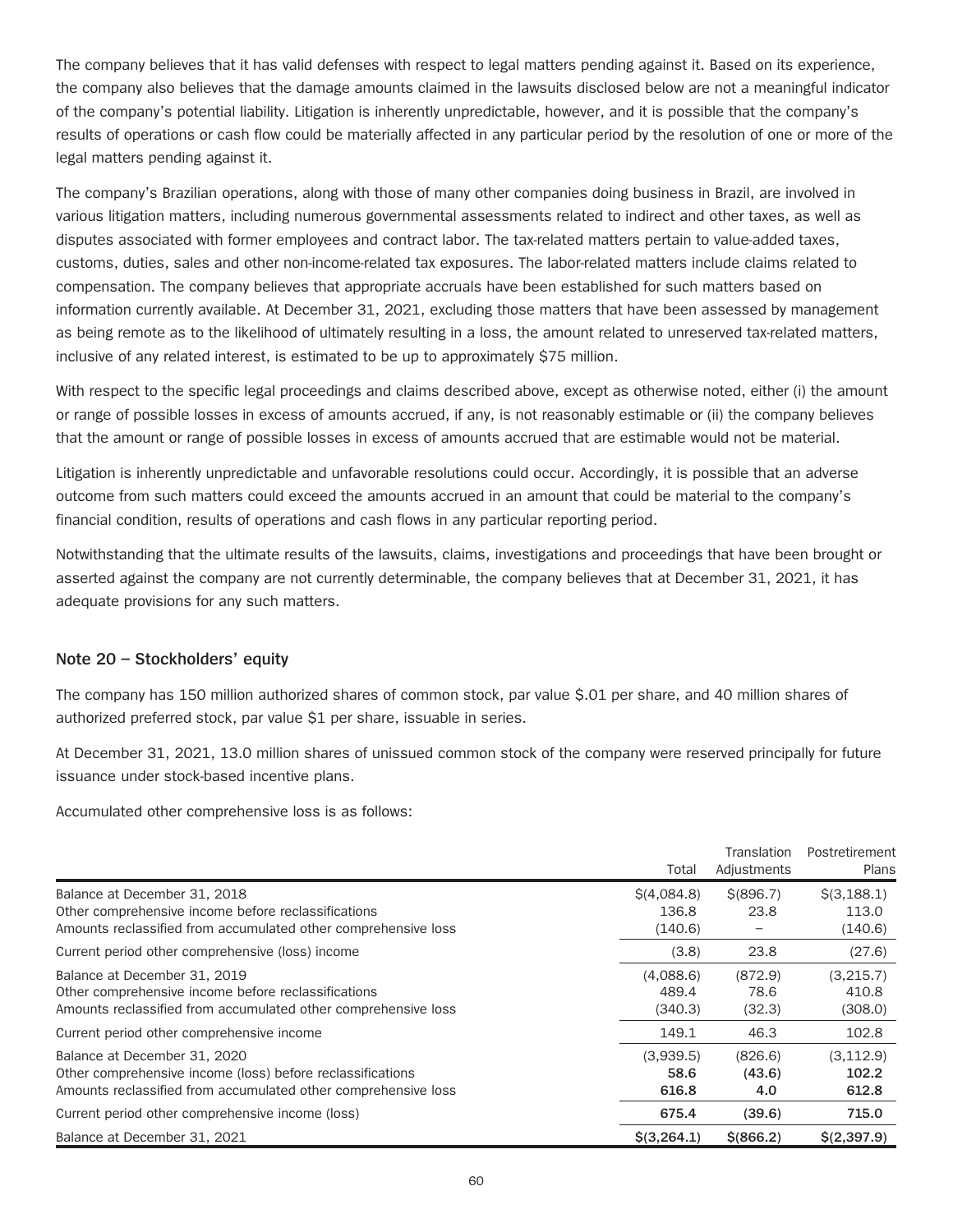The company believes that it has valid defenses with respect to legal matters pending against it. Based on its experience, the company also believes that the damage amounts claimed in the lawsuits disclosed below are not a meaningful indicator of the company's potential liability. Litigation is inherently unpredictable, however, and it is possible that the company's results of operations or cash flow could be materially affected in any particular period by the resolution of one or more of the legal matters pending against it.

The company's Brazilian operations, along with those of many other companies doing business in Brazil, are involved in various litigation matters, including numerous governmental assessments related to indirect and other taxes, as well as disputes associated with former employees and contract labor. The tax-related matters pertain to value-added taxes, customs, duties, sales and other non-income-related tax exposures. The labor-related matters include claims related to compensation. The company believes that appropriate accruals have been established for such matters based on information currently available. At December 31, 2021, excluding those matters that have been assessed by management as being remote as to the likelihood of ultimately resulting in a loss, the amount related to unreserved tax-related matters, inclusive of any related interest, is estimated to be up to approximately $75 million.

With respect to the specific legal proceedings and claims described above, except as otherwise noted, either (i) the amount or range of possible losses in excess of amounts accrued, if any, is not reasonably estimable or (ii) the company believes that the amount or range of possible losses in excess of amounts accrued that are estimable would not be material.

Litigation is inherently unpredictable and unfavorable resolutions could occur. Accordingly, it is possible that an adverse outcome from such matters could exceed the amounts accrued in an amount that could be material to the company's financial condition, results of operations and cash flows in any particular reporting period.

Notwithstanding that the ultimate results of the lawsuits, claims, investigations and proceedings that have been brought or asserted against the company are not currently determinable, the company believes that at December 31, 2021, it has adequate provisions for any such matters.

## Note 20 – Stockholders' equity

The company has 150 million authorized shares of common stock, par value $.01 per share, and 40 million shares of authorized preferred stock, par value $1 per share, issuable in series.

At December 31, 2021, 13.0 million shares of unissued common stock of the company were reserved principally for future issuance under stock-based incentive plans.

Accumulated other comprehensive loss is as follows:

| | Total | Translation Adjustments | Postretirement Plans |
|---|---|---|---|
| Balance at December 31, 2018 | $(4,084.8) | $(896.7) | $(3,188.1) |
| Other comprehensive income before reclassifications | 136.8 | 23.8 | 113.0 |
| Amounts reclassified from accumulated other comprehensive loss | (140.6) | – | (140.6) |
| Current period other comprehensive (loss) income | (3.8) | 23.8 | (27.6) |
| Balance at December 31, 2019 | (4,088.6) | (872.9) | (3,215.7) |
| Other comprehensive income before reclassifications | 489.4 | 78.6 | 410.8 |
| Amounts reclassified from accumulated other comprehensive loss | (340.3) | (32.3) | (308.0) |
| Current period other comprehensive income | 149.1 | 46.3 | 102.8 |
| Balance at December 31, 2020 | (3,939.5) | (826.6) | (3,112.9) |
| Other comprehensive income (loss) before reclassifications | **58.6** | **(43.6)** | **102.2** |
| Amounts reclassified from accumulated other comprehensive loss | **616.8** | **4.0** | **612.8** |
| Current period other comprehensive income (loss) | **675.4** | **(39.6)** | **715.0** |
| Balance at December 31, 2021 | **$(3,264.1)** | **$(866.2)** | **$(2,397.9)** |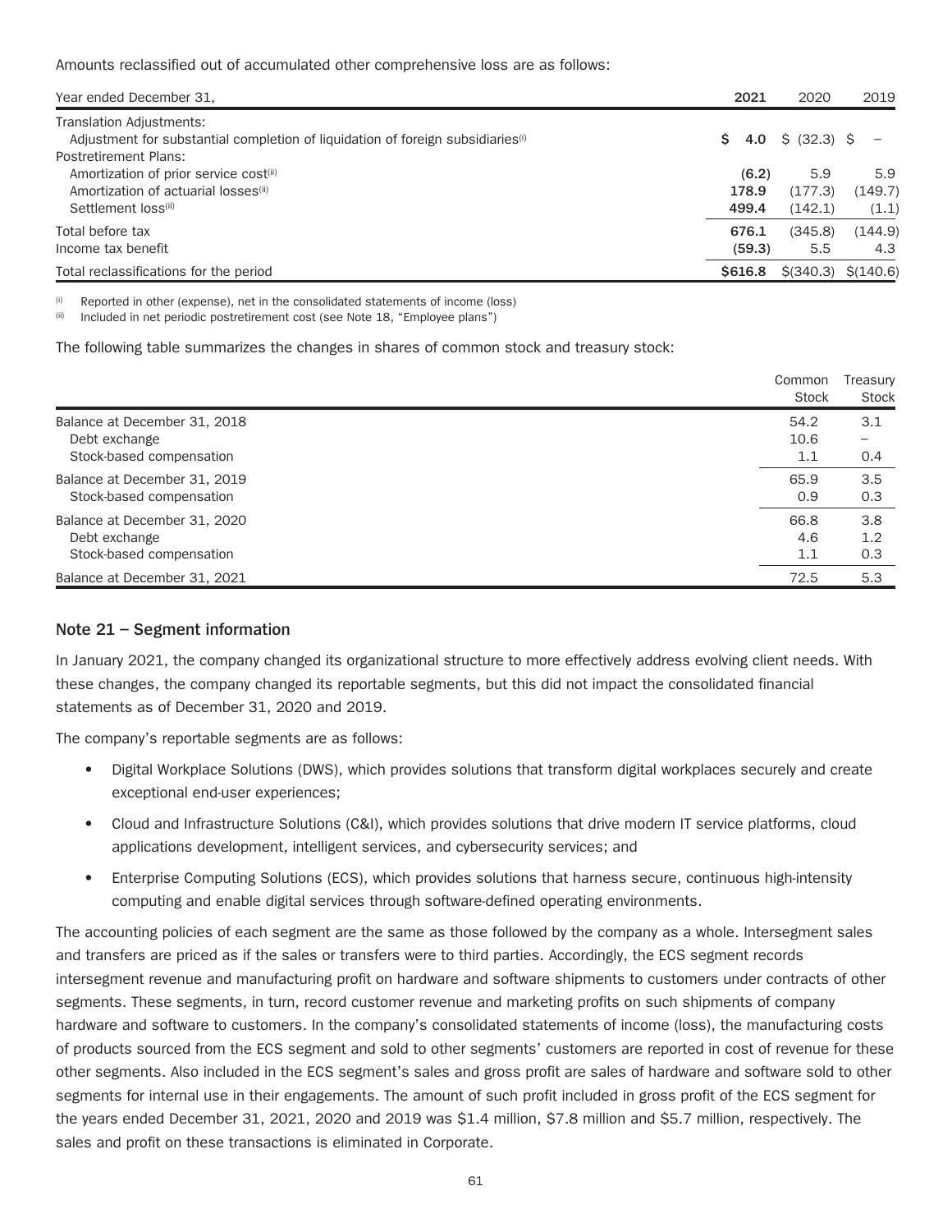Amounts reclassified out of accumulated other comprehensive loss are as follows:

| Year ended December 31, | 2021 | 2020 | 2019 |
|---|---|---|---|
| Translation Adjustments: | | | |
| Adjustment for substantial completion of liquidation of foreign subsidiaries[(i)] | $ 4.0 | $ (32.3) | $ – |
| Postretirement Plans: | | | |
| Amortization of prior service cost[(ii)] | (6.2) | 5.9 | 5.9 |
| Amortization of actuarial losses[(ii)] | 178.9 | (177.3) | (149.7) |
| Settlement loss[(ii)] | 499.4 | (142.1) | (1.1) |
| Total before tax | 676.1 | (345.8) | (144.9) |
| Income tax benefit | (59.3) | 5.5 | 4.3 |
| Total reclassifications for the period | $616.8 | $(340.3) | $(140.6) |

(i) Reported in other (expense), net in the consolidated statements of income (loss)

(ii) Included in net periodic postretirement cost (see Note 18, "Employee plans")

The following table summarizes the changes in shares of common stock and treasury stock:

| | Common Stock | Treasury Stock |
|---|---|---|
| Balance at December 31, 2018 | 54.2 | 3.1 |
| Debt exchange | 10.6 | – |
| Stock-based compensation | 1.1 | 0.4 |
| Balance at December 31, 2019 | 65.9 | 3.5 |
| Stock-based compensation | 0.9 | 0.3 |
| Balance at December 31, 2020 | 66.8 | 3.8 |
| Debt exchange | 4.6 | 1.2 |
| Stock-based compensation | 1.1 | 0.3 |
| Balance at December 31, 2021 | 72.5 | 5.3 |

## Note 21 – Segment information

In January 2021, the company changed its organizational structure to more effectively address evolving client needs. With these changes, the company changed its reportable segments, but this did not impact the consolidated financial statements as of December 31, 2020 and 2019.

The company's reportable segments are as follows:

- Digital Workplace Solutions (DWS), which provides solutions that transform digital workplaces securely and create exceptional end-user experiences;
- Cloud and Infrastructure Solutions (C&I), which provides solutions that drive modern IT service platforms, cloud applications development, intelligent services, and cybersecurity services; and
- Enterprise Computing Solutions (ECS), which provides solutions that harness secure, continuous high-intensity computing and enable digital services through software-defined operating environments.

The accounting policies of each segment are the same as those followed by the company as a whole. Intersegment sales and transfers are priced as if the sales or transfers were to third parties. Accordingly, the ECS segment records intersegment revenue and manufacturing profit on hardware and software shipments to customers under contracts of other segments. These segments, in turn, record customer revenue and marketing profits on such shipments of company hardware and software to customers. In the company's consolidated statements of income (loss), the manufacturing costs of products sourced from the ECS segment and sold to other segments' customers are reported in cost of revenue for these other segments. Also included in the ECS segment's sales and gross profit are sales of hardware and software sold to other segments for internal use in their engagements. The amount of such profit included in gross profit of the ECS segment for the years ended December 31, 2021, 2020 and 2019 was $1.4 million, $7.8 million and $5.7 million, respectively. The sales and profit on these transactions is eliminated in Corporate.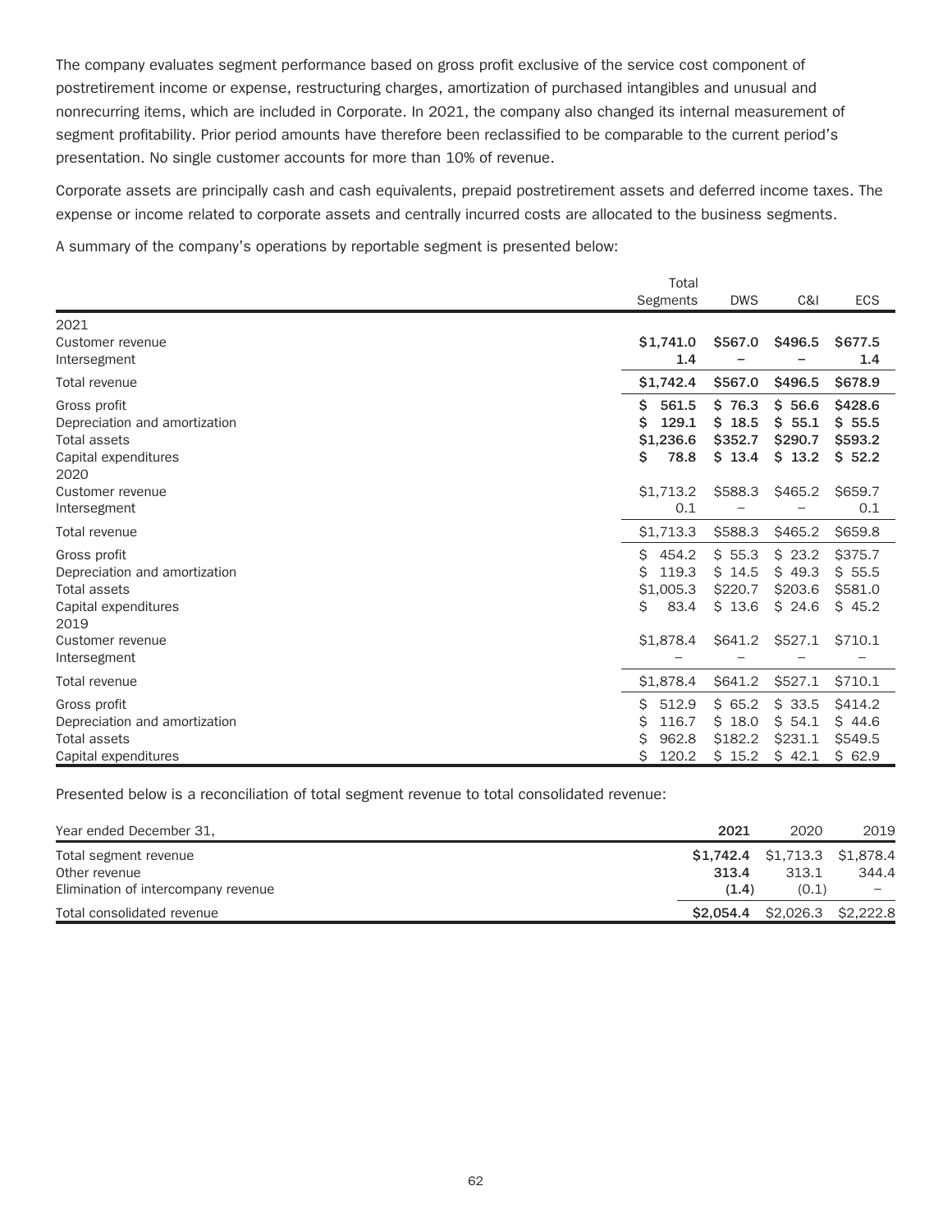The company evaluates segment performance based on gross profit exclusive of the service cost component of postretirement income or expense, restructuring charges, amortization of purchased intangibles and unusual and nonrecurring items, which are included in Corporate. In 2021, the company also changed its internal measurement of segment profitability. Prior period amounts have therefore been reclassified to be comparable to the current period's presentation. No single customer accounts for more than 10% of revenue.

Corporate assets are principally cash and cash equivalents, prepaid postretirement assets and deferred income taxes. The expense or income related to corporate assets and centrally incurred costs are allocated to the business segments.

A summary of the company's operations by reportable segment is presented below:

| | Total Segments | DWS | C&I | ECS |
|---|---|---|---|---|
| **2021** | | | | |
| Customer revenue | **$1,741.0** | **$567.0** | **$496.5** | **$677.5** |
| Intersegment | **1.4** | **–** | **–** | **1.4** |
| Total revenue | **$1,742.4** | **$567.0** | **$496.5** | **$678.9** |
| Gross profit | **$ 561.5** | **$ 76.3** | **$ 56.6** | **$428.6** |
| Depreciation and amortization | **$ 129.1** | **$ 18.5** | **$ 55.1** | **$ 55.5** |
| Total assets | **$1,236.6** | **$352.7** | **$290.7** | **$593.2** |
| Capital expenditures | **$ 78.8** | **$ 13.4** | **$ 13.2** | **$ 52.2** |
| 2020 | | | | |
| Customer revenue | $1,713.2 | $588.3 | $465.2 | $659.7 |
| Intersegment | 0.1 | – | – | 0.1 |
| Total revenue | $1,713.3 | $588.3 | $465.2 | $659.8 |
| Gross profit | $ 454.2 | $ 55.3 | $ 23.2 | $375.7 |
| Depreciation and amortization | $ 119.3 | $ 14.5 | $ 49.3 | $ 55.5 |
| Total assets | $1,005.3 | $220.7 | $203.6 | $581.0 |
| Capital expenditures | $ 83.4 | $ 13.6 | $ 24.6 | $ 45.2 |
| 2019 | | | | |
| Customer revenue | $1,878.4 | $641.2 | $527.1 | $710.1 |
| Intersegment | – | – | – | – |
| Total revenue | $1,878.4 | $641.2 | $527.1 | $710.1 |
| Gross profit | $ 512.9 | $ 65.2 | $ 33.5 | $414.2 |
| Depreciation and amortization | $ 116.7 | $ 18.0 | $ 54.1 | $ 44.6 |
| Total assets | $ 962.8 | $182.2 | $231.1 | $549.5 |
| Capital expenditures | $ 120.2 | $ 15.2 | $ 42.1 | $ 62.9 |

Presented below is a reconciliation of total segment revenue to total consolidated revenue:

| Year ended December 31, | **2021** | 2020 | 2019 |
|---|---|---|---|
| Total segment revenue | **$1,742.4** | $1,713.3 | $1,878.4 |
| Other revenue | **313.4** | 313.1 | 344.4 |
| Elimination of intercompany revenue | **(1.4)** | (0.1) | – |
| Total consolidated revenue | **$2,054.4** | $2,026.3 | $2,222.8 |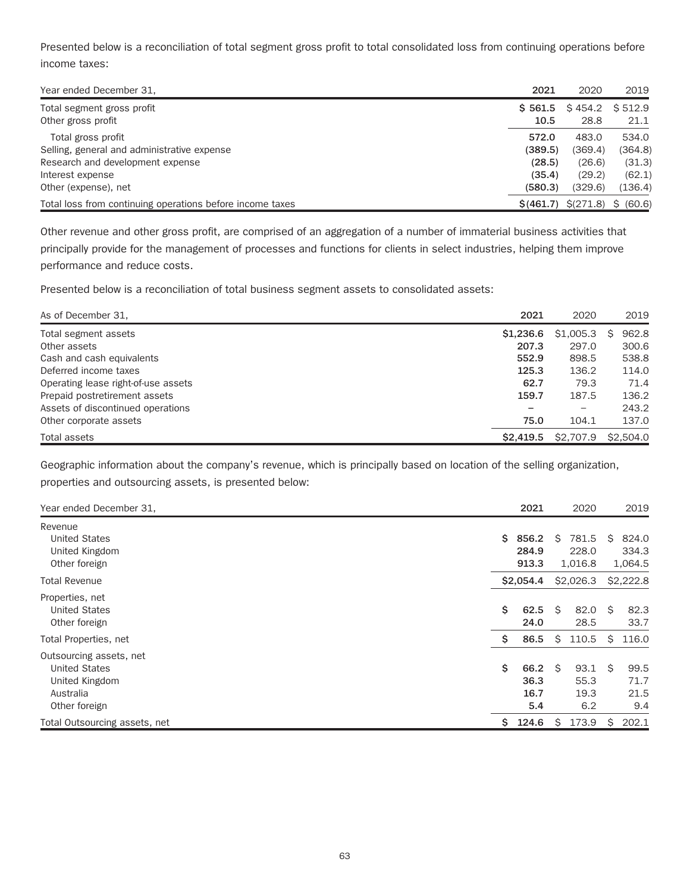Presented below is a reconciliation of total segment gross profit to total consolidated loss from continuing operations before income taxes:

| Year ended December 31, | 2021 | 2020 | 2019 |
|---|---|---|---|
| Total segment gross profit | **$ 561.5** | $ 454.2 | $ 512.9 |
| Other gross profit | **10.5** | 28.8 | 21.1 |
| Total gross profit | **572.0** | 483.0 | 534.0 |
| Selling, general and administrative expense | **(389.5)** | (369.4) | (364.8) |
| Research and development expense | **(28.5)** | (26.6) | (31.3) |
| Interest expense | **(35.4)** | (29.2) | (62.1) |
| Other (expense), net | **(580.3)** | (329.6) | (136.4) |
| Total loss from continuing operations before income taxes | **$(461.7)** | $(271.8) | $ (60.6) |

Other revenue and other gross profit, are comprised of an aggregation of a number of immaterial business activities that principally provide for the management of processes and functions for clients in select industries, helping them improve performance and reduce costs.

Presented below is a reconciliation of total business segment assets to consolidated assets:

| As of December 31, | 2021 | 2020 | 2019 |
|---|---|---|---|
| Total segment assets | **$1,236.6** | $1,005.3 | $ 962.8 |
| Other assets | **207.3** | 297.0 | 300.6 |
| Cash and cash equivalents | **552.9** | 898.5 | 538.8 |
| Deferred income taxes | **125.3** | 136.2 | 114.0 |
| Operating lease right-of-use assets | **62.7** | 79.3 | 71.4 |
| Prepaid postretirement assets | **159.7** | 187.5 | 136.2 |
| Assets of discontinued operations | **–** | – | 243.2 |
| Other corporate assets | **75.0** | 104.1 | 137.0 |
| Total assets | **$2,419.5** | $2,707.9 | $2,504.0 |

Geographic information about the company's revenue, which is principally based on location of the selling organization, properties and outsourcing assets, is presented below:

| Year ended December 31, | 2021 | 2020 | 2019 |
|---|---|---|---|
| Revenue | | | |
| United States | **$ 856.2** | $ 781.5 | $ 824.0 |
| United Kingdom | **284.9** | 228.0 | 334.3 |
| Other foreign | **913.3** | 1,016.8 | 1,064.5 |
| Total Revenue | **$2,054.4** | $2,026.3 | $2,222.8 |
| Properties, net | | | |
| United States | **$ 62.5** | $ 82.0 | $ 82.3 |
| Other foreign | **24.0** | 28.5 | 33.7 |
| Total Properties, net | **$ 86.5** | $ 110.5 | $ 116.0 |
| Outsourcing assets, net | | | |
| United States | **$ 66.2** | $ 93.1 | $ 99.5 |
| United Kingdom | **36.3** | 55.3 | 71.7 |
| Australia | **16.7** | 19.3 | 21.5 |
| Other foreign | **5.4** | 6.2 | 9.4 |
| Total Outsourcing assets, net | **$ 124.6** | $ 173.9 | $ 202.1 |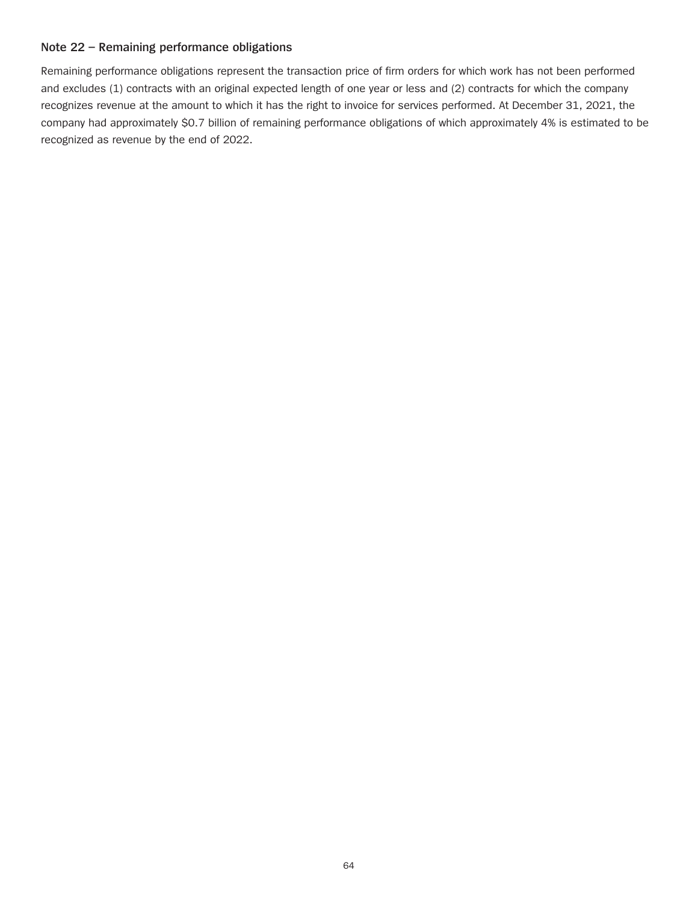### Note 22 – Remaining performance obligations

Remaining performance obligations represent the transaction price of firm orders for which work has not been performed and excludes (1) contracts with an original expected length of one year or less and (2) contracts for which the company recognizes revenue at the amount to which it has the right to invoice for services performed. At December 31, 2021, the company had approximately $0.7 billion of remaining performance obligations of which approximately 4% is estimated to be recognized as revenue by the end of 2022.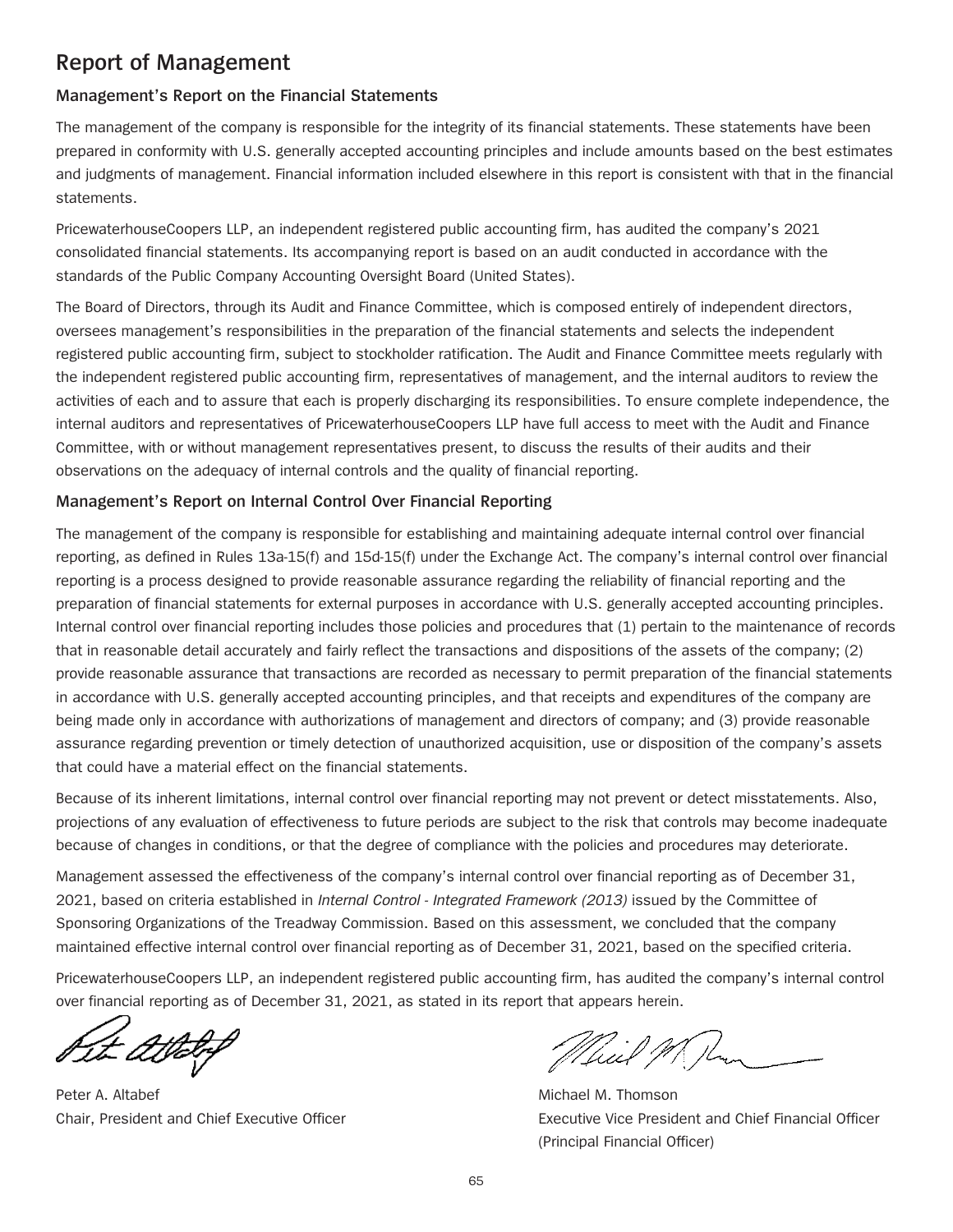# Report of Management

## Management's Report on the Financial Statements

The management of the company is responsible for the integrity of its financial statements. These statements have been prepared in conformity with U.S. generally accepted accounting principles and include amounts based on the best estimates and judgments of management. Financial information included elsewhere in this report is consistent with that in the financial statements.

PricewaterhouseCoopers LLP, an independent registered public accounting firm, has audited the company's 2021 consolidated financial statements. Its accompanying report is based on an audit conducted in accordance with the standards of the Public Company Accounting Oversight Board (United States).

The Board of Directors, through its Audit and Finance Committee, which is composed entirely of independent directors, oversees management's responsibilities in the preparation of the financial statements and selects the independent registered public accounting firm, subject to stockholder ratification. The Audit and Finance Committee meets regularly with the independent registered public accounting firm, representatives of management, and the internal auditors to review the activities of each and to assure that each is properly discharging its responsibilities. To ensure complete independence, the internal auditors and representatives of PricewaterhouseCoopers LLP have full access to meet with the Audit and Finance Committee, with or without management representatives present, to discuss the results of their audits and their observations on the adequacy of internal controls and the quality of financial reporting.

## Management's Report on Internal Control Over Financial Reporting

The management of the company is responsible for establishing and maintaining adequate internal control over financial reporting, as defined in Rules 13a-15(f) and 15d-15(f) under the Exchange Act. The company's internal control over financial reporting is a process designed to provide reasonable assurance regarding the reliability of financial reporting and the preparation of financial statements for external purposes in accordance with U.S. generally accepted accounting principles. Internal control over financial reporting includes those policies and procedures that (1) pertain to the maintenance of records that in reasonable detail accurately and fairly reflect the transactions and dispositions of the assets of the company; (2) provide reasonable assurance that transactions are recorded as necessary to permit preparation of the financial statements in accordance with U.S. generally accepted accounting principles, and that receipts and expenditures of the company are being made only in accordance with authorizations of management and directors of company; and (3) provide reasonable assurance regarding prevention or timely detection of unauthorized acquisition, use or disposition of the company's assets that could have a material effect on the financial statements.

Because of its inherent limitations, internal control over financial reporting may not prevent or detect misstatements. Also, projections of any evaluation of effectiveness to future periods are subject to the risk that controls may become inadequate because of changes in conditions, or that the degree of compliance with the policies and procedures may deteriorate.

Management assessed the effectiveness of the company's internal control over financial reporting as of December 31, 2021, based on criteria established in *Internal Control - Integrated Framework (2013)* issued by the Committee of Sponsoring Organizations of the Treadway Commission. Based on this assessment, we concluded that the company maintained effective internal control over financial reporting as of December 31, 2021, based on the specified criteria.

PricewaterhouseCoopers LLP, an independent registered public accounting firm, has audited the company's internal control over financial reporting as of December 31, 2021, as stated in its report that appears herein.

Peter A. Altabef
Chair, President and Chief Executive Officer

Michael M. Thomson
Executive Vice President and Chief Financial Officer
(Principal Financial Officer)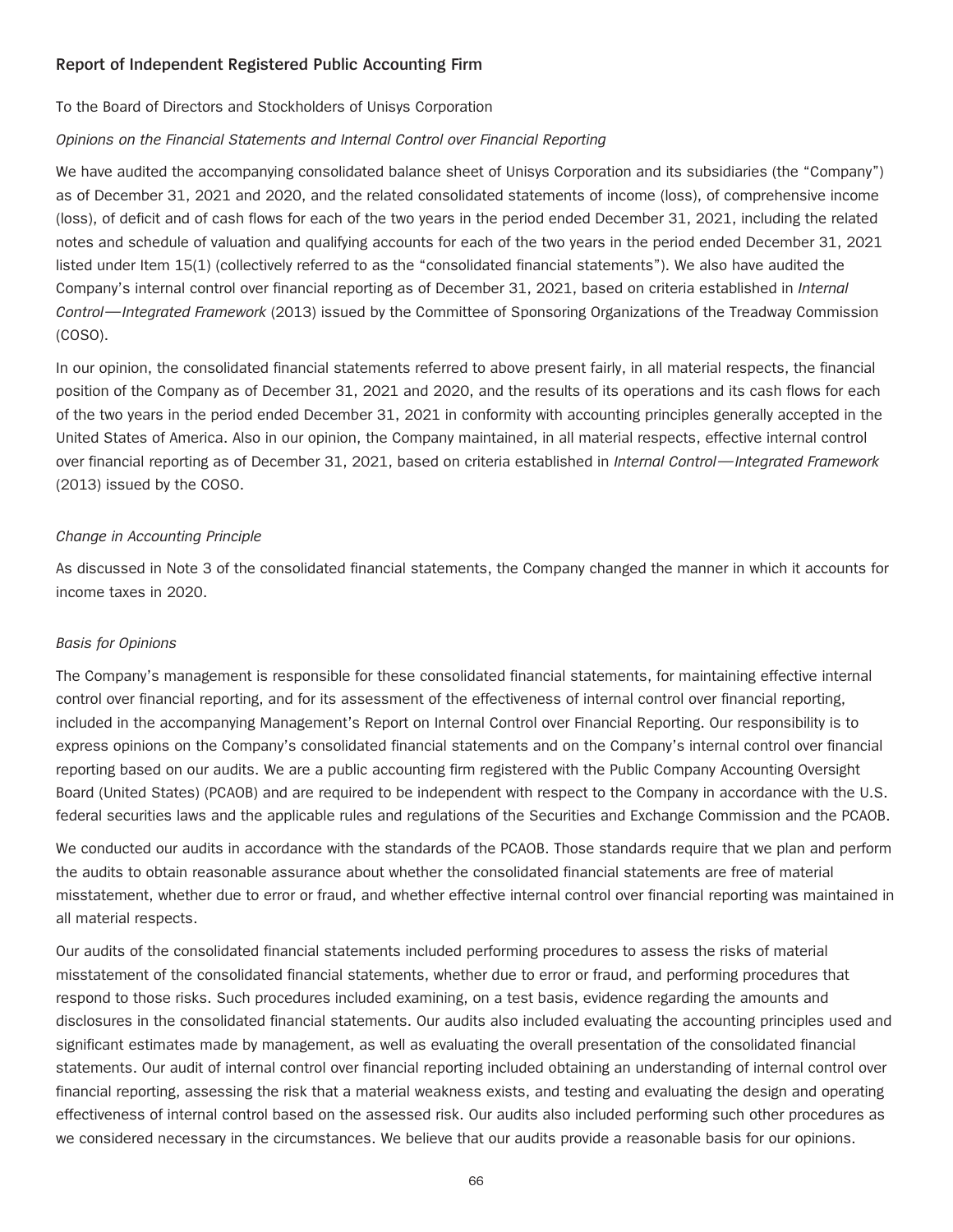## Report of Independent Registered Public Accounting Firm

To the Board of Directors and Stockholders of Unisys Corporation

*Opinions on the Financial Statements and Internal Control over Financial Reporting*

We have audited the accompanying consolidated balance sheet of Unisys Corporation and its subsidiaries (the "Company") as of December 31, 2021 and 2020, and the related consolidated statements of income (loss), of comprehensive income (loss), of deficit and of cash flows for each of the two years in the period ended December 31, 2021, including the related notes and schedule of valuation and qualifying accounts for each of the two years in the period ended December 31, 2021 listed under Item 15(1) (collectively referred to as the "consolidated financial statements"). We also have audited the Company's internal control over financial reporting as of December 31, 2021, based on criteria established in *Internal Control—Integrated Framework* (2013) issued by the Committee of Sponsoring Organizations of the Treadway Commission (COSO).

In our opinion, the consolidated financial statements referred to above present fairly, in all material respects, the financial position of the Company as of December 31, 2021 and 2020, and the results of its operations and its cash flows for each of the two years in the period ended December 31, 2021 in conformity with accounting principles generally accepted in the United States of America. Also in our opinion, the Company maintained, in all material respects, effective internal control over financial reporting as of December 31, 2021, based on criteria established in *Internal Control—Integrated Framework* (2013) issued by the COSO.

*Change in Accounting Principle*

As discussed in Note 3 of the consolidated financial statements, the Company changed the manner in which it accounts for income taxes in 2020.

*Basis for Opinions*

The Company's management is responsible for these consolidated financial statements, for maintaining effective internal control over financial reporting, and for its assessment of the effectiveness of internal control over financial reporting, included in the accompanying Management's Report on Internal Control over Financial Reporting. Our responsibility is to express opinions on the Company's consolidated financial statements and on the Company's internal control over financial reporting based on our audits. We are a public accounting firm registered with the Public Company Accounting Oversight Board (United States) (PCAOB) and are required to be independent with respect to the Company in accordance with the U.S. federal securities laws and the applicable rules and regulations of the Securities and Exchange Commission and the PCAOB.

We conducted our audits in accordance with the standards of the PCAOB. Those standards require that we plan and perform the audits to obtain reasonable assurance about whether the consolidated financial statements are free of material misstatement, whether due to error or fraud, and whether effective internal control over financial reporting was maintained in all material respects.

Our audits of the consolidated financial statements included performing procedures to assess the risks of material misstatement of the consolidated financial statements, whether due to error or fraud, and performing procedures that respond to those risks. Such procedures included examining, on a test basis, evidence regarding the amounts and disclosures in the consolidated financial statements. Our audits also included evaluating the accounting principles used and significant estimates made by management, as well as evaluating the overall presentation of the consolidated financial statements. Our audit of internal control over financial reporting included obtaining an understanding of internal control over financial reporting, assessing the risk that a material weakness exists, and testing and evaluating the design and operating effectiveness of internal control based on the assessed risk. Our audits also included performing such other procedures as we considered necessary in the circumstances. We believe that our audits provide a reasonable basis for our opinions.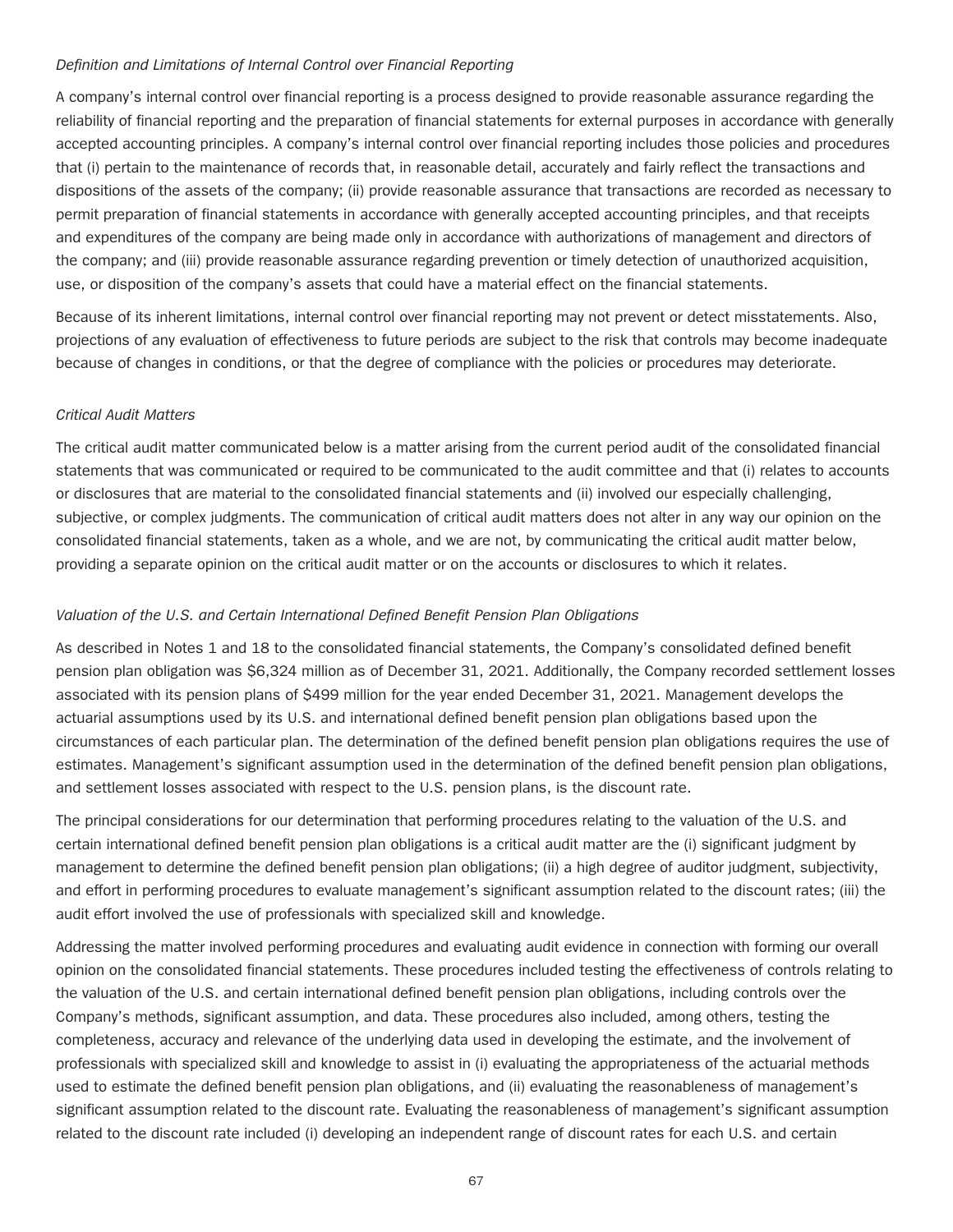*Definition and Limitations of Internal Control over Financial Reporting*

A company's internal control over financial reporting is a process designed to provide reasonable assurance regarding the reliability of financial reporting and the preparation of financial statements for external purposes in accordance with generally accepted accounting principles. A company's internal control over financial reporting includes those policies and procedures that (i) pertain to the maintenance of records that, in reasonable detail, accurately and fairly reflect the transactions and dispositions of the assets of the company; (ii) provide reasonable assurance that transactions are recorded as necessary to permit preparation of financial statements in accordance with generally accepted accounting principles, and that receipts and expenditures of the company are being made only in accordance with authorizations of management and directors of the company; and (iii) provide reasonable assurance regarding prevention or timely detection of unauthorized acquisition, use, or disposition of the company's assets that could have a material effect on the financial statements.

Because of its inherent limitations, internal control over financial reporting may not prevent or detect misstatements. Also, projections of any evaluation of effectiveness to future periods are subject to the risk that controls may become inadequate because of changes in conditions, or that the degree of compliance with the policies or procedures may deteriorate.

*Critical Audit Matters*

The critical audit matter communicated below is a matter arising from the current period audit of the consolidated financial statements that was communicated or required to be communicated to the audit committee and that (i) relates to accounts or disclosures that are material to the consolidated financial statements and (ii) involved our especially challenging, subjective, or complex judgments. The communication of critical audit matters does not alter in any way our opinion on the consolidated financial statements, taken as a whole, and we are not, by communicating the critical audit matter below, providing a separate opinion on the critical audit matter or on the accounts or disclosures to which it relates.

*Valuation of the U.S. and Certain International Defined Benefit Pension Plan Obligations*

As described in Notes 1 and 18 to the consolidated financial statements, the Company's consolidated defined benefit pension plan obligation was $6,324 million as of December 31, 2021. Additionally, the Company recorded settlement losses associated with its pension plans of $499 million for the year ended December 31, 2021. Management develops the actuarial assumptions used by its U.S. and international defined benefit pension plan obligations based upon the circumstances of each particular plan. The determination of the defined benefit pension plan obligations requires the use of estimates. Management's significant assumption used in the determination of the defined benefit pension plan obligations, and settlement losses associated with respect to the U.S. pension plans, is the discount rate.

The principal considerations for our determination that performing procedures relating to the valuation of the U.S. and certain international defined benefit pension plan obligations is a critical audit matter are the (i) significant judgment by management to determine the defined benefit pension plan obligations; (ii) a high degree of auditor judgment, subjectivity, and effort in performing procedures to evaluate management's significant assumption related to the discount rates; (iii) the audit effort involved the use of professionals with specialized skill and knowledge.

Addressing the matter involved performing procedures and evaluating audit evidence in connection with forming our overall opinion on the consolidated financial statements. These procedures included testing the effectiveness of controls relating to the valuation of the U.S. and certain international defined benefit pension plan obligations, including controls over the Company's methods, significant assumption, and data. These procedures also included, among others, testing the completeness, accuracy and relevance of the underlying data used in developing the estimate, and the involvement of professionals with specialized skill and knowledge to assist in (i) evaluating the appropriateness of the actuarial methods used to estimate the defined benefit pension plan obligations, and (ii) evaluating the reasonableness of management's significant assumption related to the discount rate. Evaluating the reasonableness of management's significant assumption related to the discount rate included (i) developing an independent range of discount rates for each U.S. and certain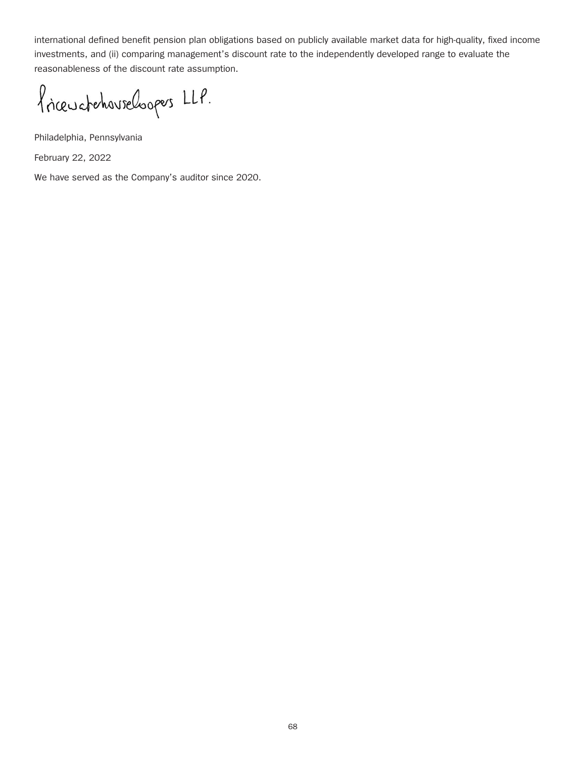international defined benefit pension plan obligations based on publicly available market data for high-quality, fixed income investments, and (ii) comparing management's discount rate to the independently developed range to evaluate the reasonableness of the discount rate assumption.

PricewaterhouseCoopers LLP.

Philadelphia, Pennsylvania

February 22, 2022

We have served as the Company's auditor since 2020.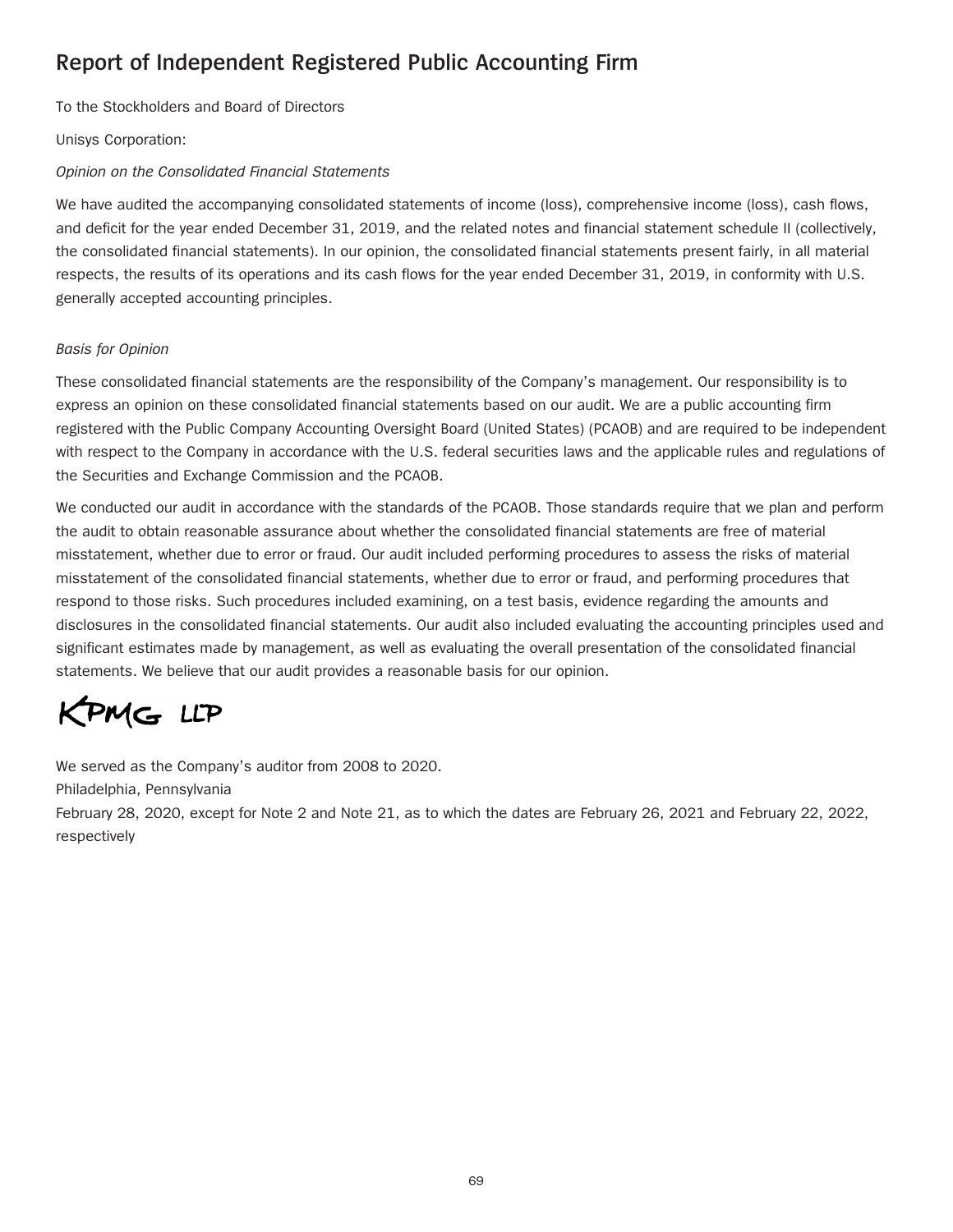# Report of Independent Registered Public Accounting Firm

To the Stockholders and Board of Directors

Unisys Corporation:

*Opinion on the Consolidated Financial Statements*

We have audited the accompanying consolidated statements of income (loss), comprehensive income (loss), cash flows, and deficit for the year ended December 31, 2019, and the related notes and financial statement schedule II (collectively, the consolidated financial statements). In our opinion, the consolidated financial statements present fairly, in all material respects, the results of its operations and its cash flows for the year ended December 31, 2019, in conformity with U.S. generally accepted accounting principles.

*Basis for Opinion*

These consolidated financial statements are the responsibility of the Company's management. Our responsibility is to express an opinion on these consolidated financial statements based on our audit. We are a public accounting firm registered with the Public Company Accounting Oversight Board (United States) (PCAOB) and are required to be independent with respect to the Company in accordance with the U.S. federal securities laws and the applicable rules and regulations of the Securities and Exchange Commission and the PCAOB.

We conducted our audit in accordance with the standards of the PCAOB. Those standards require that we plan and perform the audit to obtain reasonable assurance about whether the consolidated financial statements are free of material misstatement, whether due to error or fraud. Our audit included performing procedures to assess the risks of material misstatement of the consolidated financial statements, whether due to error or fraud, and performing procedures that respond to those risks. Such procedures included examining, on a test basis, evidence regarding the amounts and disclosures in the consolidated financial statements. Our audit also included evaluating the accounting principles used and significant estimates made by management, as well as evaluating the overall presentation of the consolidated financial statements. We believe that our audit provides a reasonable basis for our opinion.

KPMG LLP

We served as the Company's auditor from 2008 to 2020.

Philadelphia, Pennsylvania

February 28, 2020, except for Note 2 and Note 21, as to which the dates are February 26, 2021 and February 22, 2022, respectively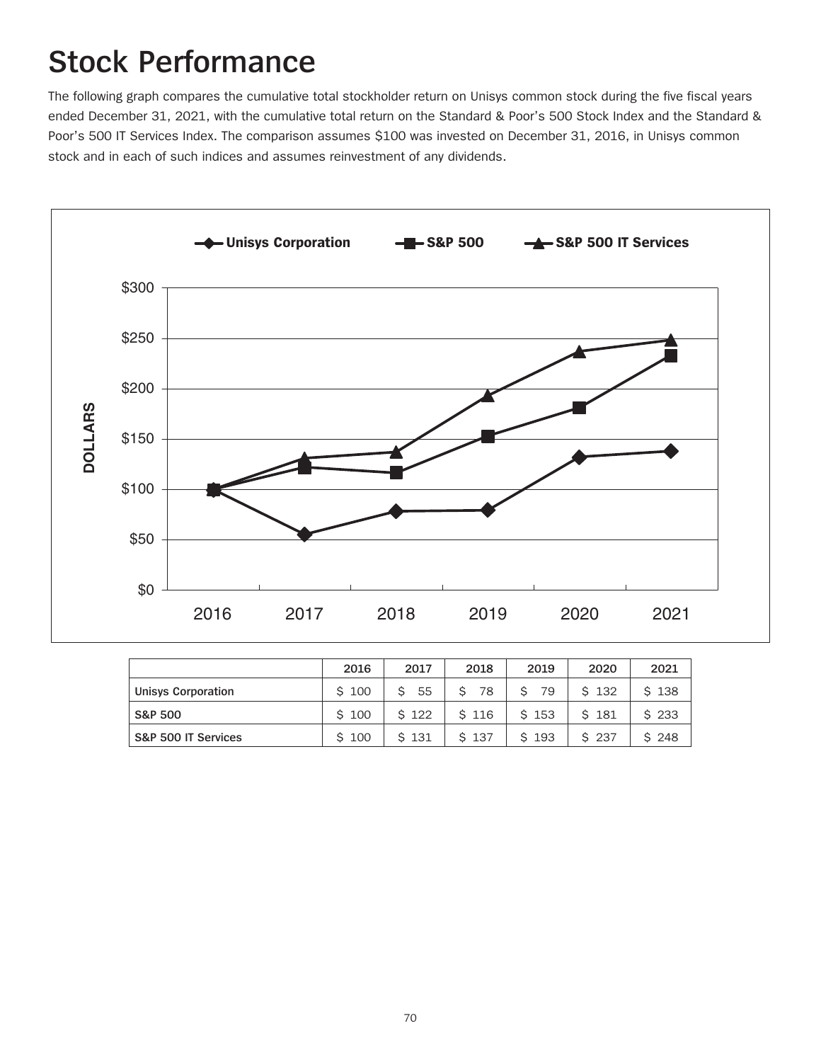# Stock Performance

The following graph compares the cumulative total stockholder return on Unisys common stock during the five fiscal years ended December 31, 2021, with the cumulative total return on the Standard & Poor's 500 Stock Index and the Standard & Poor's 500 IT Services Index. The comparison assumes $100 was invested on December 31, 2016, in Unisys common stock and in each of such indices and assumes reinvestment of any dividends.

| | 2016 | 2017 | 2018 | 2019 | 2020 | 2021 |
|---|---|---|---|---|---|---|
| Unisys Corporation | $ 100 | $ 55 | $ 78 | $ 79 | $ 132 | $ 138 |
| S&P 500 | $ 100 | $ 122 | $ 116 | $ 153 | $ 181 | $ 233 |
| S&P 500 IT Services | $ 100 | $ 131 | $ 137 | $ 193 | $ 237 | $ 248 |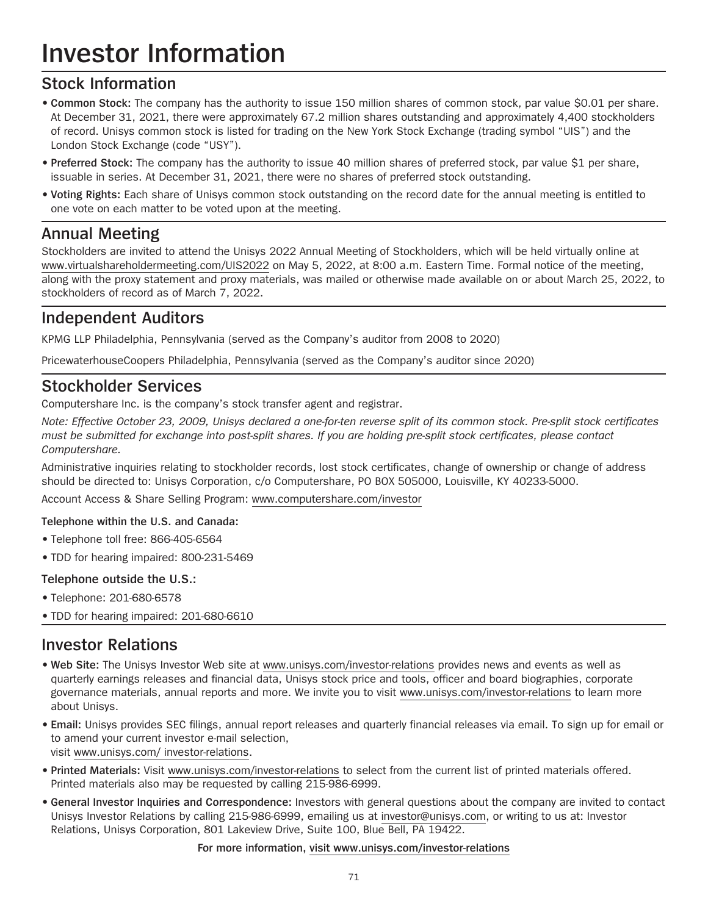# Investor Information

## Stock Information

- **Common Stock:** The company has the authority to issue 150 million shares of common stock, par value $0.01 per share. At December 31, 2021, there were approximately 67.2 million shares outstanding and approximately 4,400 stockholders of record. Unisys common stock is listed for trading on the New York Stock Exchange (trading symbol "UIS") and the London Stock Exchange (code "USY").
- **Preferred Stock:** The company has the authority to issue 40 million shares of preferred stock, par value $1 per share, issuable in series. At December 31, 2021, there were no shares of preferred stock outstanding.
- **Voting Rights:** Each share of Unisys common stock outstanding on the record date for the annual meeting is entitled to one vote on each matter to be voted upon at the meeting.

## Annual Meeting

Stockholders are invited to attend the Unisys 2022 Annual Meeting of Stockholders, which will be held virtually online at www.virtualshareholdermeeting.com/UIS2022 on May 5, 2022, at 8:00 a.m. Eastern Time. Formal notice of the meeting, along with the proxy statement and proxy materials, was mailed or otherwise made available on or about March 25, 2022, to stockholders of record as of March 7, 2022.

## Independent Auditors

KPMG LLP Philadelphia, Pennsylvania (served as the Company's auditor from 2008 to 2020)

PricewaterhouseCoopers Philadelphia, Pennsylvania (served as the Company's auditor since 2020)

## Stockholder Services

Computershare Inc. is the company's stock transfer agent and registrar.

*Note: Effective October 23, 2009, Unisys declared a one-for-ten reverse split of its common stock. Pre-split stock certificates must be submitted for exchange into post-split shares. If you are holding pre-split stock certificates, please contact Computershare.*

Administrative inquiries relating to stockholder records, lost stock certificates, change of ownership or change of address should be directed to: Unisys Corporation, c/o Computershare, PO BOX 505000, Louisville, KY 40233-5000.

Account Access & Share Selling Program: www.computershare.com/investor

**Telephone within the U.S. and Canada:**

- Telephone toll free: 866-405-6564
- TDD for hearing impaired: 800-231-5469

**Telephone outside the U.S.:**

- Telephone: 201-680-6578
- TDD for hearing impaired: 201-680-6610

## Investor Relations

- **Web Site:** The Unisys Investor Web site at www.unisys.com/investor-relations provides news and events as well as quarterly earnings releases and financial data, Unisys stock price and tools, officer and board biographies, corporate governance materials, annual reports and more. We invite you to visit www.unisys.com/investor-relations to learn more about Unisys.
- **Email:** Unisys provides SEC filings, annual report releases and quarterly financial releases via email. To sign up for email or to amend your current investor e-mail selection, visit www.unisys.com/ investor-relations.
- **Printed Materials:** Visit www.unisys.com/investor-relations to select from the current list of printed materials offered. Printed materials also may be requested by calling 215-986-6999.
- **General Investor Inquiries and Correspondence:** Investors with general questions about the company are invited to contact Unisys Investor Relations by calling 215-986-6999, emailing us at investor@unisys.com, or writing to us at: Investor Relations, Unisys Corporation, 801 Lakeview Drive, Suite 100, Blue Bell, PA 19422.

**For more information, visit www.unisys.com/investor-relations**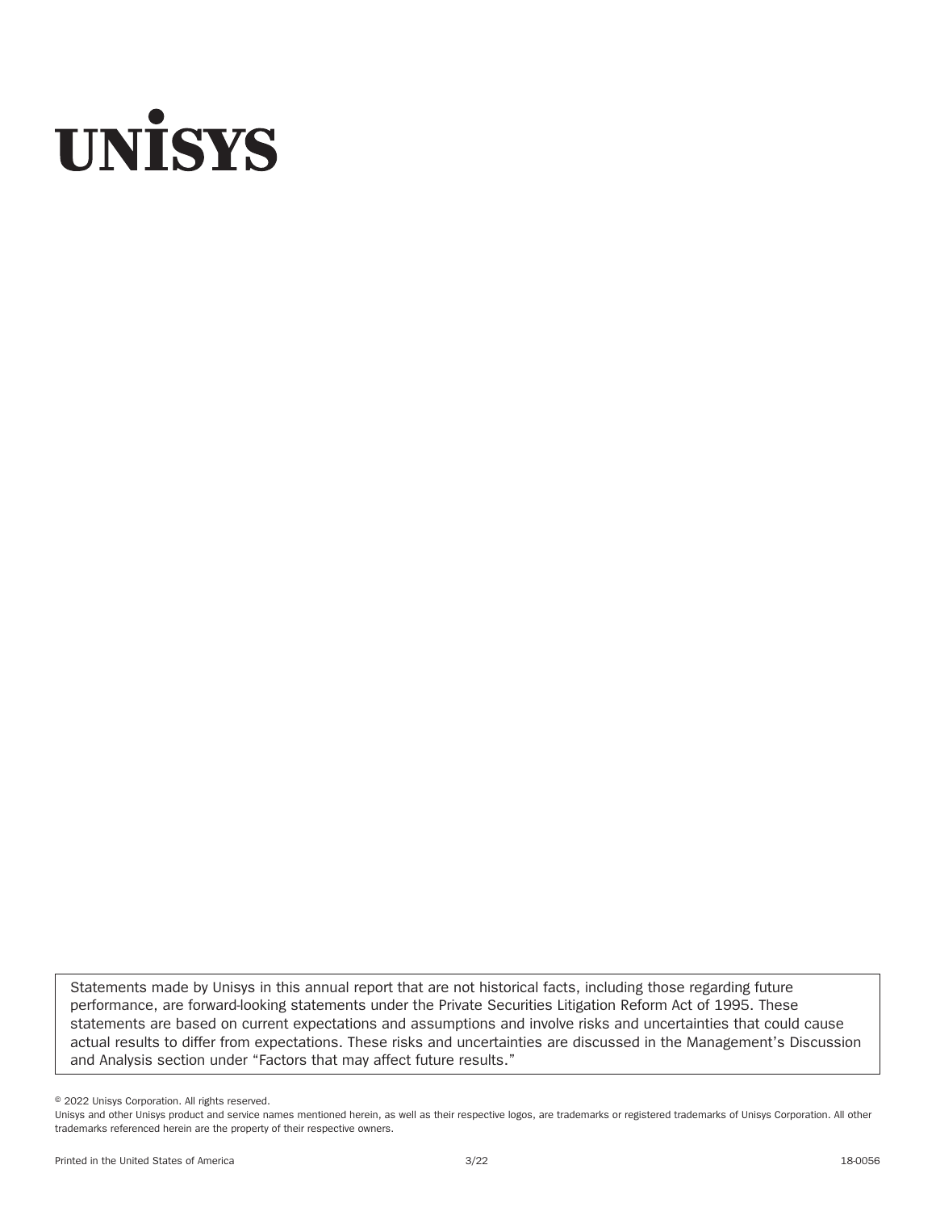# UNISYS

Statements made by Unisys in this annual report that are not historical facts, including those regarding future performance, are forward-looking statements under the Private Securities Litigation Reform Act of 1995. These statements are based on current expectations and assumptions and involve risks and uncertainties that could cause actual results to differ from expectations. These risks and uncertainties are discussed in the Management's Discussion and Analysis section under "Factors that may affect future results."

© 2022 Unisys Corporation. All rights reserved.

Unisys and other Unisys product and service names mentioned herein, as well as their respective logos, are trademarks or registered trademarks of Unisys Corporation. All other trademarks referenced herein are the property of their respective owners.

Printed in the United States of America 3/22 18-0056